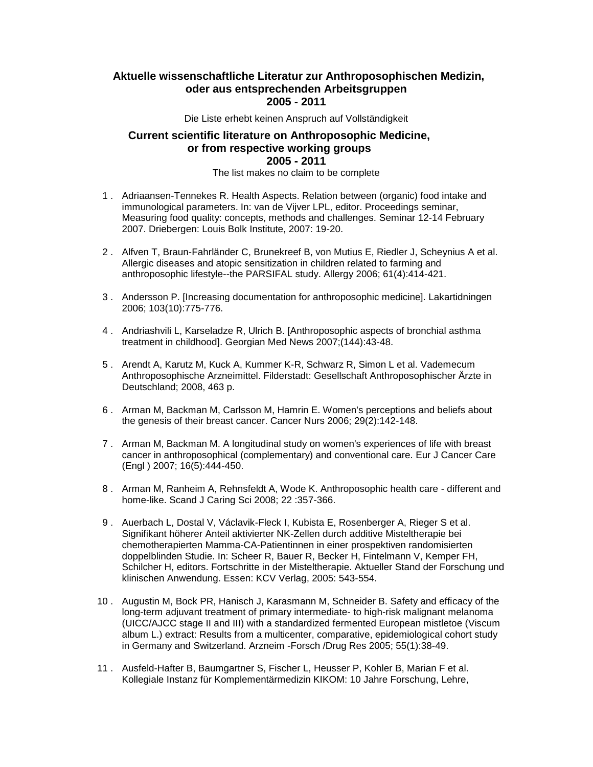**Aktuelle wissenschaftliche Literatur zur Anthroposophischen Medizin, oder aus entsprechenden Arbeitsgruppen 2005 - 2011**

Die Liste erhebt keinen Anspruch auf Vollständigkeit

**Current scientific literature on Anthroposophic Medicine, or from respective working groups 2005 - 2011**

The list makes no claim to be complete

1 . Adriaansen-Tennekes R. Health Aspects. Relation between (organic) food intake and immunological parameters. In: van de Vijver LPL, editor. Proceedings seminar, Measuring food quality: concepts, methods and challenges. Seminar 12-14 February 2007. Driebergen: Louis Bolk Institute, 2007: 19-20.

2 . Alfven T, Braun-Fahrländer C, Brunekreef B, von Mutius E, Riedler J, Scheynius A et al. Allergic diseases and atopic sensitization in children related to farming and anthroposophic lifestyle--the PARSIFAL study. Allergy 2006; 61(4):414-421.

3 . Andersson P. [Increasing documentation for anthroposophic medicine]. Lakartidningen 2006; 103(10):775-776.

4 . Andriashvili L, Karseladze R, Ulrich B. [Anthroposophic aspects of bronchial asthma treatment in childhood]. Georgian Med News 2007;(144):43-48.

5 . Arendt A, Karutz M, Kuck A, Kummer K-R, Schwarz R, Simon L et al. Vademecum Anthroposophische Arzneimittel. Filderstadt: Gesellschaft Anthroposophischer Ärzte in Deutschland; 2008, 463 p.

6 . Arman M, Backman M, Carlsson M, Hamrin E. Women's perceptions and beliefs about the genesis of their breast cancer. Cancer Nurs 2006; 29(2):142-148.

7 . Arman M, Backman M. A longitudinal study on women's experiences of life with breast cancer in anthroposophical (complementary) and conventional care. Eur J Cancer Care (Engl ) 2007; 16(5):444-450.

8 . Arman M, Ranheim A, Rehnsfeldt A, Wode K. Anthroposophic health care - different and home-like. Scand J Caring Sci 2008; 22 :357-366.

9 . Auerbach L, Dostal V, Václavik-Fleck I, Kubista E, Rosenberger A, Rieger S et al. Signifikant höherer Anteil aktivierter NK-Zellen durch additive Misteltherapie bei chemotherapierten Mamma-CA-Patientinnen in einer prospektiven randomisierten doppelblinden Studie. In: Scheer R, Bauer R, Becker H, Fintelmann V, Kemper FH, Schilcher H, editors. Fortschritte in der Misteltherapie. Aktueller Stand der Forschung und klinischen Anwendung. Essen: KCV Verlag, 2005: 543-554.

10 . Augustin M, Bock PR, Hanisch J, Karasmann M, Schneider B. Safety and efficacy of the long-term adjuvant treatment of primary intermediate- to high-risk malignant melanoma (UICC/AJCC stage II and III) with a standardized fermented European mistletoe (Viscum album L.) extract: Results from a multicenter, comparative, epidemiological cohort study in Germany and Switzerland. Arzneim -Forsch /Drug Res 2005; 55(1):38-49.

11 . Ausfeld-Hafter B, Baumgartner S, Fischer L, Heusser P, Kohler B, Marian F et al. Kollegiale Instanz für Komplementärmedizin KIKOM: 10 Jahre Forschung, Lehre,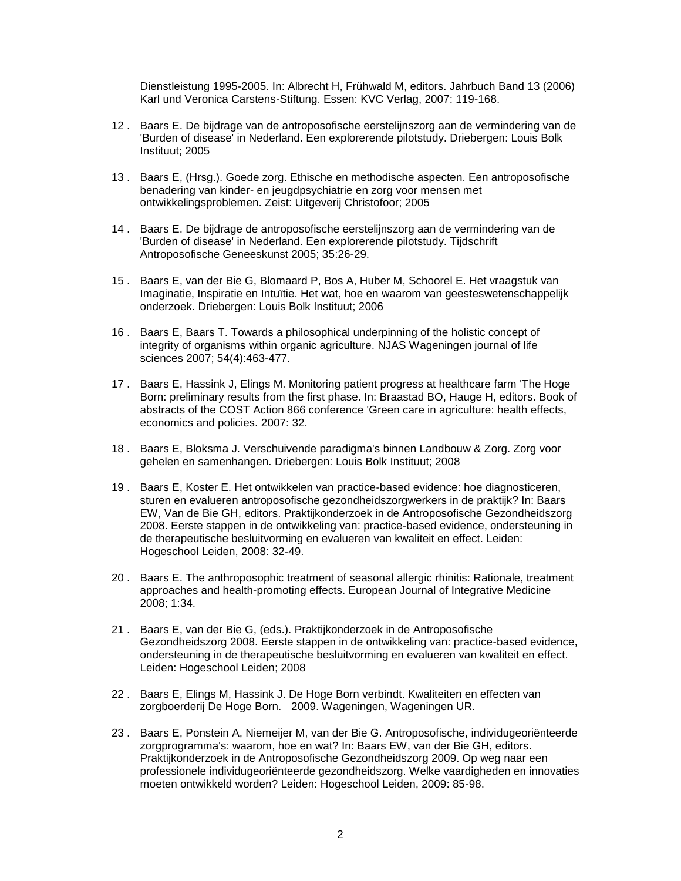Dienstleistung 1995-2005. In: Albrecht H, Frühwald M, editors. Jahrbuch Band 13 (2006) Karl und Veronica Carstens-Stiftung. Essen: KVC Verlag, 2007: 119-168.

12 . Baars E. De bijdrage van de antroposofische eerstelijnszorg aan de vermindering van de 'Burden of disease' in Nederland. Een explorerende pilotstudy. Driebergen: Louis Bolk Instituut; 2005

13 . Baars E, (Hrsg.). Goede zorg. Ethische en methodische aspecten. Een antroposofische benadering van kinder- en jeugdpsychiatrie en zorg voor mensen met ontwikkelingsproblemen. Zeist: Uitgeverij Christofoor; 2005

14 . Baars E. De bijdrage de antroposofische eerstelijnszorg aan de vermindering van de 'Burden of disease' in Nederland. Een explorerende pilotstudy. Tijdschrift Antroposofische Geneeskunst 2005; 35:26-29.

15 . Baars E, van der Bie G, Blomaard P, Bos A, Huber M, Schoorel E. Het vraagstuk van Imaginatie, Inspiratie en Intuïtie. Het wat, hoe en waarom van geesteswetenschappelijk onderzoek. Driebergen: Louis Bolk Instituut; 2006

16 . Baars E, Baars T. Towards a philosophical underpinning of the holistic concept of integrity of organisms within organic agriculture. NJAS Wageningen journal of life sciences 2007; 54(4):463-477.

17 . Baars E, Hassink J, Elings M. Monitoring patient progress at healthcare farm 'The Hoge Born: preliminary results from the first phase. In: Braastad BO, Hauge H, editors. Book of abstracts of the COST Action 866 conference 'Green care in agriculture: health effects, economics and policies. 2007: 32.

18 . Baars E, Bloksma J. Verschuivende paradigma's binnen Landbouw & Zorg. Zorg voor gehelen en samenhangen. Driebergen: Louis Bolk Instituut; 2008

19 . Baars E, Koster E. Het ontwikkelen van practice-based evidence: hoe diagnosticeren, sturen en evalueren antroposofische gezondheidszorgwerkers in de praktijk? In: Baars EW, Van de Bie GH, editors. Praktijkonderzoek in de Antroposofische Gezondheidszorg 2008. Eerste stappen in de ontwikkeling van: practice-based evidence, ondersteuning in de therapeutische besluitvorming en evalueren van kwaliteit en effect. Leiden: Hogeschool Leiden, 2008: 32-49.

20 . Baars E. The anthroposophic treatment of seasonal allergic rhinitis: Rationale, treatment approaches and health-promoting effects. European Journal of Integrative Medicine 2008; 1:34.

21 . Baars E, van der Bie G, (eds.). Praktijkonderzoek in de Antroposofische Gezondheidszorg 2008. Eerste stappen in de ontwikkeling van: practice-based evidence, ondersteuning in de therapeutische besluitvorming en evalueren van kwaliteit en effect. Leiden: Hogeschool Leiden; 2008

22 . Baars E, Elings M, Hassink J. De Hoge Born verbindt. Kwaliteiten en effecten van zorgboerderij De Hoge Born. 2009. Wageningen, Wageningen UR.

23 . Baars E, Ponstein A, Niemeijer M, van der Bie G. Antroposofische, individugeoriënteerde zorgprogramma's: waarom, hoe en wat? In: Baars EW, van der Bie GH, editors. Praktijkonderzoek in de Antroposofische Gezondheidszorg 2009. Op weg naar een professionele individugeoriënteerde gezondheidszorg. Welke vaardigheden en innovaties moeten ontwikkeld worden? Leiden: Hogeschool Leiden, 2009: 85-98.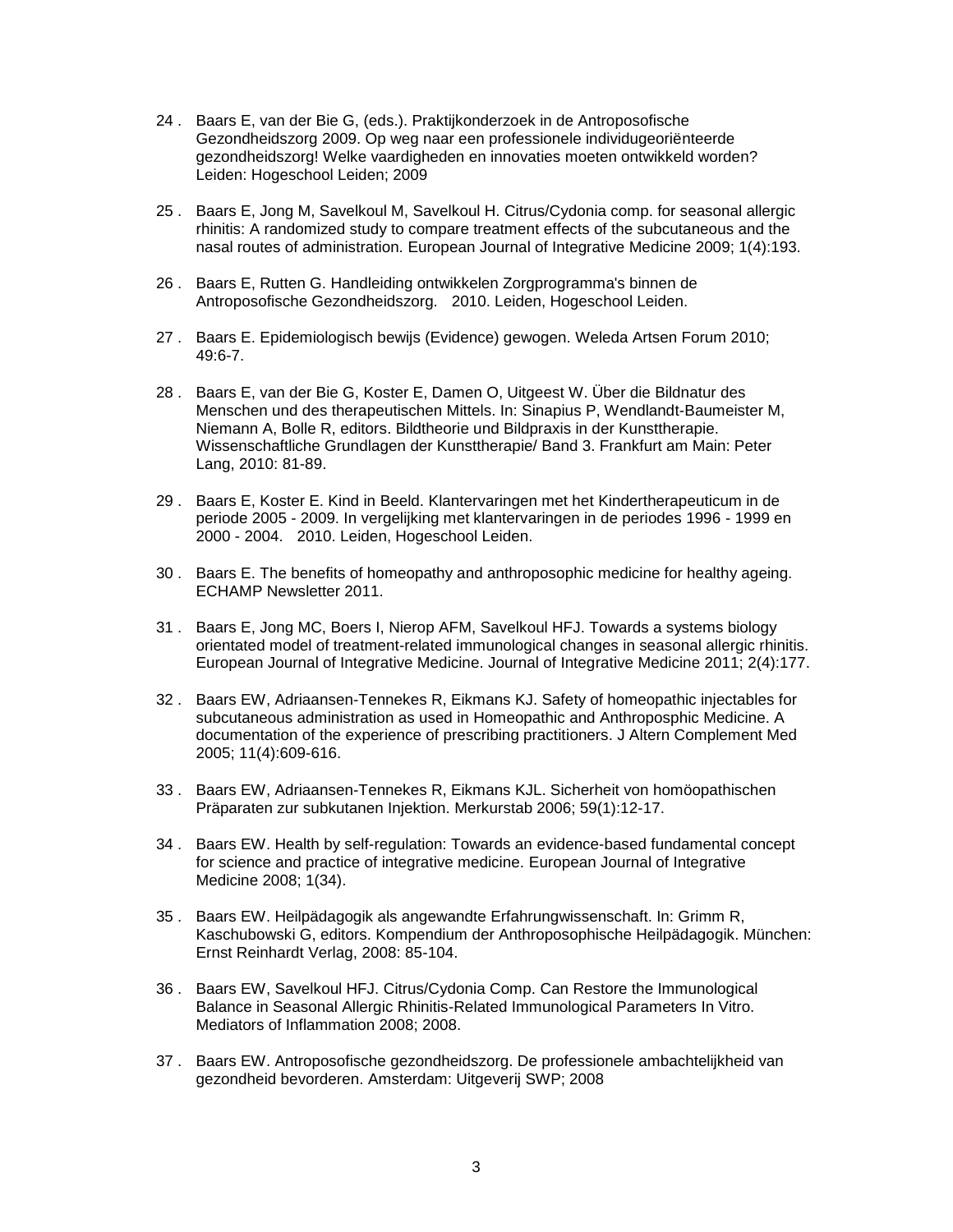24 . Baars E, van der Bie G, (eds.). Praktijkonderzoek in de Antroposofische Gezondheidszorg 2009. Op weg naar een professionele individugeoriënteerde gezondheidszorg! Welke vaardigheden en innovaties moeten ontwikkeld worden? Leiden: Hogeschool Leiden; 2009

25 . Baars E, Jong M, Savelkoul M, Savelkoul H. Citrus/Cydonia comp. for seasonal allergic rhinitis: A randomized study to compare treatment effects of the subcutaneous and the nasal routes of administration. European Journal of Integrative Medicine 2009; 1(4):193.

26 . Baars E, Rutten G. Handleiding ontwikkelen Zorgprogramma's binnen de Antroposofische Gezondheidszorg. 2010. Leiden, Hogeschool Leiden.

27 . Baars E. Epidemiologisch bewijs (Evidence) gewogen. Weleda Artsen Forum 2010; 49:6-7.

28 . Baars E, van der Bie G, Koster E, Damen O, Uitgeest W. Über die Bildnatur des Menschen und des therapeutischen Mittels. In: Sinapius P, Wendlandt-Baumeister M, Niemann A, Bolle R, editors. Bildtheorie und Bildpraxis in der Kunsttherapie. Wissenschaftliche Grundlagen der Kunsttherapie/ Band 3. Frankfurt am Main: Peter Lang, 2010: 81-89.

29 . Baars E, Koster E. Kind in Beeld. Klantervaringen met het Kindertherapeuticum in de periode 2005 - 2009. In vergelijking met klantervaringen in de periodes 1996 - 1999 en 2000 - 2004. 2010. Leiden, Hogeschool Leiden.

30 . Baars E. The benefits of homeopathy and anthroposophic medicine for healthy ageing. ECHAMP Newsletter 2011.

31 . Baars E, Jong MC, Boers I, Nierop AFM, Savelkoul HFJ. Towards a systems biology orientated model of treatment-related immunological changes in seasonal allergic rhinitis. European Journal of Integrative Medicine. Journal of Integrative Medicine 2011; 2(4):177.

32 . Baars EW, Adriaansen-Tennekes R, Eikmans KJ. Safety of homeopathic injectables for subcutaneous administration as used in Homeopathic and Anthroposphic Medicine. A documentation of the experience of prescribing practitioners. J Altern Complement Med 2005; 11(4):609-616.

33 . Baars EW, Adriaansen-Tennekes R, Eikmans KJL. Sicherheit von homöopathischen Präparaten zur subkutanen Injektion. Merkurstab 2006; 59(1):12-17.

34 . Baars EW. Health by self-regulation: Towards an evidence-based fundamental concept for science and practice of integrative medicine. European Journal of Integrative Medicine 2008; 1(34).

35 . Baars EW. Heilpädagogik als angewandte Erfahrungwissenschaft. In: Grimm R, Kaschubowski G, editors. Kompendium der Anthroposophische Heilpädagogik. München: Ernst Reinhardt Verlag, 2008: 85-104.

36 . Baars EW, Savelkoul HFJ. Citrus/Cydonia Comp. Can Restore the Immunological Balance in Seasonal Allergic Rhinitis-Related Immunological Parameters In Vitro. Mediators of Inflammation 2008; 2008.

37 . Baars EW. Antroposofische gezondheidszorg. De professionele ambachtelijkheid van gezondheid bevorderen. Amsterdam: Uitgeverij SWP; 2008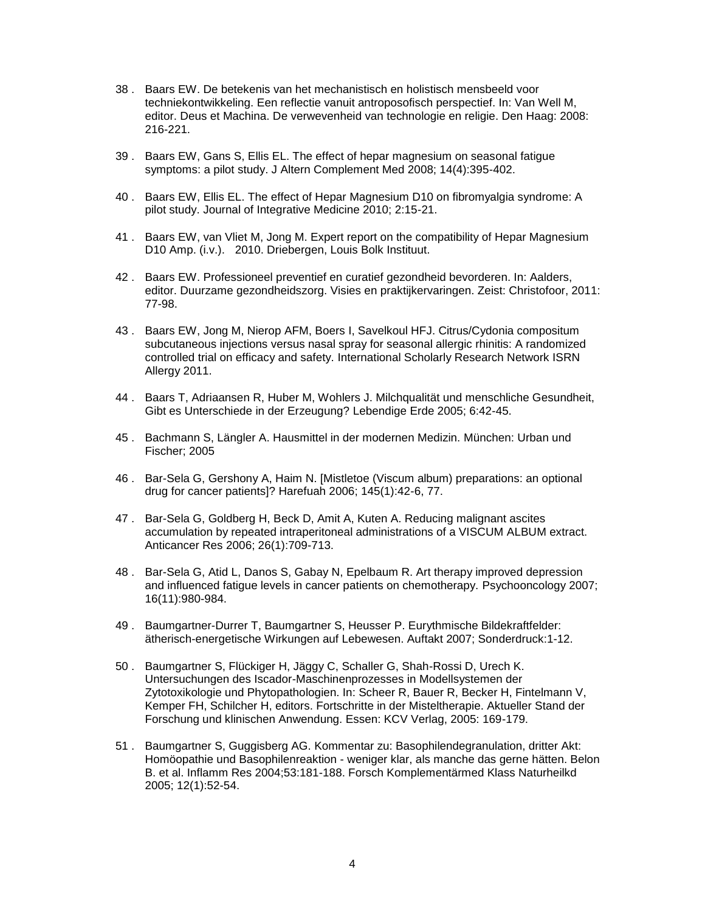38 . Baars EW. De betekenis van het mechanistisch en holistisch mensbeeld voor techniekontwikkeling. Een reflectie vanuit antroposofisch perspectief. In: Van Well M, editor. Deus et Machina. De verwevenheid van technologie en religie. Den Haag: 2008: 216-221.

39 . Baars EW, Gans S, Ellis EL. The effect of hepar magnesium on seasonal fatigue symptoms: a pilot study. J Altern Complement Med 2008; 14(4):395-402.

40 . Baars EW, Ellis EL. The effect of Hepar Magnesium D10 on fibromyalgia syndrome: A pilot study. Journal of Integrative Medicine 2010; 2:15-21.

41 . Baars EW, van Vliet M, Jong M. Expert report on the compatibility of Hepar Magnesium D10 Amp. (i.v.). 2010. Driebergen, Louis Bolk Instituut.

42 . Baars EW. Professioneel preventief en curatief gezondheid bevorderen. In: Aalders, editor. Duurzame gezondheidszorg. Visies en praktijkervaringen. Zeist: Christofoor, 2011: 77-98.

43 . Baars EW, Jong M, Nierop AFM, Boers I, Savelkoul HFJ. Citrus/Cydonia compositum subcutaneous injections versus nasal spray for seasonal allergic rhinitis: A randomized controlled trial on efficacy and safety. International Scholarly Research Network ISRN Allergy 2011.

44 . Baars T, Adriaansen R, Huber M, Wohlers J. Milchqualität und menschliche Gesundheit, Gibt es Unterschiede in der Erzeugung? Lebendige Erde 2005; 6:42-45.

45 . Bachmann S, Längler A. Hausmittel in der modernen Medizin. München: Urban und Fischer; 2005

46 . Bar-Sela G, Gershony A, Haim N. [Mistletoe (Viscum album) preparations: an optional drug for cancer patients]? Harefuah 2006; 145(1):42-6, 77.

47 . Bar-Sela G, Goldberg H, Beck D, Amit A, Kuten A. Reducing malignant ascites accumulation by repeated intraperitoneal administrations of a VISCUM ALBUM extract. Anticancer Res 2006; 26(1):709-713.

48 . Bar-Sela G, Atid L, Danos S, Gabay N, Epelbaum R. Art therapy improved depression and influenced fatigue levels in cancer patients on chemotherapy. Psychooncology 2007; 16(11):980-984.

49 . Baumgartner-Durrer T, Baumgartner S, Heusser P. Eurythmische Bildekraftfelder: ätherisch-energetische Wirkungen auf Lebewesen. Auftakt 2007; Sonderdruck:1-12.

50 . Baumgartner S, Flückiger H, Jäggy C, Schaller G, Shah-Rossi D, Urech K. Untersuchungen des Iscador-Maschinenprozesses in Modellsystemen der Zytotoxikologie und Phytopathologien. In: Scheer R, Bauer R, Becker H, Fintelmann V, Kemper FH, Schilcher H, editors. Fortschritte in der Misteltherapie. Aktueller Stand der Forschung und klinischen Anwendung. Essen: KCV Verlag, 2005: 169-179.

51 . Baumgartner S, Guggisberg AG. Kommentar zu: Basophilendegranulation, dritter Akt: Homöopathie und Basophilenreaktion - weniger klar, als manche das gerne hätten. Belon B. et al. Inflamm Res 2004;53:181-188. Forsch Komplementärmed Klass Naturheilkd 2005; 12(1):52-54.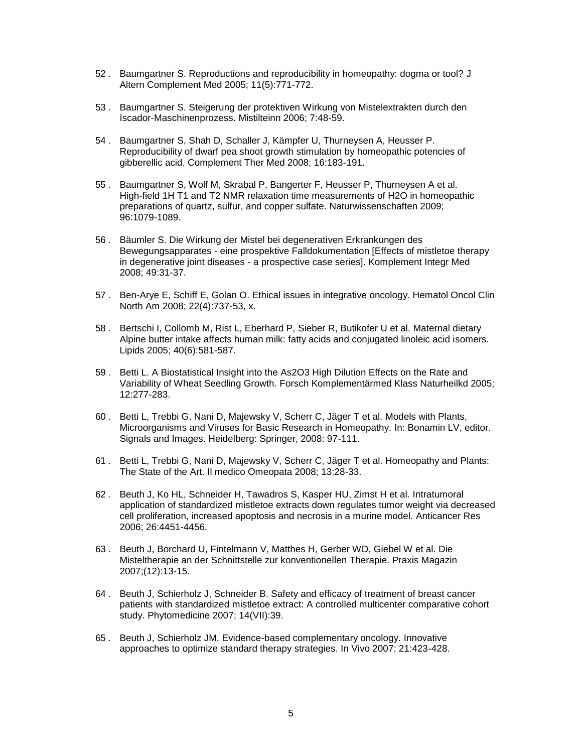52 . Baumgartner S. Reproductions and reproducibility in homeopathy: dogma or tool? J Altern Complement Med 2005; 11(5):771-772.

53 . Baumgartner S. Steigerung der protektiven Wirkung von Mistelextrakten durch den Iscador-Maschinenprozess. Mistilteinn 2006; 7:48-59.

54 . Baumgartner S, Shah D, Schaller J, Kämpfer U, Thurneysen A, Heusser P. Reproducibility of dwarf pea shoot growth stimulation by homeopathic potencies of gibberellic acid. Complement Ther Med 2008; 16:183-191.

55 . Baumgartner S, Wolf M, Skrabal P, Bangerter F, Heusser P, Thurneysen A et al. High-field 1H T1 and T2 NMR relaxation time measurements of H2O in homeopathic preparations of quartz, sulfur, and copper sulfate. Naturwissenschaften 2009; 96:1079-1089.

56 . Bäumler S. Die Wirkung der Mistel bei degenerativen Erkrankungen des Bewegungsapparates - eine prospektive Falldokumentation [Effects of mistletoe therapy in degenerative joint diseases - a prospective case series]. Komplement Integr Med 2008; 49:31-37.

57 . Ben-Arye E, Schiff E, Golan O. Ethical issues in integrative oncology. Hematol Oncol Clin North Am 2008; 22(4):737-53, x.

58 . Bertschi I, Collomb M, Rist L, Eberhard P, Sieber R, Butikofer U et al. Maternal dietary Alpine butter intake affects human milk: fatty acids and conjugated linoleic acid isomers. Lipids 2005; 40(6):581-587.

59 . Betti L. A Biostatistical Insight into the As2O3 High Dilution Effects on the Rate and Variability of Wheat Seedling Growth. Forsch Komplementärmed Klass Naturheilkd 2005; 12:277-283.

60 . Betti L, Trebbi G, Nani D, Majewsky V, Scherr C, Jäger T et al. Models with Plants, Microorganisms and Viruses for Basic Research in Homeopathy. In: Bonamin LV, editor. Signals and Images. Heidelberg: Springer, 2008: 97-111.

61 . Betti L, Trebbi G, Nani D, Majewsky V, Scherr C, Jäger T et al. Homeopathy and Plants: The State of the Art. Il medico Omeopata 2008; 13:28-33.

62 . Beuth J, Ko HL, Schneider H, Tawadros S, Kasper HU, Zimst H et al. Intratumoral application of standardized mistletoe extracts down regulates tumor weight via decreased cell proliferation, increased apoptosis and necrosis in a murine model. Anticancer Res 2006; 26:4451-4456.

63 . Beuth J, Borchard U, Fintelmann V, Matthes H, Gerber WD, Giebel W et al. Die Misteltherapie an der Schnittstelle zur konventionellen Therapie. Praxis Magazin 2007;(12):13-15.

64 . Beuth J, Schierholz J, Schneider B. Safety and efficacy of treatment of breast cancer patients with standardized mistletoe extract: A controlled multicenter comparative cohort study. Phytomedicine 2007; 14(VII):39.

65 . Beuth J, Schierholz JM. Evidence-based complementary oncology. Innovative approaches to optimize standard therapy strategies. In Vivo 2007; 21:423-428.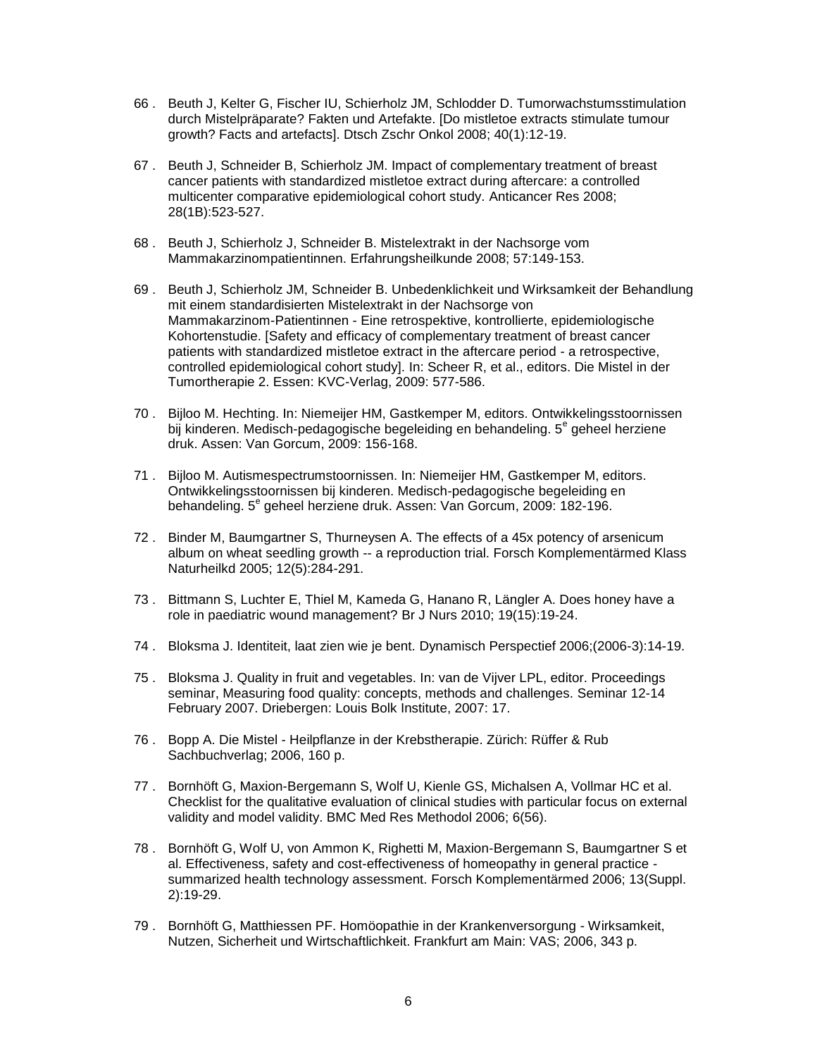66 . Beuth J, Kelter G, Fischer IU, Schierholz JM, Schlodder D. Tumorwachstumsstimulation durch Mistelpräparate? Fakten und Artefakte. [Do mistletoe extracts stimulate tumour growth? Facts and artefacts]. Dtsch Zschr Onkol 2008; 40(1):12-19.

67 . Beuth J, Schneider B, Schierholz JM. Impact of complementary treatment of breast cancer patients with standardized mistletoe extract during aftercare: a controlled multicenter comparative epidemiological cohort study. Anticancer Res 2008; 28(1B):523-527.

68 . Beuth J, Schierholz J, Schneider B. Mistelextrakt in der Nachsorge vom Mammakarzinompatientinnen. Erfahrungsheilkunde 2008; 57:149-153.

69 . Beuth J, Schierholz JM, Schneider B. Unbedenklichkeit und Wirksamkeit der Behandlung mit einem standardisierten Mistelextrakt in der Nachsorge von Mammakarzinom-Patientinnen - Eine retrospektive, kontrollierte, epidemiologische Kohortenstudie. [Safety and efficacy of complementary treatment of breast cancer patients with standardized mistletoe extract in the aftercare period - a retrospective, controlled epidemiological cohort study]. In: Scheer R, et al., editors. Die Mistel in der Tumortherapie 2. Essen: KVC-Verlag, 2009: 577-586.

70 . Bijloo M. Hechting. In: Niemeijer HM, Gastkemper M, editors. Ontwikkelingsstoornissen bij kinderen. Medisch-pedagogische begeleiding en behandeling. 5e geheel herziene druk. Assen: Van Gorcum, 2009: 156-168.

71 . Bijloo M. Autismespectrumstoornissen. In: Niemeijer HM, Gastkemper M, editors. Ontwikkelingsstoornissen bij kinderen. Medisch-pedagogische begeleiding en behandeling. 5e geheel herziene druk. Assen: Van Gorcum, 2009: 182-196.

72 . Binder M, Baumgartner S, Thurneysen A. The effects of a 45x potency of arsenicum album on wheat seedling growth -- a reproduction trial. Forsch Komplementärmed Klass Naturheilkd 2005; 12(5):284-291.

73 . Bittmann S, Luchter E, Thiel M, Kameda G, Hanano R, Längler A. Does honey have a role in paediatric wound management? Br J Nurs 2010; 19(15):19-24.

74 . Bloksma J. Identiteit, laat zien wie je bent. Dynamisch Perspectief 2006;(2006-3):14-19.

75 . Bloksma J. Quality in fruit and vegetables. In: van de Vijver LPL, editor. Proceedings seminar, Measuring food quality: concepts, methods and challenges. Seminar 12-14 February 2007. Driebergen: Louis Bolk Institute, 2007: 17.

76 . Bopp A. Die Mistel - Heilpflanze in der Krebstherapie. Zürich: Rüffer & Rub Sachbuchverlag; 2006, 160 p.

77 . Bornhöft G, Maxion-Bergemann S, Wolf U, Kienle GS, Michalsen A, Vollmar HC et al. Checklist for the qualitative evaluation of clinical studies with particular focus on external validity and model validity. BMC Med Res Methodol 2006; 6(56).

78 . Bornhöft G, Wolf U, von Ammon K, Righetti M, Maxion-Bergemann S, Baumgartner S et al. Effectiveness, safety and cost-effectiveness of homeopathy in general practice - summarized health technology assessment. Forsch Komplementärmed 2006; 13(Suppl. 2):19-29.

79 . Bornhöft G, Matthiessen PF. Homöopathie in der Krankenversorgung - Wirksamkeit, Nutzen, Sicherheit und Wirtschaftlichkeit. Frankfurt am Main: VAS; 2006, 343 p.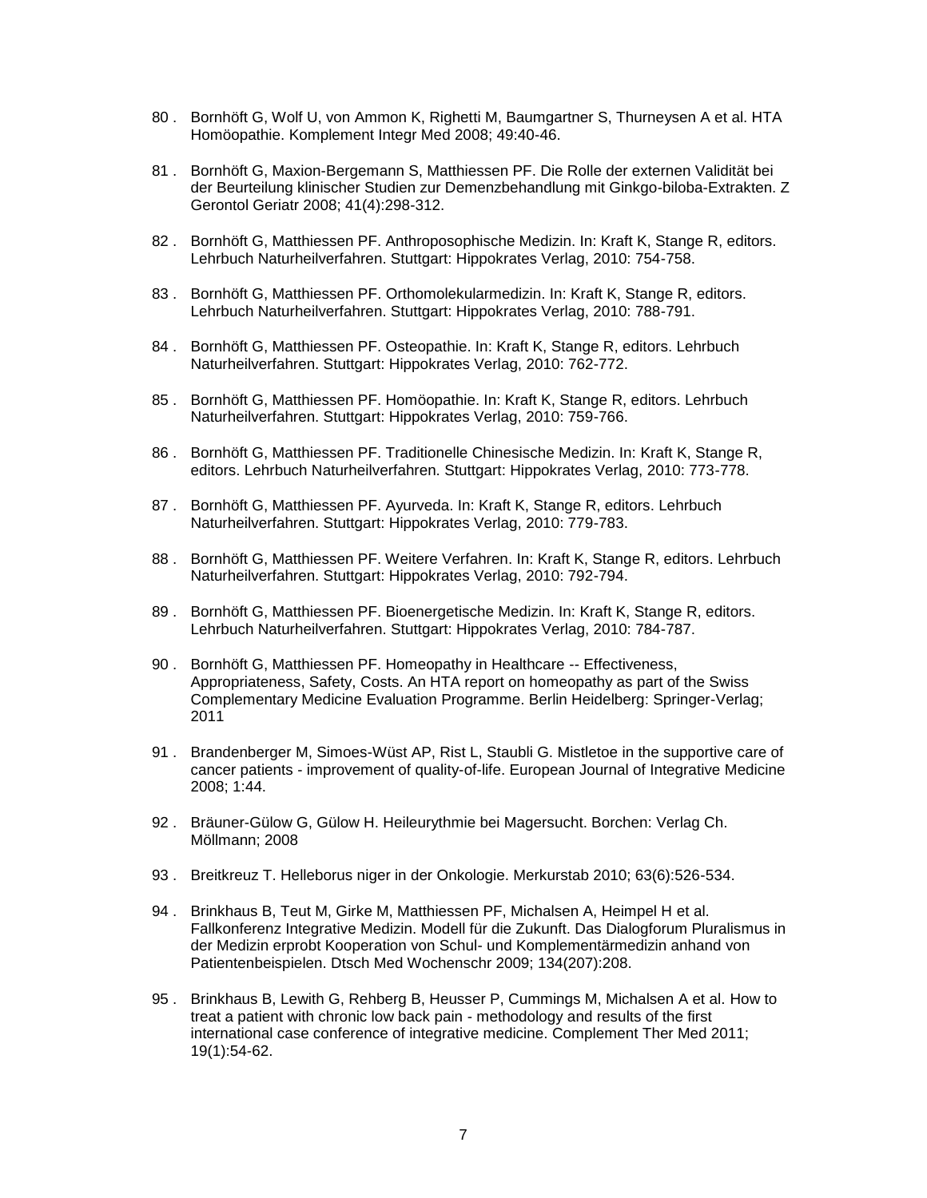80 . Bornhöft G, Wolf U, von Ammon K, Righetti M, Baumgartner S, Thurneysen A et al. HTA Homöopathie. Komplement Integr Med 2008; 49:40-46.

81 . Bornhöft G, Maxion-Bergemann S, Matthiessen PF. Die Rolle der externen Validität bei der Beurteilung klinischer Studien zur Demenzbehandlung mit Ginkgo-biloba-Extrakten. Z Gerontol Geriatr 2008; 41(4):298-312.

82 . Bornhöft G, Matthiessen PF. Anthroposophische Medizin. In: Kraft K, Stange R, editors. Lehrbuch Naturheilverfahren. Stuttgart: Hippokrates Verlag, 2010: 754-758.

83 . Bornhöft G, Matthiessen PF. Orthomolekularmedizin. In: Kraft K, Stange R, editors. Lehrbuch Naturheilverfahren. Stuttgart: Hippokrates Verlag, 2010: 788-791.

84 . Bornhöft G, Matthiessen PF. Osteopathie. In: Kraft K, Stange R, editors. Lehrbuch Naturheilverfahren. Stuttgart: Hippokrates Verlag, 2010: 762-772.

85 . Bornhöft G, Matthiessen PF. Homöopathie. In: Kraft K, Stange R, editors. Lehrbuch Naturheilverfahren. Stuttgart: Hippokrates Verlag, 2010: 759-766.

86 . Bornhöft G, Matthiessen PF. Traditionelle Chinesische Medizin. In: Kraft K, Stange R, editors. Lehrbuch Naturheilverfahren. Stuttgart: Hippokrates Verlag, 2010: 773-778.

87 . Bornhöft G, Matthiessen PF. Ayurveda. In: Kraft K, Stange R, editors. Lehrbuch Naturheilverfahren. Stuttgart: Hippokrates Verlag, 2010: 779-783.

88 . Bornhöft G, Matthiessen PF. Weitere Verfahren. In: Kraft K, Stange R, editors. Lehrbuch Naturheilverfahren. Stuttgart: Hippokrates Verlag, 2010: 792-794.

89 . Bornhöft G, Matthiessen PF. Bioenergetische Medizin. In: Kraft K, Stange R, editors. Lehrbuch Naturheilverfahren. Stuttgart: Hippokrates Verlag, 2010: 784-787.

90 . Bornhöft G, Matthiessen PF. Homeopathy in Healthcare -- Effectiveness, Appropriateness, Safety, Costs. An HTA report on homeopathy as part of the Swiss Complementary Medicine Evaluation Programme. Berlin Heidelberg: Springer-Verlag; 2011

91 . Brandenberger M, Simoes-Wüst AP, Rist L, Staubli G. Mistletoe in the supportive care of cancer patients - improvement of quality-of-life. European Journal of Integrative Medicine 2008; 1:44.

92 . Bräuner-Gülow G, Gülow H. Heileurythmie bei Magersucht. Borchen: Verlag Ch. Möllmann; 2008

93 . Breitkreuz T. Helleborus niger in der Onkologie. Merkurstab 2010; 63(6):526-534.

94 . Brinkhaus B, Teut M, Girke M, Matthiessen PF, Michalsen A, Heimpel H et al. Fallkonferenz Integrative Medizin. Modell für die Zukunft. Das Dialogforum Pluralismus in der Medizin erprobt Kooperation von Schul- und Komplementärmedizin anhand von Patientenbeispielen. Dtsch Med Wochenschr 2009; 134(207):208.

95 . Brinkhaus B, Lewith G, Rehberg B, Heusser P, Cummings M, Michalsen A et al. How to treat a patient with chronic low back pain - methodology and results of the first international case conference of integrative medicine. Complement Ther Med 2011; 19(1):54-62.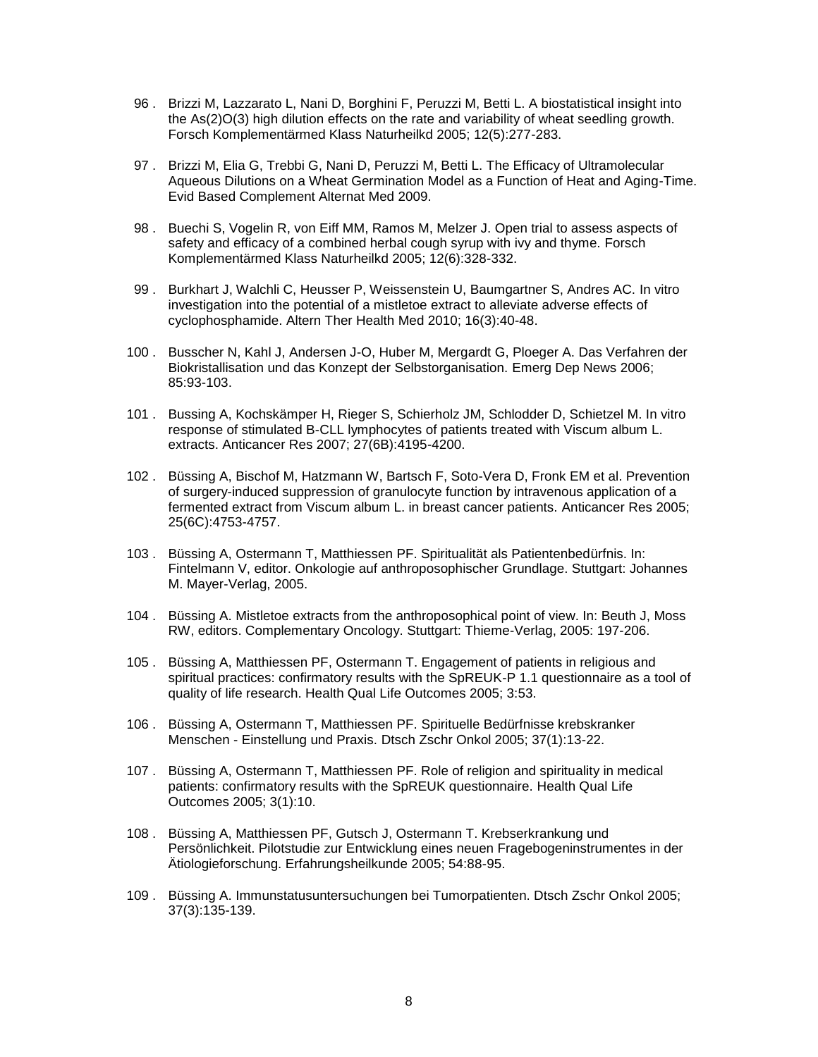96 . Brizzi M, Lazzarato L, Nani D, Borghini F, Peruzzi M, Betti L. A biostatistical insight into the As(2)O(3) high dilution effects on the rate and variability of wheat seedling growth. Forsch Komplementärmed Klass Naturheilkd 2005; 12(5):277-283.

97 . Brizzi M, Elia G, Trebbi G, Nani D, Peruzzi M, Betti L. The Efficacy of Ultramolecular Aqueous Dilutions on a Wheat Germination Model as a Function of Heat and Aging-Time. Evid Based Complement Alternat Med 2009.

98 . Buechi S, Vogelin R, von Eiff MM, Ramos M, Melzer J. Open trial to assess aspects of safety and efficacy of a combined herbal cough syrup with ivy and thyme. Forsch Komplementärmed Klass Naturheilkd 2005; 12(6):328-332.

99 . Burkhart J, Walchli C, Heusser P, Weissenstein U, Baumgartner S, Andres AC. In vitro investigation into the potential of a mistletoe extract to alleviate adverse effects of cyclophosphamide. Altern Ther Health Med 2010; 16(3):40-48.

100 . Busscher N, Kahl J, Andersen J-O, Huber M, Mergardt G, Ploeger A. Das Verfahren der Biokristallisation und das Konzept der Selbstorganisation. Emerg Dep News 2006; 85:93-103.

101 . Bussing A, Kochskämper H, Rieger S, Schierholz JM, Schlodder D, Schietzel M. In vitro response of stimulated B-CLL lymphocytes of patients treated with Viscum album L. extracts. Anticancer Res 2007; 27(6B):4195-4200.

102 . Büssing A, Bischof M, Hatzmann W, Bartsch F, Soto-Vera D, Fronk EM et al. Prevention of surgery-induced suppression of granulocyte function by intravenous application of a fermented extract from Viscum album L. in breast cancer patients. Anticancer Res 2005; 25(6C):4753-4757.

103 . Büssing A, Ostermann T, Matthiessen PF. Spiritualität als Patientenbedürfnis. In: Fintelmann V, editor. Onkologie auf anthroposophischer Grundlage. Stuttgart: Johannes M. Mayer-Verlag, 2005.

104 . Büssing A. Mistletoe extracts from the anthroposophical point of view. In: Beuth J, Moss RW, editors. Complementary Oncology. Stuttgart: Thieme-Verlag, 2005: 197-206.

105 . Büssing A, Matthiessen PF, Ostermann T. Engagement of patients in religious and spiritual practices: confirmatory results with the SpREUK-P 1.1 questionnaire as a tool of quality of life research. Health Qual Life Outcomes 2005; 3:53.

106 . Büssing A, Ostermann T, Matthiessen PF. Spirituelle Bedürfnisse krebskranker Menschen - Einstellung und Praxis. Dtsch Zschr Onkol 2005; 37(1):13-22.

107 . Büssing A, Ostermann T, Matthiessen PF. Role of religion and spirituality in medical patients: confirmatory results with the SpREUK questionnaire. Health Qual Life Outcomes 2005; 3(1):10.

108 . Büssing A, Matthiessen PF, Gutsch J, Ostermann T. Krebserkrankung und Persönlichkeit. Pilotstudie zur Entwicklung eines neuen Fragebogeninstrumentes in der Ätiologieforschung. Erfahrungsheilkunde 2005; 54:88-95.

109 . Büssing A. Immunstatusuntersuchungen bei Tumorpatienten. Dtsch Zschr Onkol 2005; 37(3):135-139.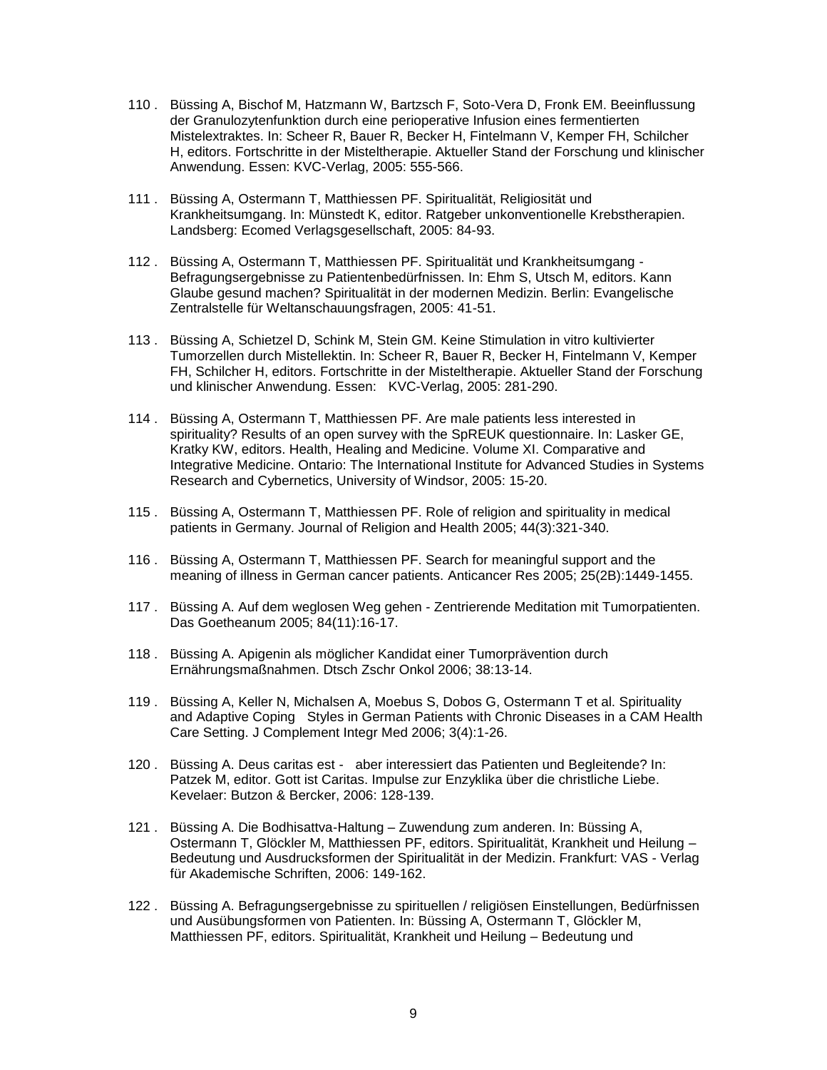110 . Büssing A, Bischof M, Hatzmann W, Bartzsch F, Soto-Vera D, Fronk EM. Beeinflussung der Granulozytenfunktion durch eine perioperative Infusion eines fermentierten Mistelextraktes. In: Scheer R, Bauer R, Becker H, Fintelmann V, Kemper FH, Schilcher H, editors. Fortschritte in der Misteltherapie. Aktueller Stand der Forschung und klinischer Anwendung. Essen: KVC-Verlag, 2005: 555-566.

111 . Büssing A, Ostermann T, Matthiessen PF. Spiritualität, Religiosität und Krankheitsumgang. In: Münstedt K, editor. Ratgeber unkonventionelle Krebstherapien. Landsberg: Ecomed Verlagsgesellschaft, 2005: 84-93.

112 . Büssing A, Ostermann T, Matthiessen PF. Spiritualität und Krankheitsumgang - Befragungsergebnisse zu Patientenbedürfnissen. In: Ehm S, Utsch M, editors. Kann Glaube gesund machen? Spiritualität in der modernen Medizin. Berlin: Evangelische Zentralstelle für Weltanschauungsfragen, 2005: 41-51.

113 . Büssing A, Schietzel D, Schink M, Stein GM. Keine Stimulation in vitro kultivierter Tumorzellen durch Mistellektin. In: Scheer R, Bauer R, Becker H, Fintelmann V, Kemper FH, Schilcher H, editors. Fortschritte in der Misteltherapie. Aktueller Stand der Forschung und klinischer Anwendung. Essen: KVC-Verlag, 2005: 281-290.

114 . Büssing A, Ostermann T, Matthiessen PF. Are male patients less interested in spirituality? Results of an open survey with the SpREUK questionnaire. In: Lasker GE, Kratky KW, editors. Health, Healing and Medicine. Volume XI. Comparative and Integrative Medicine. Ontario: The International Institute for Advanced Studies in Systems Research and Cybernetics, University of Windsor, 2005: 15-20.

115 . Büssing A, Ostermann T, Matthiessen PF. Role of religion and spirituality in medical patients in Germany. Journal of Religion and Health 2005; 44(3):321-340.

116 . Büssing A, Ostermann T, Matthiessen PF. Search for meaningful support and the meaning of illness in German cancer patients. Anticancer Res 2005; 25(2B):1449-1455.

117 . Büssing A. Auf dem weglosen Weg gehen - Zentrierende Meditation mit Tumorpatienten. Das Goetheanum 2005; 84(11):16-17.

118 . Büssing A. Apigenin als möglicher Kandidat einer Tumorprävention durch Ernährungsmaßnahmen. Dtsch Zschr Onkol 2006; 38:13-14.

119 . Büssing A, Keller N, Michalsen A, Moebus S, Dobos G, Ostermann T et al. Spirituality and Adaptive Coping Styles in German Patients with Chronic Diseases in a CAM Health Care Setting. J Complement Integr Med 2006; 3(4):1-26.

120 . Büssing A. Deus caritas est - aber interessiert das Patienten und Begleitende? In: Patzek M, editor. Gott ist Caritas. Impulse zur Enzyklika über die christliche Liebe. Kevelaer: Butzon & Bercker, 2006: 128-139.

121 . Büssing A. Die Bodhisattva-Haltung – Zuwendung zum anderen. In: Büssing A, Ostermann T, Glöckler M, Matthiessen PF, editors. Spiritualität, Krankheit und Heilung – Bedeutung und Ausdrucksformen der Spiritualität in der Medizin. Frankfurt: VAS - Verlag für Akademische Schriften, 2006: 149-162.

122 . Büssing A. Befragungsergebnisse zu spirituellen / religiösen Einstellungen, Bedürfnissen und Ausübungsformen von Patienten. In: Büssing A, Ostermann T, Glöckler M, Matthiessen PF, editors. Spiritualität, Krankheit und Heilung – Bedeutung und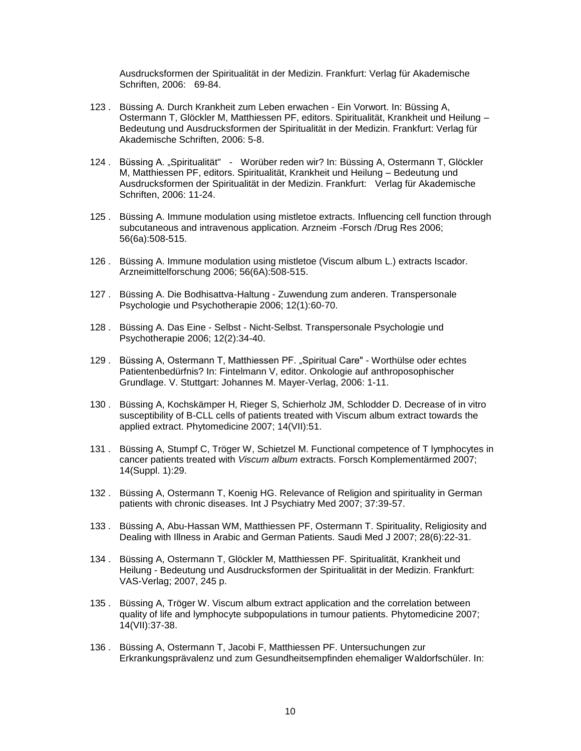Ausdrucksformen der Spiritualität in der Medizin. Frankfurt: Verlag für Akademische Schriften, 2006: 69-84.

123 . Büssing A. Durch Krankheit zum Leben erwachen - Ein Vorwort. In: Büssing A, Ostermann T, Glöckler M, Matthiessen PF, editors. Spiritualität, Krankheit und Heilung – Bedeutung und Ausdrucksformen der Spiritualität in der Medizin. Frankfurt: Verlag für Akademische Schriften, 2006: 5-8.

124 . Büssing A. „Spiritualität" - Worüber reden wir? In: Büssing A, Ostermann T, Glöckler M, Matthiessen PF, editors. Spiritualität, Krankheit und Heilung – Bedeutung und Ausdrucksformen der Spiritualität in der Medizin. Frankfurt: Verlag für Akademische Schriften, 2006: 11-24.

125 . Büssing A. Immune modulation using mistletoe extracts. Influencing cell function through subcutaneous and intravenous application. Arzneim -Forsch /Drug Res 2006; 56(6a):508-515.

126 . Büssing A. Immune modulation using mistletoe (Viscum album L.) extracts Iscador. Arzneimittelforschung 2006; 56(6A):508-515.

127 . Büssing A. Die Bodhisattva-Haltung - Zuwendung zum anderen. Transpersonale Psychologie und Psychotherapie 2006; 12(1):60-70.

128 . Büssing A. Das Eine - Selbst - Nicht-Selbst. Transpersonale Psychologie und Psychotherapie 2006; 12(2):34-40.

129 . Büssing A, Ostermann T, Matthiessen PF. „Spiritual Care" - Worthülse oder echtes Patientenbedürfnis? In: Fintelmann V, editor. Onkologie auf anthroposophischer Grundlage. V. Stuttgart: Johannes M. Mayer-Verlag, 2006: 1-11.

130 . Büssing A, Kochskämper H, Rieger S, Schierholz JM, Schlodder D. Decrease of in vitro susceptibility of B-CLL cells of patients treated with Viscum album extract towards the applied extract. Phytomedicine 2007; 14(VII):51.

131 . Büssing A, Stumpf C, Tröger W, Schietzel M. Functional competence of T lymphocytes in cancer patients treated with *Viscum album* extracts. Forsch Komplementärmed 2007; 14(Suppl. 1):29.

132 . Büssing A, Ostermann T, Koenig HG. Relevance of Religion and spirituality in German patients with chronic diseases. Int J Psychiatry Med 2007; 37:39-57.

133 . Büssing A, Abu-Hassan WM, Matthiessen PF, Ostermann T. Spirituality, Religiosity and Dealing with Illness in Arabic and German Patients. Saudi Med J 2007; 28(6):22-31.

134 . Büssing A, Ostermann T, Glöckler M, Matthiessen PF. Spiritualität, Krankheit und Heilung - Bedeutung und Ausdrucksformen der Spiritualität in der Medizin. Frankfurt: VAS-Verlag; 2007, 245 p.

135 . Büssing A, Tröger W. Viscum album extract application and the correlation between quality of life and lymphocyte subpopulations in tumour patients. Phytomedicine 2007; 14(VII):37-38.

136 . Büssing A, Ostermann T, Jacobi F, Matthiessen PF. Untersuchungen zur Erkrankungsprävalenz und zum Gesundheitsempfinden ehemaliger Waldorfschüler. In: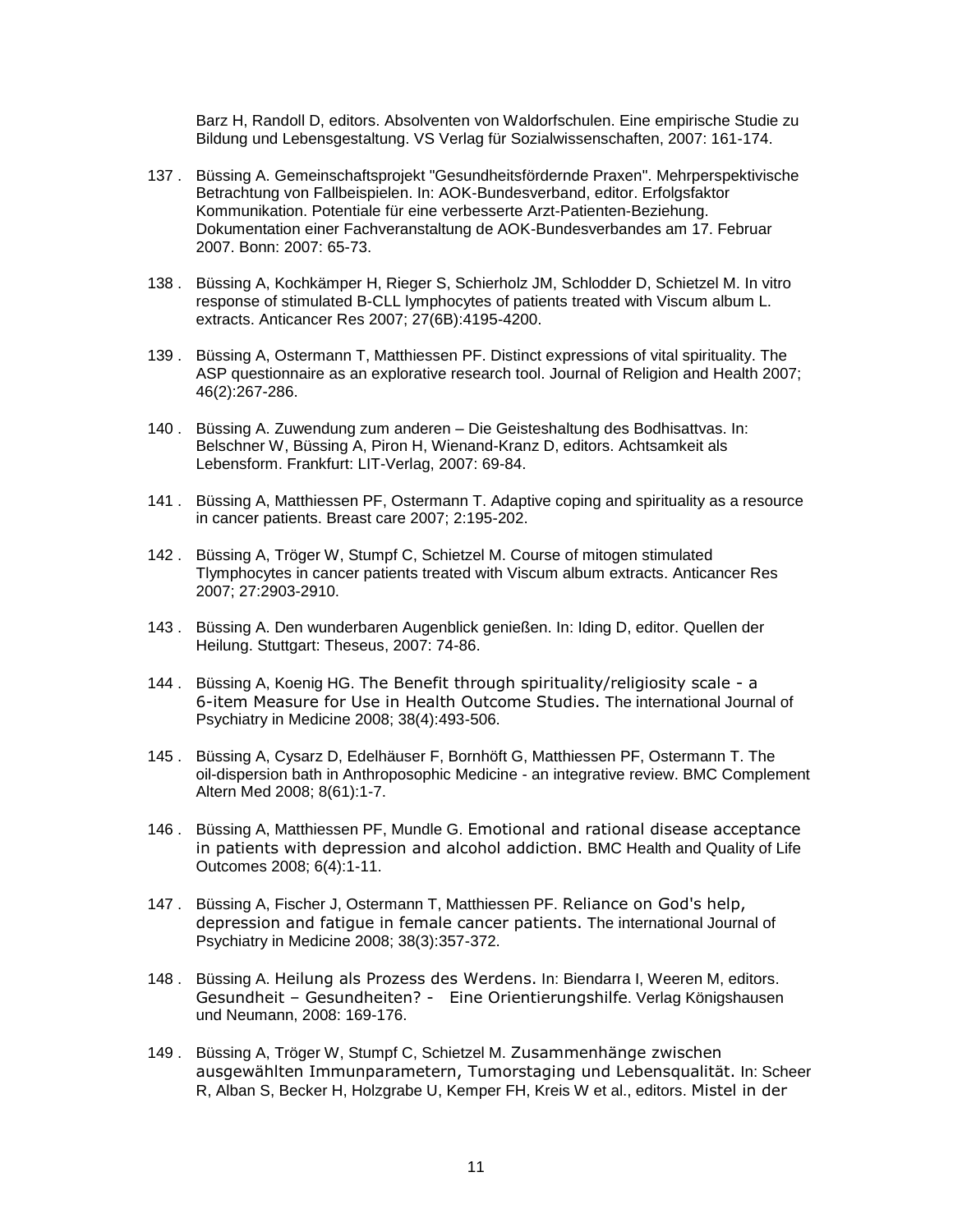Barz H, Randoll D, editors. Absolventen von Waldorfschulen. Eine empirische Studie zu Bildung und Lebensgestaltung. VS Verlag für Sozialwissenschaften, 2007: 161-174.

137 . Büssing A. Gemeinschaftsprojekt "Gesundheitsfördernde Praxen". Mehrperspektivische Betrachtung von Fallbeispielen. In: AOK-Bundesverband, editor. Erfolgsfaktor Kommunikation. Potentiale für eine verbesserte Arzt-Patienten-Beziehung. Dokumentation einer Fachveranstaltung de AOK-Bundesverbandes am 17. Februar 2007. Bonn: 2007: 65-73.

138 . Büssing A, Kochkämper H, Rieger S, Schierholz JM, Schlodder D, Schietzel M. In vitro response of stimulated B-CLL lymphocytes of patients treated with Viscum album L. extracts. Anticancer Res 2007; 27(6B):4195-4200.

139 . Büssing A, Ostermann T, Matthiessen PF. Distinct expressions of vital spirituality. The ASP questionnaire as an explorative research tool. Journal of Religion and Health 2007; 46(2):267-286.

140 . Büssing A. Zuwendung zum anderen – Die Geisteshaltung des Bodhisattvas. In: Belschner W, Büssing A, Piron H, Wienand-Kranz D, editors. Achtsamkeit als Lebensform. Frankfurt: LIT-Verlag, 2007: 69-84.

141 . Büssing A, Matthiessen PF, Ostermann T. Adaptive coping and spirituality as a resource in cancer patients. Breast care 2007; 2:195-202.

142 . Büssing A, Tröger W, Stumpf C, Schietzel M. Course of mitogen stimulated Tlymphocytes in cancer patients treated with Viscum album extracts. Anticancer Res 2007; 27:2903-2910.

143 . Büssing A. Den wunderbaren Augenblick genießen. In: Iding D, editor. Quellen der Heilung. Stuttgart: Theseus, 2007: 74-86.

144 . Büssing A, Koenig HG. The Benefit through spirituality/religiosity scale - a 6-item Measure for Use in Health Outcome Studies. The international Journal of Psychiatry in Medicine 2008; 38(4):493-506.

145 . Büssing A, Cysarz D, Edelhäuser F, Bornhöft G, Matthiessen PF, Ostermann T. The oil-dispersion bath in Anthroposophic Medicine - an integrative review. BMC Complement Altern Med 2008; 8(61):1-7.

146 . Büssing A, Matthiessen PF, Mundle G. Emotional and rational disease acceptance in patients with depression and alcohol addiction. BMC Health and Quality of Life Outcomes 2008; 6(4):1-11.

147 . Büssing A, Fischer J, Ostermann T, Matthiessen PF. Reliance on God's help, depression and fatigue in female cancer patients. The international Journal of Psychiatry in Medicine 2008; 38(3):357-372.

148 . Büssing A. Heilung als Prozess des Werdens. In: Biendarra I, Weeren M, editors. Gesundheit – Gesundheiten? - Eine Orientierungshilfe. Verlag Königshausen und Neumann, 2008: 169-176.

149 . Büssing A, Tröger W, Stumpf C, Schietzel M. Zusammenhänge zwischen ausgewählten Immunparametern, Tumorstaging und Lebensqualität. In: Scheer R, Alban S, Becker H, Holzgrabe U, Kemper FH, Kreis W et al., editors. Mistel in der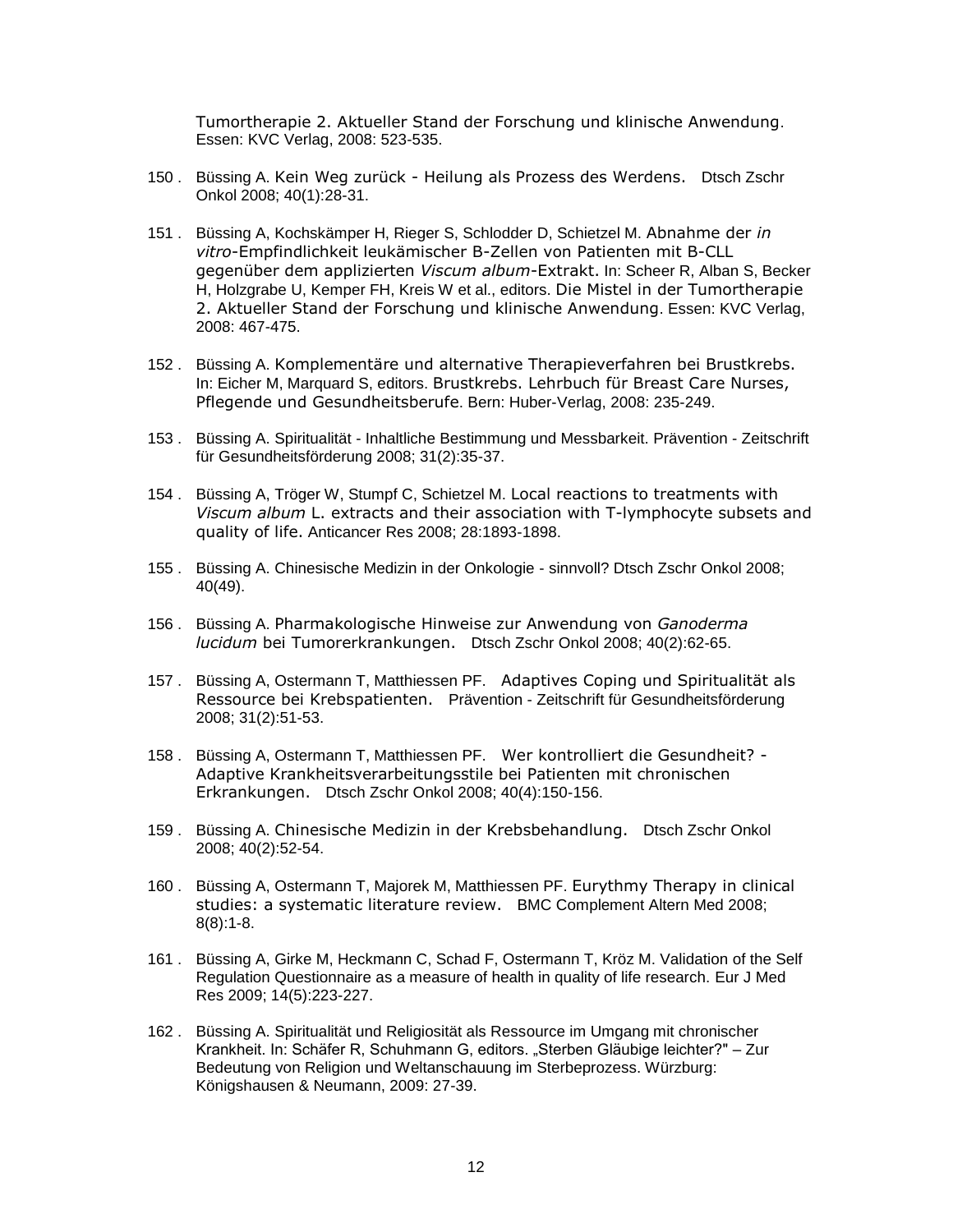Tumortherapie 2. Aktueller Stand der Forschung und klinische Anwendung. Essen: KVC Verlag, 2008: 523-535.

150 . Büssing A. Kein Weg zurück - Heilung als Prozess des Werdens. Dtsch Zschr Onkol 2008; 40(1):28-31.

151 . Büssing A, Kochskämper H, Rieger S, Schlodder D, Schietzel M. Abnahme der *in vitro*-Empfindlichkeit leukämischer B-Zellen von Patienten mit B-CLL gegenüber dem applizierten *Viscum album*-Extrakt. In: Scheer R, Alban S, Becker H, Holzgrabe U, Kemper FH, Kreis W et al., editors. Die Mistel in der Tumortherapie 2. Aktueller Stand der Forschung und klinische Anwendung. Essen: KVC Verlag, 2008: 467-475.

152 . Büssing A. Komplementäre und alternative Therapieverfahren bei Brustkrebs. In: Eicher M, Marquard S, editors. Brustkrebs. Lehrbuch für Breast Care Nurses, Pflegende und Gesundheitsberufe. Bern: Huber-Verlag, 2008: 235-249.

153 . Büssing A. Spiritualität - Inhaltliche Bestimmung und Messbarkeit. Prävention - Zeitschrift für Gesundheitsförderung 2008; 31(2):35-37.

154 . Büssing A, Tröger W, Stumpf C, Schietzel M. Local reactions to treatments with *Viscum album* L. extracts and their association with T-lymphocyte subsets and quality of life. Anticancer Res 2008; 28:1893-1898.

155 . Büssing A. Chinesische Medizin in der Onkologie - sinnvoll? Dtsch Zschr Onkol 2008; 40(49).

156 . Büssing A. Pharmakologische Hinweise zur Anwendung von *Ganoderma lucidum* bei Tumorerkrankungen. Dtsch Zschr Onkol 2008; 40(2):62-65.

157 . Büssing A, Ostermann T, Matthiessen PF. Adaptives Coping und Spiritualität als Ressource bei Krebspatienten. Prävention - Zeitschrift für Gesundheitsförderung 2008; 31(2):51-53.

158 . Büssing A, Ostermann T, Matthiessen PF. Wer kontrolliert die Gesundheit? - Adaptive Krankheitsverarbeitungsstile bei Patienten mit chronischen Erkrankungen. Dtsch Zschr Onkol 2008; 40(4):150-156.

159 . Büssing A. Chinesische Medizin in der Krebsbehandlung. Dtsch Zschr Onkol 2008; 40(2):52-54.

160 . Büssing A, Ostermann T, Majorek M, Matthiessen PF. Eurythmy Therapy in clinical studies: a systematic literature review. BMC Complement Altern Med 2008; 8(8):1-8.

161 . Büssing A, Girke M, Heckmann C, Schad F, Ostermann T, Kröz M. Validation of the Self Regulation Questionnaire as a measure of health in quality of life research. Eur J Med Res 2009; 14(5):223-227.

162 . Büssing A. Spiritualität und Religiosität als Ressource im Umgang mit chronischer Krankheit. In: Schäfer R, Schuhmann G, editors. „Sterben Gläubige leichter?" – Zur Bedeutung von Religion und Weltanschauung im Sterbeprozess. Würzburg: Königshausen & Neumann, 2009: 27-39.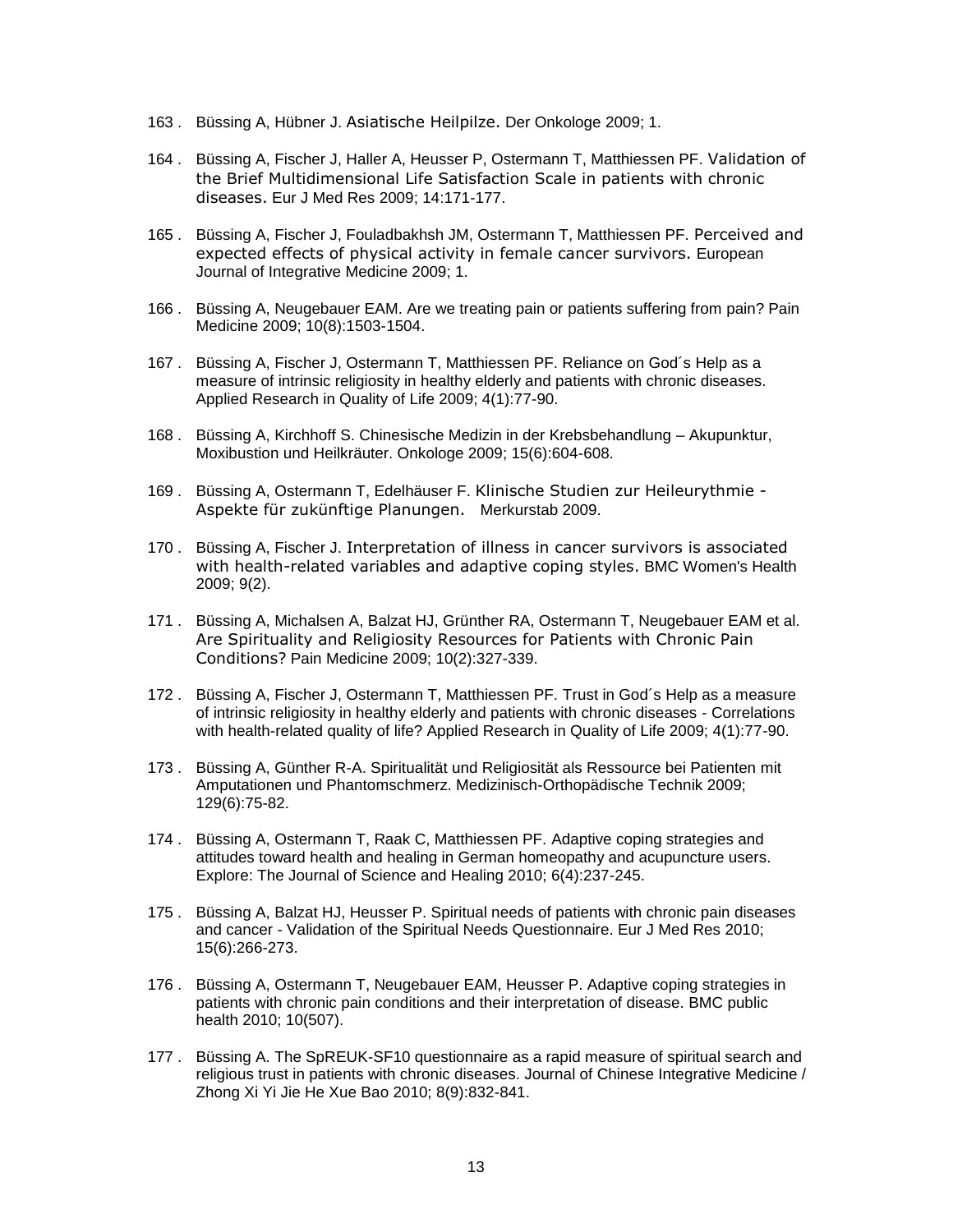163 . Büssing A, Hübner J. Asiatische Heilpilze. Der Onkologe 2009; 1.

164 . Büssing A, Fischer J, Haller A, Heusser P, Ostermann T, Matthiessen PF. Validation of the Brief Multidimensional Life Satisfaction Scale in patients with chronic diseases. Eur J Med Res 2009; 14:171-177.

165 . Büssing A, Fischer J, Fouladbakhsh JM, Ostermann T, Matthiessen PF. Perceived and expected effects of physical activity in female cancer survivors. European Journal of Integrative Medicine 2009; 1.

166 . Büssing A, Neugebauer EAM. Are we treating pain or patients suffering from pain? Pain Medicine 2009; 10(8):1503-1504.

167 . Büssing A, Fischer J, Ostermann T, Matthiessen PF. Reliance on God´s Help as a measure of intrinsic religiosity in healthy elderly and patients with chronic diseases. Applied Research in Quality of Life 2009; 4(1):77-90.

168 . Büssing A, Kirchhoff S. Chinesische Medizin in der Krebsbehandlung – Akupunktur, Moxibustion und Heilkräuter. Onkologe 2009; 15(6):604-608.

169 . Büssing A, Ostermann T, Edelhäuser F. Klinische Studien zur Heileurythmie - Aspekte für zukünftige Planungen. Merkurstab 2009.

170 . Büssing A, Fischer J. Interpretation of illness in cancer survivors is associated with health-related variables and adaptive coping styles. BMC Women's Health 2009; 9(2).

171 . Büssing A, Michalsen A, Balzat HJ, Grünther RA, Ostermann T, Neugebauer EAM et al. Are Spirituality and Religiosity Resources for Patients with Chronic Pain Conditions? Pain Medicine 2009; 10(2):327-339.

172 . Büssing A, Fischer J, Ostermann T, Matthiessen PF. Trust in God´s Help as a measure of intrinsic religiosity in healthy elderly and patients with chronic diseases - Correlations with health-related quality of life? Applied Research in Quality of Life 2009; 4(1):77-90.

173 . Büssing A, Günther R-A. Spiritualität und Religiosität als Ressource bei Patienten mit Amputationen und Phantomschmerz. Medizinisch-Orthopädische Technik 2009; 129(6):75-82.

174 . Büssing A, Ostermann T, Raak C, Matthiessen PF. Adaptive coping strategies and attitudes toward health and healing in German homeopathy and acupuncture users. Explore: The Journal of Science and Healing 2010; 6(4):237-245.

175 . Büssing A, Balzat HJ, Heusser P. Spiritual needs of patients with chronic pain diseases and cancer - Validation of the Spiritual Needs Questionnaire. Eur J Med Res 2010; 15(6):266-273.

176 . Büssing A, Ostermann T, Neugebauer EAM, Heusser P. Adaptive coping strategies in patients with chronic pain conditions and their interpretation of disease. BMC public health 2010; 10(507).

177 . Büssing A. The SpREUK-SF10 questionnaire as a rapid measure of spiritual search and religious trust in patients with chronic diseases. Journal of Chinese Integrative Medicine / Zhong Xi Yi Jie He Xue Bao 2010; 8(9):832-841.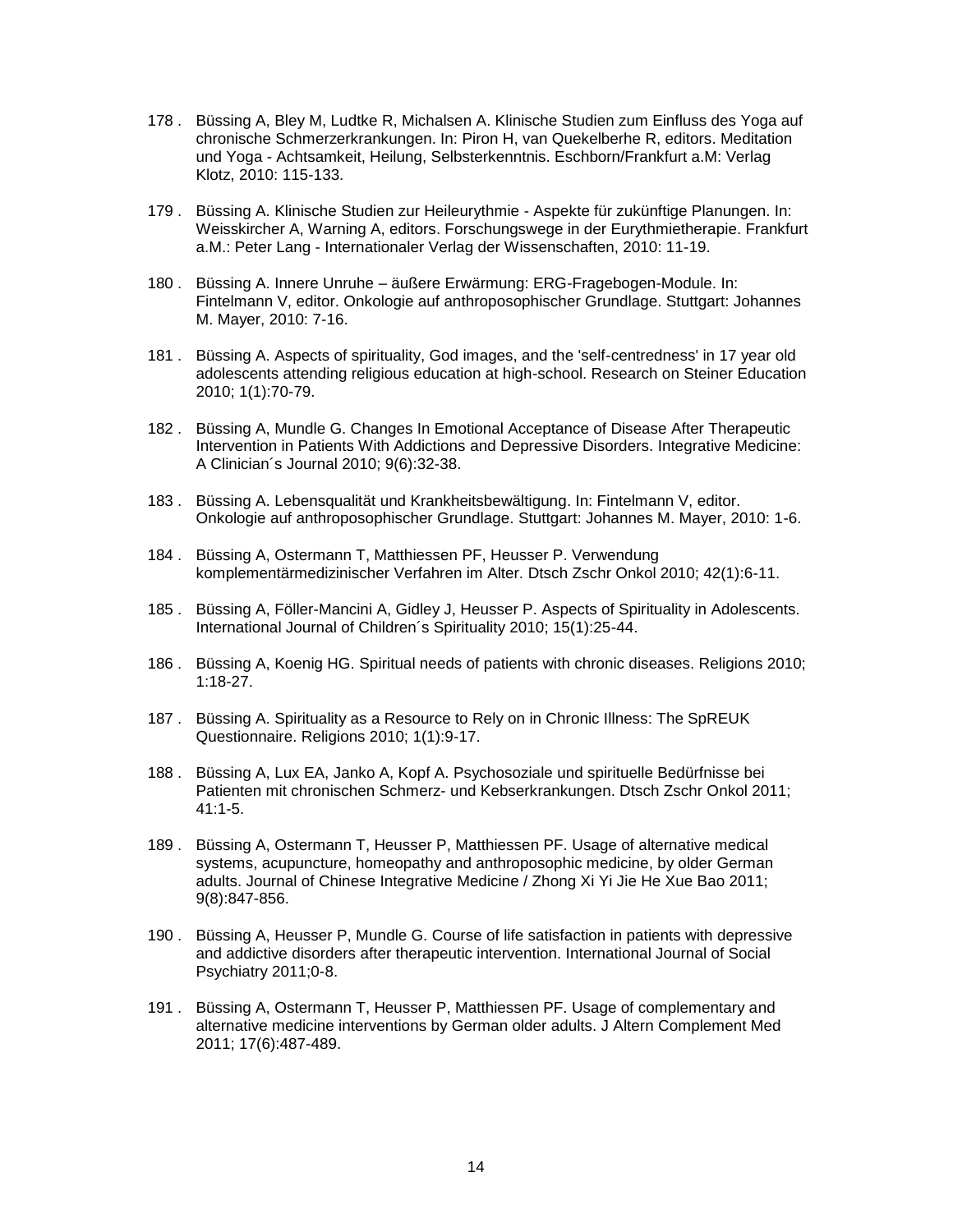178 . Büssing A, Bley M, Ludtke R, Michalsen A. Klinische Studien zum Einfluss des Yoga auf chronische Schmerzerkrankungen. In: Piron H, van Quekelberhe R, editors. Meditation und Yoga - Achtsamkeit, Heilung, Selbsterkenntnis. Eschborn/Frankfurt a.M: Verlag Klotz, 2010: 115-133.

179 . Büssing A. Klinische Studien zur Heileurythmie - Aspekte für zukünftige Planungen. In: Weisskircher A, Warning A, editors. Forschungswege in der Eurythmietherapie. Frankfurt a.M.: Peter Lang - Internationaler Verlag der Wissenschaften, 2010: 11-19.

180 . Büssing A. Innere Unruhe – äußere Erwärmung: ERG-Fragebogen-Module. In: Fintelmann V, editor. Onkologie auf anthroposophischer Grundlage. Stuttgart: Johannes M. Mayer, 2010: 7-16.

181 . Büssing A. Aspects of spirituality, God images, and the 'self-centredness' in 17 year old adolescents attending religious education at high-school. Research on Steiner Education 2010; 1(1):70-79.

182 . Büssing A, Mundle G. Changes In Emotional Acceptance of Disease After Therapeutic Intervention in Patients With Addictions and Depressive Disorders. Integrative Medicine: A Clinician´s Journal 2010; 9(6):32-38.

183 . Büssing A. Lebensqualität und Krankheitsbewältigung. In: Fintelmann V, editor. Onkologie auf anthroposophischer Grundlage. Stuttgart: Johannes M. Mayer, 2010: 1-6.

184 . Büssing A, Ostermann T, Matthiessen PF, Heusser P. Verwendung komplementärmedizinischer Verfahren im Alter. Dtsch Zschr Onkol 2010; 42(1):6-11.

185 . Büssing A, Föller-Mancini A, Gidley J, Heusser P. Aspects of Spirituality in Adolescents. International Journal of Children´s Spirituality 2010; 15(1):25-44.

186 . Büssing A, Koenig HG. Spiritual needs of patients with chronic diseases. Religions 2010; 1:18-27.

187 . Büssing A. Spirituality as a Resource to Rely on in Chronic Illness: The SpREUK Questionnaire. Religions 2010; 1(1):9-17.

188 . Büssing A, Lux EA, Janko A, Kopf A. Psychosoziale und spirituelle Bedürfnisse bei Patienten mit chronischen Schmerz- und Kebserkrankungen. Dtsch Zschr Onkol 2011; 41:1-5.

189 . Büssing A, Ostermann T, Heusser P, Matthiessen PF. Usage of alternative medical systems, acupuncture, homeopathy and anthroposophic medicine, by older German adults. Journal of Chinese Integrative Medicine / Zhong Xi Yi Jie He Xue Bao 2011; 9(8):847-856.

190 . Büssing A, Heusser P, Mundle G. Course of life satisfaction in patients with depressive and addictive disorders after therapeutic intervention. International Journal of Social Psychiatry 2011;0-8.

191 . Büssing A, Ostermann T, Heusser P, Matthiessen PF. Usage of complementary and alternative medicine interventions by German older adults. J Altern Complement Med 2011; 17(6):487-489.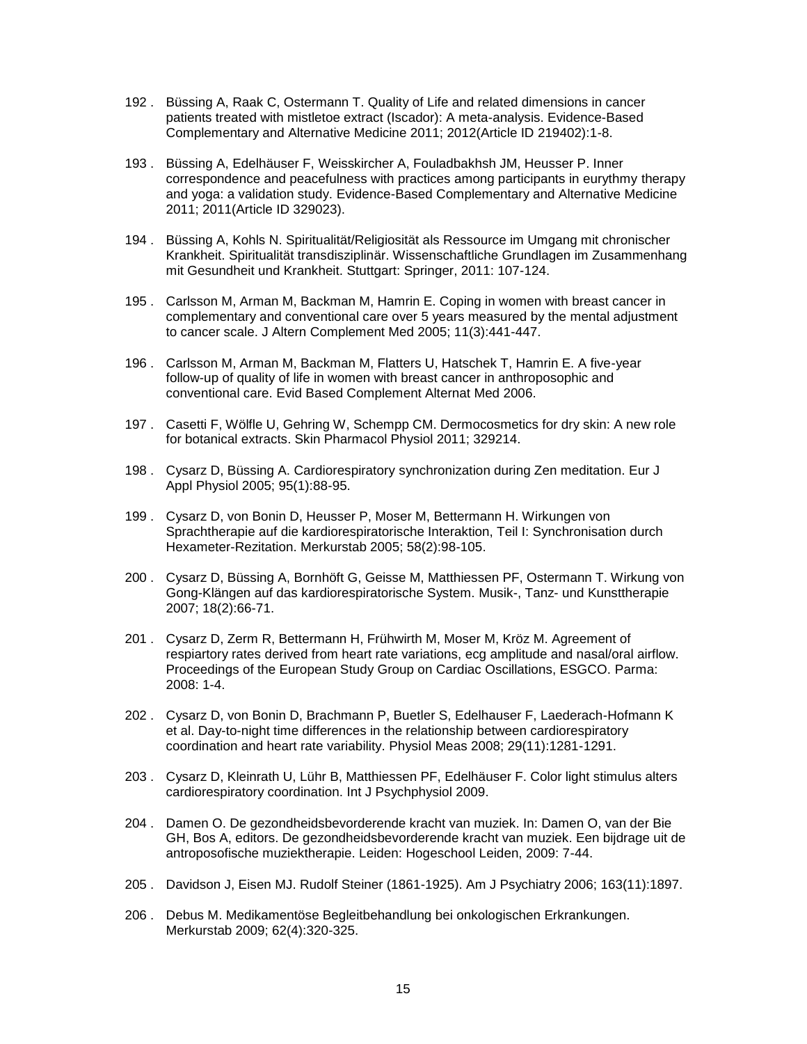192 . Büssing A, Raak C, Ostermann T. Quality of Life and related dimensions in cancer patients treated with mistletoe extract (Iscador): A meta-analysis. Evidence-Based Complementary and Alternative Medicine 2011; 2012(Article ID 219402):1-8.

193 . Büssing A, Edelhäuser F, Weisskircher A, Fouladbakhsh JM, Heusser P. Inner correspondence and peacefulness with practices among participants in eurythmy therapy and yoga: a validation study. Evidence-Based Complementary and Alternative Medicine 2011; 2011(Article ID 329023).

194 . Büssing A, Kohls N. Spiritualität/Religiosität als Ressource im Umgang mit chronischer Krankheit. Spiritualität transdisziplinär. Wissenschaftliche Grundlagen im Zusammenhang mit Gesundheit und Krankheit. Stuttgart: Springer, 2011: 107-124.

195 . Carlsson M, Arman M, Backman M, Hamrin E. Coping in women with breast cancer in complementary and conventional care over 5 years measured by the mental adjustment to cancer scale. J Altern Complement Med 2005; 11(3):441-447.

196 . Carlsson M, Arman M, Backman M, Flatters U, Hatschek T, Hamrin E. A five-year follow-up of quality of life in women with breast cancer in anthroposophic and conventional care. Evid Based Complement Alternat Med 2006.

197 . Casetti F, Wölfle U, Gehring W, Schempp CM. Dermocosmetics for dry skin: A new role for botanical extracts. Skin Pharmacol Physiol 2011; 329214.

198 . Cysarz D, Büssing A. Cardiorespiratory synchronization during Zen meditation. Eur J Appl Physiol 2005; 95(1):88-95.

199 . Cysarz D, von Bonin D, Heusser P, Moser M, Bettermann H. Wirkungen von Sprachtherapie auf die kardiorespiratorische Interaktion, Teil I: Synchronisation durch Hexameter-Rezitation. Merkurstab 2005; 58(2):98-105.

200 . Cysarz D, Büssing A, Bornhöft G, Geisse M, Matthiessen PF, Ostermann T. Wirkung von Gong-Klängen auf das kardiorespiratorische System. Musik-, Tanz- und Kunsttherapie 2007; 18(2):66-71.

201 . Cysarz D, Zerm R, Bettermann H, Frühwirth M, Moser M, Kröz M. Agreement of respiartory rates derived from heart rate variations, ecg amplitude and nasal/oral airflow. Proceedings of the European Study Group on Cardiac Oscillations, ESGCO. Parma: 2008: 1-4.

202 . Cysarz D, von Bonin D, Brachmann P, Buetler S, Edelhauser F, Laederach-Hofmann K et al. Day-to-night time differences in the relationship between cardiorespiratory coordination and heart rate variability. Physiol Meas 2008; 29(11):1281-1291.

203 . Cysarz D, Kleinrath U, Lühr B, Matthiessen PF, Edelhäuser F. Color light stimulus alters cardiorespiratory coordination. Int J Psychphysiol 2009.

204 . Damen O. De gezondheidsbevorderende kracht van muziek. In: Damen O, van der Bie GH, Bos A, editors. De gezondheidsbevorderende kracht van muziek. Een bijdrage uit de antroposofische muziektherapie. Leiden: Hogeschool Leiden, 2009: 7-44.

205 . Davidson J, Eisen MJ. Rudolf Steiner (1861-1925). Am J Psychiatry 2006; 163(11):1897.

206 . Debus M. Medikamentöse Begleitbehandlung bei onkologischen Erkrankungen. Merkurstab 2009; 62(4):320-325.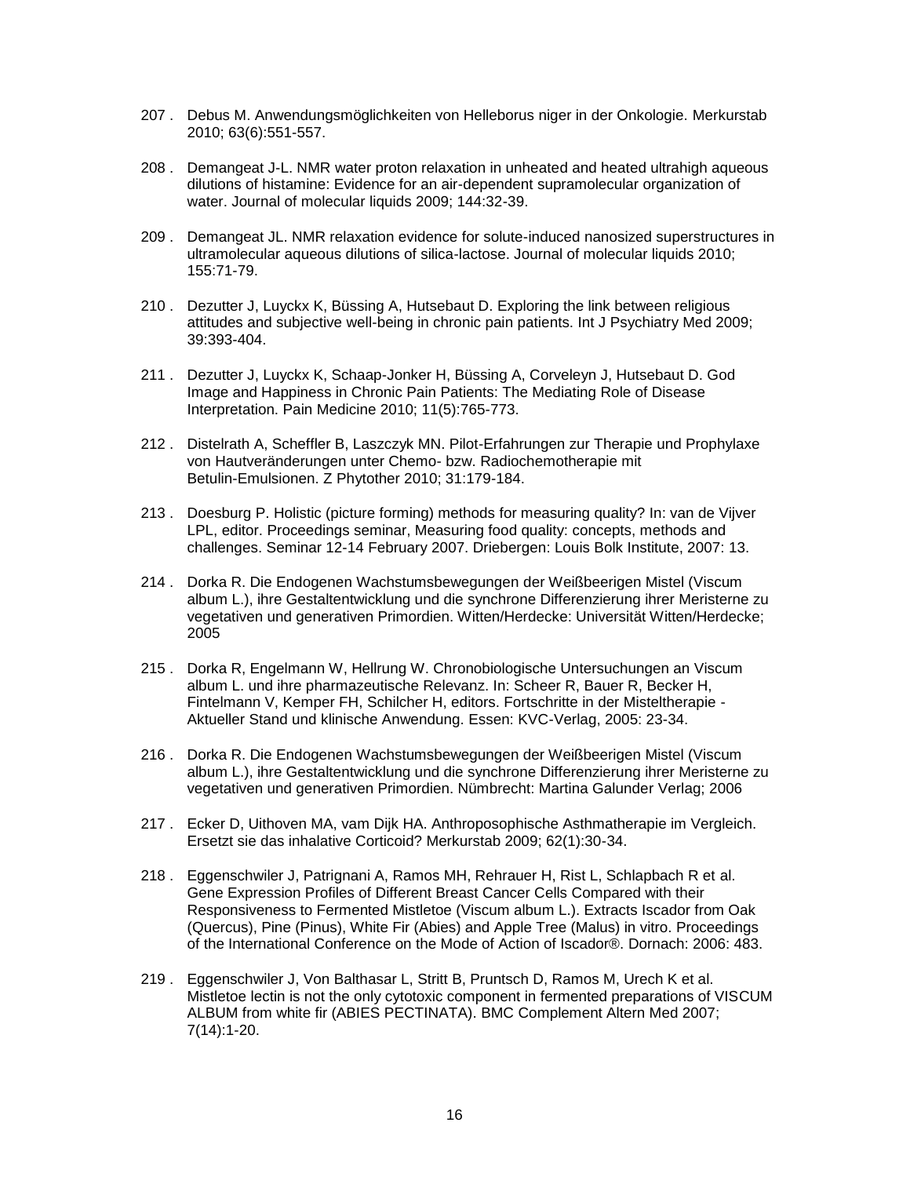207 . Debus M. Anwendungsmöglichkeiten von Helleborus niger in der Onkologie. Merkurstab 2010; 63(6):551-557.

208 . Demangeat J-L. NMR water proton relaxation in unheated and heated ultrahigh aqueous dilutions of histamine: Evidence for an air-dependent supramolecular organization of water. Journal of molecular liquids 2009; 144:32-39.

209 . Demangeat JL. NMR relaxation evidence for solute-induced nanosized superstructures in ultramolecular aqueous dilutions of silica-lactose. Journal of molecular liquids 2010; 155:71-79.

210 . Dezutter J, Luyckx K, Büssing A, Hutsebaut D. Exploring the link between religious attitudes and subjective well-being in chronic pain patients. Int J Psychiatry Med 2009; 39:393-404.

211 . Dezutter J, Luyckx K, Schaap-Jonker H, Büssing A, Corveleyn J, Hutsebaut D. God Image and Happiness in Chronic Pain Patients: The Mediating Role of Disease Interpretation. Pain Medicine 2010; 11(5):765-773.

212 . Distelrath A, Scheffler B, Laszczyk MN. Pilot-Erfahrungen zur Therapie und Prophylaxe von Hautveränderungen unter Chemo- bzw. Radiochemotherapie mit Betulin-Emulsionen. Z Phytother 2010; 31:179-184.

213 . Doesburg P. Holistic (picture forming) methods for measuring quality? In: van de Vijver LPL, editor. Proceedings seminar, Measuring food quality: concepts, methods and challenges. Seminar 12-14 February 2007. Driebergen: Louis Bolk Institute, 2007: 13.

214 . Dorka R. Die Endogenen Wachstumsbewegungen der Weißbeerigen Mistel (Viscum album L.), ihre Gestaltentwicklung und die synchrone Differenzierung ihrer Meristerne zu vegetativen und generativen Primordien. Witten/Herdecke: Universität Witten/Herdecke; 2005

215 . Dorka R, Engelmann W, Hellrung W. Chronobiologische Untersuchungen an Viscum album L. und ihre pharmazeutische Relevanz. In: Scheer R, Bauer R, Becker H, Fintelmann V, Kemper FH, Schilcher H, editors. Fortschritte in der Misteltherapie - Aktueller Stand und klinische Anwendung. Essen: KVC-Verlag, 2005: 23-34.

216 . Dorka R. Die Endogenen Wachstumsbewegungen der Weißbeerigen Mistel (Viscum album L.), ihre Gestaltentwicklung und die synchrone Differenzierung ihrer Meristerne zu vegetativen und generativen Primordien. Nümbrecht: Martina Galunder Verlag; 2006

217 . Ecker D, Uithoven MA, vam Dijk HA. Anthroposophische Asthmatherapie im Vergleich. Ersetzt sie das inhalative Corticoid? Merkurstab 2009; 62(1):30-34.

218 . Eggenschwiler J, Patrignani A, Ramos MH, Rehrauer H, Rist L, Schlapbach R et al. Gene Expression Profiles of Different Breast Cancer Cells Compared with their Responsiveness to Fermented Mistletoe (Viscum album L.). Extracts Iscador from Oak (Quercus), Pine (Pinus), White Fir (Abies) and Apple Tree (Malus) in vitro. Proceedings of the International Conference on the Mode of Action of Iscador®. Dornach: 2006: 483.

219 . Eggenschwiler J, Von Balthasar L, Stritt B, Pruntsch D, Ramos M, Urech K et al. Mistletoe lectin is not the only cytotoxic component in fermented preparations of VISCUM ALBUM from white fir (ABIES PECTINATA). BMC Complement Altern Med 2007; 7(14):1-20.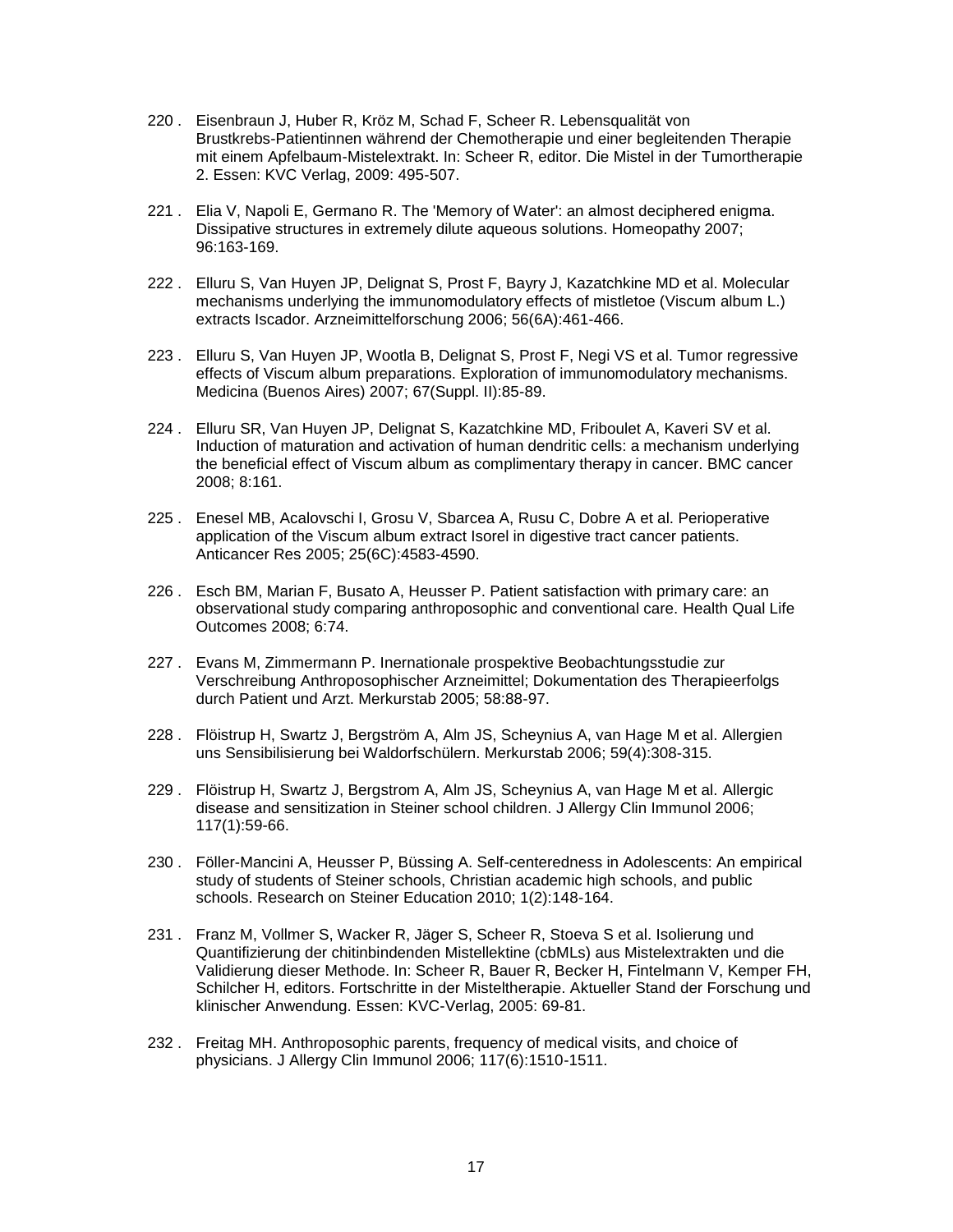220 . Eisenbraun J, Huber R, Kröz M, Schad F, Scheer R. Lebensqualität von Brustkrebs-Patientinnen während der Chemotherapie und einer begleitenden Therapie mit einem Apfelbaum-Mistelextrakt. In: Scheer R, editor. Die Mistel in der Tumortherapie 2. Essen: KVC Verlag, 2009: 495-507.

221 . Elia V, Napoli E, Germano R. The 'Memory of Water': an almost deciphered enigma. Dissipative structures in extremely dilute aqueous solutions. Homeopathy 2007; 96:163-169.

222 . Elluru S, Van Huyen JP, Delignat S, Prost F, Bayry J, Kazatchkine MD et al. Molecular mechanisms underlying the immunomodulatory effects of mistletoe (Viscum album L.) extracts Iscador. Arzneimittelforschung 2006; 56(6A):461-466.

223 . Elluru S, Van Huyen JP, Wootla B, Delignat S, Prost F, Negi VS et al. Tumor regressive effects of Viscum album preparations. Exploration of immunomodulatory mechanisms. Medicina (Buenos Aires) 2007; 67(Suppl. II):85-89.

224 . Elluru SR, Van Huyen JP, Delignat S, Kazatchkine MD, Friboulet A, Kaveri SV et al. Induction of maturation and activation of human dendritic cells: a mechanism underlying the beneficial effect of Viscum album as complimentary therapy in cancer. BMC cancer 2008; 8:161.

225 . Enesel MB, Acalovschi I, Grosu V, Sbarcea A, Rusu C, Dobre A et al. Perioperative application of the Viscum album extract Isorel in digestive tract cancer patients. Anticancer Res 2005; 25(6C):4583-4590.

226 . Esch BM, Marian F, Busato A, Heusser P. Patient satisfaction with primary care: an observational study comparing anthroposophic and conventional care. Health Qual Life Outcomes 2008; 6:74.

227 . Evans M, Zimmermann P. Inernationale prospektive Beobachtungsstudie zur Verschreibung Anthroposophischer Arzneimittel; Dokumentation des Therapieerfolgs durch Patient und Arzt. Merkurstab 2005; 58:88-97.

228 . Flöistrup H, Swartz J, Bergström A, Alm JS, Scheynius A, van Hage M et al. Allergien uns Sensibilisierung bei Waldorfschülern. Merkurstab 2006; 59(4):308-315.

229 . Flöistrup H, Swartz J, Bergstrom A, Alm JS, Scheynius A, van Hage M et al. Allergic disease and sensitization in Steiner school children. J Allergy Clin Immunol 2006; 117(1):59-66.

230 . Föller-Mancini A, Heusser P, Büssing A. Self-centeredness in Adolescents: An empirical study of students of Steiner schools, Christian academic high schools, and public schools. Research on Steiner Education 2010; 1(2):148-164.

231 . Franz M, Vollmer S, Wacker R, Jäger S, Scheer R, Stoeva S et al. Isolierung und Quantifizierung der chitinbindenden Mistellektine (cbMLs) aus Mistelextrakten und die Validierung dieser Methode. In: Scheer R, Bauer R, Becker H, Fintelmann V, Kemper FH, Schilcher H, editors. Fortschritte in der Misteltherapie. Aktueller Stand der Forschung und klinischer Anwendung. Essen: KVC-Verlag, 2005: 69-81.

232 . Freitag MH. Anthroposophic parents, frequency of medical visits, and choice of physicians. J Allergy Clin Immunol 2006; 117(6):1510-1511.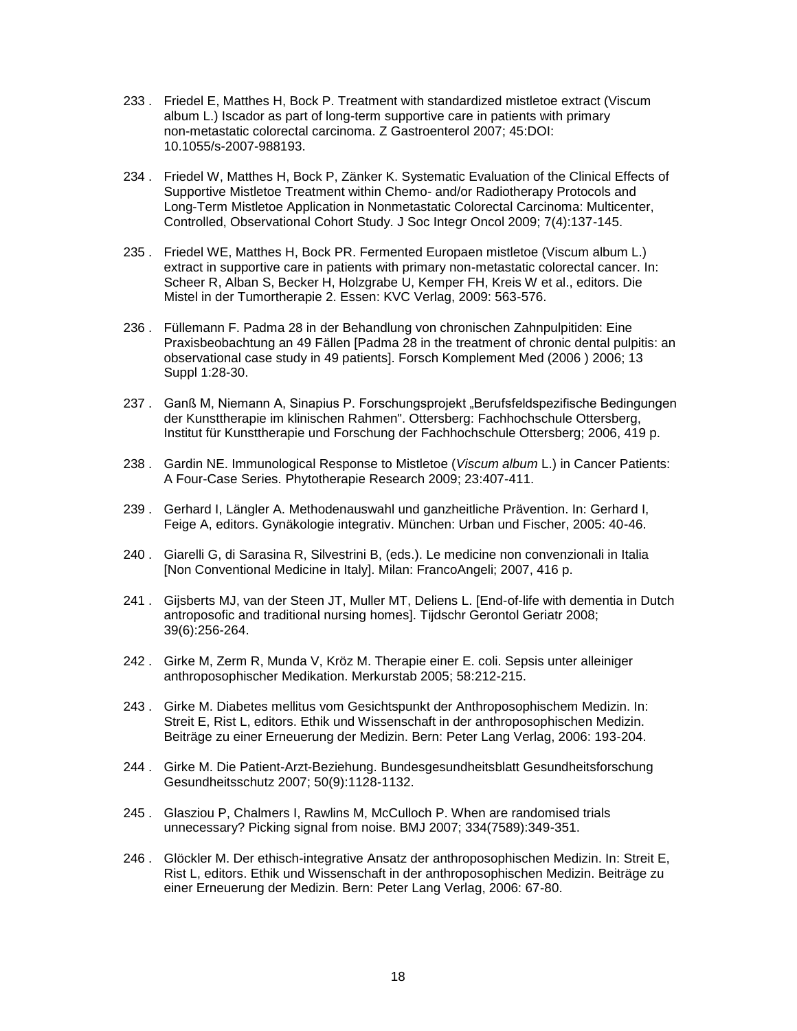233 . Friedel E, Matthes H, Bock P. Treatment with standardized mistletoe extract (Viscum album L.) Iscador as part of long-term supportive care in patients with primary non-metastatic colorectal carcinoma. Z Gastroenterol 2007; 45:DOI: 10.1055/s-2007-988193.

234 . Friedel W, Matthes H, Bock P, Zänker K. Systematic Evaluation of the Clinical Effects of Supportive Mistletoe Treatment within Chemo- and/or Radiotherapy Protocols and Long-Term Mistletoe Application in Nonmetastatic Colorectal Carcinoma: Multicenter, Controlled, Observational Cohort Study. J Soc Integr Oncol 2009; 7(4):137-145.

235 . Friedel WE, Matthes H, Bock PR. Fermented Europaen mistletoe (Viscum album L.) extract in supportive care in patients with primary non-metastatic colorectal cancer. In: Scheer R, Alban S, Becker H, Holzgrabe U, Kemper FH, Kreis W et al., editors. Die Mistel in der Tumortherapie 2. Essen: KVC Verlag, 2009: 563-576.

236 . Füllemann F. Padma 28 in der Behandlung von chronischen Zahnpulpitiden: Eine Praxisbeobachtung an 49 Fällen [Padma 28 in the treatment of chronic dental pulpitis: an observational case study in 49 patients]. Forsch Komplement Med (2006 ) 2006; 13 Suppl 1:28-30.

237 . Ganß M, Niemann A, Sinapius P. Forschungsprojekt „Berufsfeldspezifische Bedingungen der Kunsttherapie im klinischen Rahmen". Ottersberg: Fachhochschule Ottersberg, Institut für Kunsttherapie und Forschung der Fachhochschule Ottersberg; 2006, 419 p.

238 . Gardin NE. Immunological Response to Mistletoe (*Viscum album* L.) in Cancer Patients: A Four-Case Series. Phytotherapie Research 2009; 23:407-411.

239 . Gerhard I, Längler A. Methodenauswahl und ganzheitliche Prävention. In: Gerhard I, Feige A, editors. Gynäkologie integrativ. München: Urban und Fischer, 2005: 40-46.

240 . Giarelli G, di Sarasina R, Silvestrini B, (eds.). Le medicine non convenzionali in Italia [Non Conventional Medicine in Italy]. Milan: FrancoAngeli; 2007, 416 p.

241 . Gijsberts MJ, van der Steen JT, Muller MT, Deliens L. [End-of-life with dementia in Dutch antroposofic and traditional nursing homes]. Tijdschr Gerontol Geriatr 2008; 39(6):256-264.

242 . Girke M, Zerm R, Munda V, Kröz M. Therapie einer E. coli. Sepsis unter alleiniger anthroposophischer Medikation. Merkurstab 2005; 58:212-215.

243 . Girke M. Diabetes mellitus vom Gesichtspunkt der Anthroposophischem Medizin. In: Streit E, Rist L, editors. Ethik und Wissenschaft in der anthroposophischen Medizin. Beiträge zu einer Erneuerung der Medizin. Bern: Peter Lang Verlag, 2006: 193-204.

244 . Girke M. Die Patient-Arzt-Beziehung. Bundesgesundheitsblatt Gesundheitsforschung Gesundheitsschutz 2007; 50(9):1128-1132.

245 . Glasziou P, Chalmers I, Rawlins M, McCulloch P. When are randomised trials unnecessary? Picking signal from noise. BMJ 2007; 334(7589):349-351.

246 . Glöckler M. Der ethisch-integrative Ansatz der anthroposophischen Medizin. In: Streit E, Rist L, editors. Ethik und Wissenschaft in der anthroposophischen Medizin. Beiträge zu einer Erneuerung der Medizin. Bern: Peter Lang Verlag, 2006: 67-80.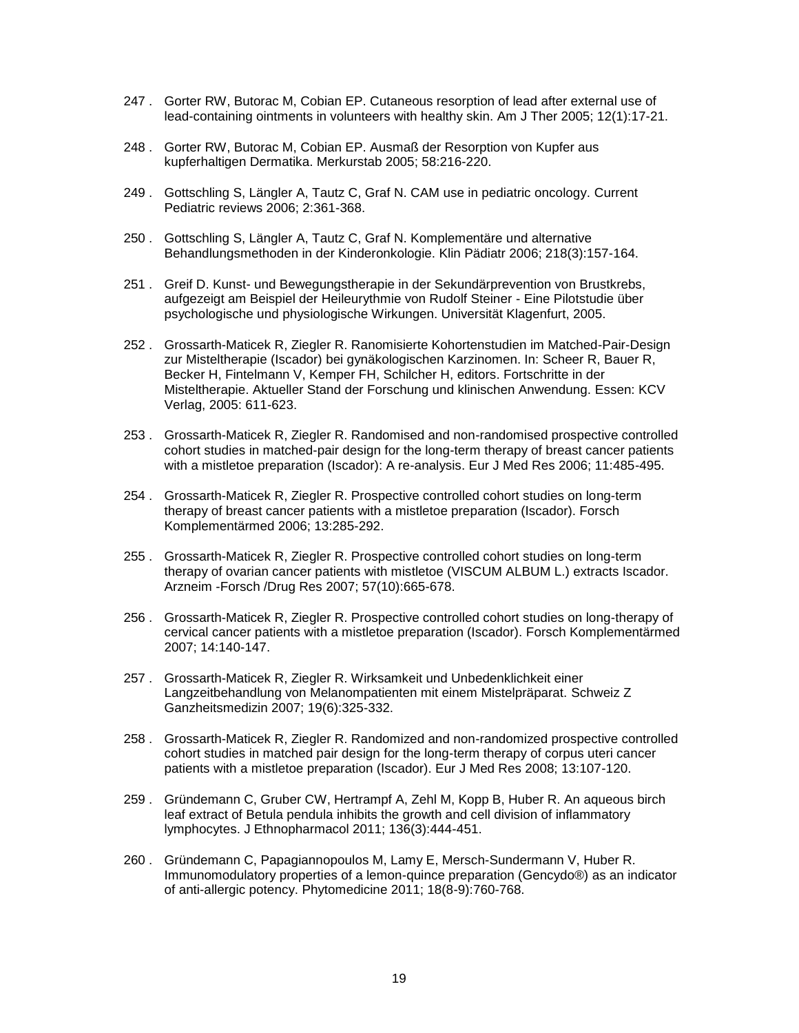247 . Gorter RW, Butorac M, Cobian EP. Cutaneous resorption of lead after external use of lead-containing ointments in volunteers with healthy skin. Am J Ther 2005; 12(1):17-21.

248 . Gorter RW, Butorac M, Cobian EP. Ausmaß der Resorption von Kupfer aus kupferhaltigen Dermatika. Merkurstab 2005; 58:216-220.

249 . Gottschling S, Längler A, Tautz C, Graf N. CAM use in pediatric oncology. Current Pediatric reviews 2006; 2:361-368.

250 . Gottschling S, Längler A, Tautz C, Graf N. Komplementäre und alternative Behandlungsmethoden in der Kinderonkologie. Klin Pädiatr 2006; 218(3):157-164.

251 . Greif D. Kunst- und Bewegungstherapie in der Sekundärprevention von Brustkrebs, aufgezeigt am Beispiel der Heileurythmie von Rudolf Steiner - Eine Pilotstudie über psychologische und physiologische Wirkungen. Universität Klagenfurt, 2005.

252 . Grossarth-Maticek R, Ziegler R. Ranomisierte Kohortenstudien im Matched-Pair-Design zur Misteltherapie (Iscador) bei gynäkologischen Karzinomen. In: Scheer R, Bauer R, Becker H, Fintelmann V, Kemper FH, Schilcher H, editors. Fortschritte in der Misteltherapie. Aktueller Stand der Forschung und klinischen Anwendung. Essen: KCV Verlag, 2005: 611-623.

253 . Grossarth-Maticek R, Ziegler R. Randomised and non-randomised prospective controlled cohort studies in matched-pair design for the long-term therapy of breast cancer patients with a mistletoe preparation (Iscador): A re-analysis. Eur J Med Res 2006; 11:485-495.

254 . Grossarth-Maticek R, Ziegler R. Prospective controlled cohort studies on long-term therapy of breast cancer patients with a mistletoe preparation (Iscador). Forsch Komplementärmed 2006; 13:285-292.

255 . Grossarth-Maticek R, Ziegler R. Prospective controlled cohort studies on long-term therapy of ovarian cancer patients with mistletoe (VISCUM ALBUM L.) extracts Iscador. Arzneim -Forsch /Drug Res 2007; 57(10):665-678.

256 . Grossarth-Maticek R, Ziegler R. Prospective controlled cohort studies on long-therapy of cervical cancer patients with a mistletoe preparation (Iscador). Forsch Komplementärmed 2007; 14:140-147.

257 . Grossarth-Maticek R, Ziegler R. Wirksamkeit und Unbedenklichkeit einer Langzeitbehandlung von Melanompatienten mit einem Mistelpräparat. Schweiz Z Ganzheitsmedizin 2007; 19(6):325-332.

258 . Grossarth-Maticek R, Ziegler R. Randomized and non-randomized prospective controlled cohort studies in matched pair design for the long-term therapy of corpus uteri cancer patients with a mistletoe preparation (Iscador). Eur J Med Res 2008; 13:107-120.

259 . Gründemann C, Gruber CW, Hertrampf A, Zehl M, Kopp B, Huber R. An aqueous birch leaf extract of Betula pendula inhibits the growth and cell division of inflammatory lymphocytes. J Ethnopharmacol 2011; 136(3):444-451.

260 . Gründemann C, Papagiannopoulos M, Lamy E, Mersch-Sundermann V, Huber R. Immunomodulatory properties of a lemon-quince preparation (Gencydo®) as an indicator of anti-allergic potency. Phytomedicine 2011; 18(8-9):760-768.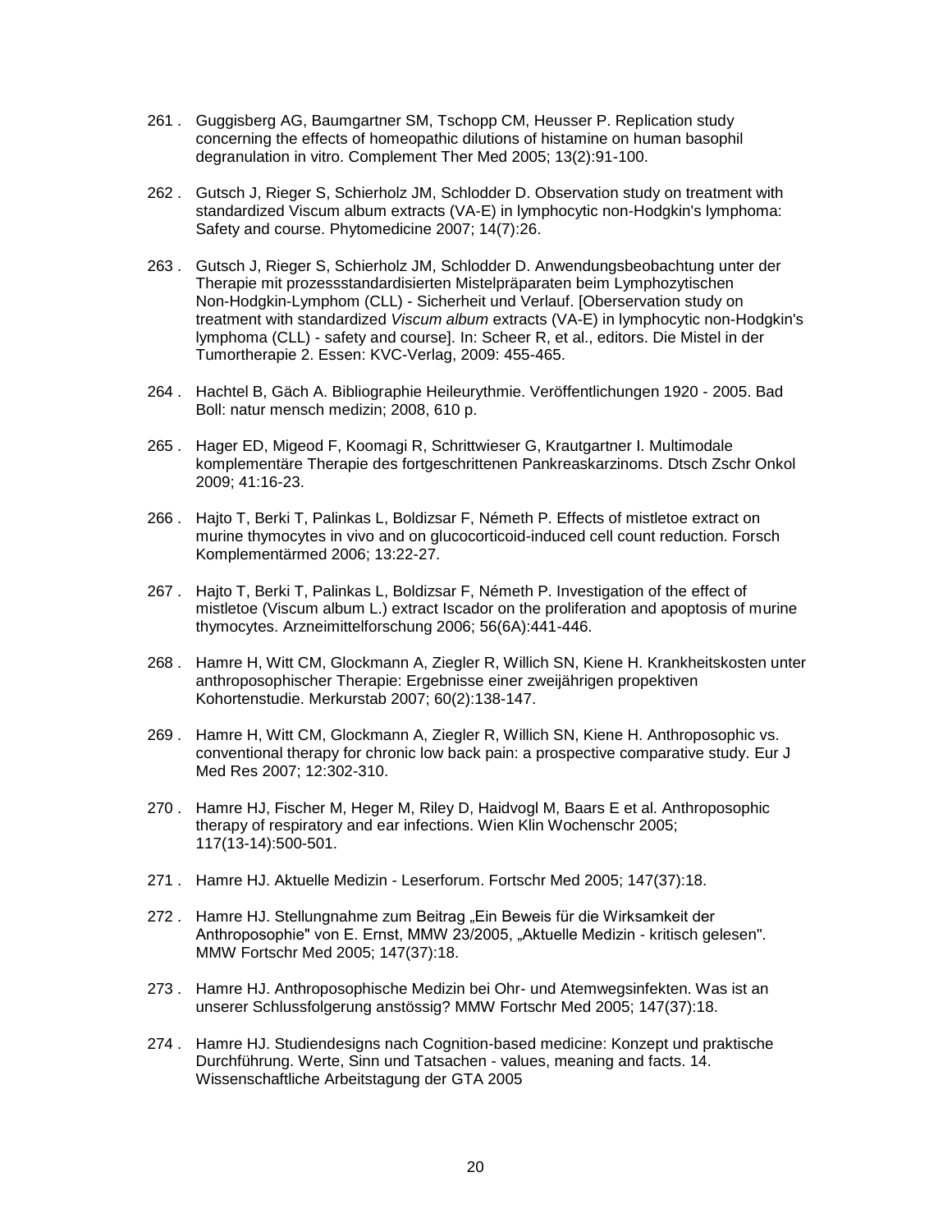261 . Guggisberg AG, Baumgartner SM, Tschopp CM, Heusser P. Replication study concerning the effects of homeopathic dilutions of histamine on human basophil degranulation in vitro. Complement Ther Med 2005; 13(2):91-100.

262 . Gutsch J, Rieger S, Schierholz JM, Schlodder D. Observation study on treatment with standardized Viscum album extracts (VA-E) in lymphocytic non-Hodgkin's lymphoma: Safety and course. Phytomedicine 2007; 14(7):26.

263 . Gutsch J, Rieger S, Schierholz JM, Schlodder D. Anwendungsbeobachtung unter der Therapie mit prozessstandardisierten Mistelpräparaten beim Lymphozytischen Non-Hodgkin-Lymphom (CLL) - Sicherheit und Verlauf. [Oberservation study on treatment with standardized *Viscum album* extracts (VA-E) in lymphocytic non-Hodgkin's lymphoma (CLL) - safety and course]. In: Scheer R, et al., editors. Die Mistel in der Tumortherapie 2. Essen: KVC-Verlag, 2009: 455-465.

264 . Hachtel B, Gäch A. Bibliographie Heileurythmie. Veröffentlichungen 1920 - 2005. Bad Boll: natur mensch medizin; 2008, 610 p.

265 . Hager ED, Migeod F, Koomagi R, Schrittwieser G, Krautgartner I. Multimodale komplementäre Therapie des fortgeschrittenen Pankreaskarzinoms. Dtsch Zschr Onkol 2009; 41:16-23.

266 . Hajto T, Berki T, Palinkas L, Boldizsar F, Németh P. Effects of mistletoe extract on murine thymocytes in vivo and on glucocorticoid-induced cell count reduction. Forsch Komplementärmed 2006; 13:22-27.

267 . Hajto T, Berki T, Palinkas L, Boldizsar F, Németh P. Investigation of the effect of mistletoe (Viscum album L.) extract Iscador on the proliferation and apoptosis of murine thymocytes. Arzneimittelforschung 2006; 56(6A):441-446.

268 . Hamre H, Witt CM, Glockmann A, Ziegler R, Willich SN, Kiene H. Krankheitskosten unter anthroposophischer Therapie: Ergebnisse einer zweijährigen propektiven Kohortenstudie. Merkurstab 2007; 60(2):138-147.

269 . Hamre H, Witt CM, Glockmann A, Ziegler R, Willich SN, Kiene H. Anthroposophic vs. conventional therapy for chronic low back pain: a prospective comparative study. Eur J Med Res 2007; 12:302-310.

270 . Hamre HJ, Fischer M, Heger M, Riley D, Haidvogl M, Baars E et al. Anthroposophic therapy of respiratory and ear infections. Wien Klin Wochenschr 2005; 117(13-14):500-501.

271 . Hamre HJ. Aktuelle Medizin - Leserforum. Fortschr Med 2005; 147(37):18.

272 . Hamre HJ. Stellungnahme zum Beitrag „Ein Beweis für die Wirksamkeit der Anthroposophie" von E. Ernst, MMW 23/2005, „Aktuelle Medizin - kritisch gelesen". MMW Fortschr Med 2005; 147(37):18.

273 . Hamre HJ. Anthroposophische Medizin bei Ohr- und Atemwegsinfekten. Was ist an unserer Schlussfolgerung anstössig? MMW Fortschr Med 2005; 147(37):18.

274 . Hamre HJ. Studiendesigns nach Cognition-based medicine: Konzept und praktische Durchführung. Werte, Sinn und Tatsachen - values, meaning and facts. 14. Wissenschaftliche Arbeitstagung der GTA 2005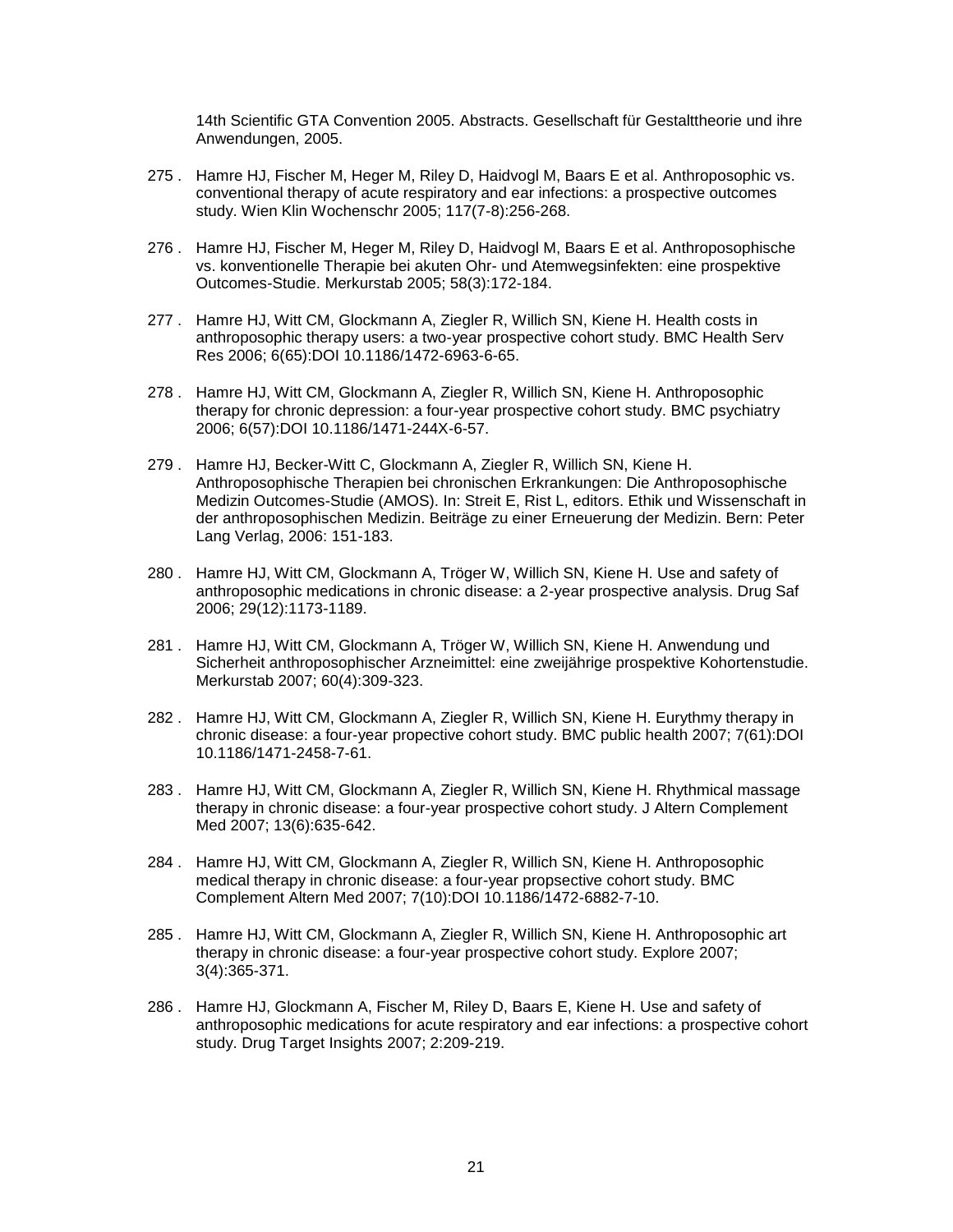14th Scientific GTA Convention 2005. Abstracts. Gesellschaft für Gestalttheorie und ihre Anwendungen, 2005.

275 . Hamre HJ, Fischer M, Heger M, Riley D, Haidvogl M, Baars E et al. Anthroposophic vs. conventional therapy of acute respiratory and ear infections: a prospective outcomes study. Wien Klin Wochenschr 2005; 117(7-8):256-268.

276 . Hamre HJ, Fischer M, Heger M, Riley D, Haidvogl M, Baars E et al. Anthroposophische vs. konventionelle Therapie bei akuten Ohr- und Atemwegsinfekten: eine prospektive Outcomes-Studie. Merkurstab 2005; 58(3):172-184.

277 . Hamre HJ, Witt CM, Glockmann A, Ziegler R, Willich SN, Kiene H. Health costs in anthroposophic therapy users: a two-year prospective cohort study. BMC Health Serv Res 2006; 6(65):DOI 10.1186/1472-6963-6-65.

278 . Hamre HJ, Witt CM, Glockmann A, Ziegler R, Willich SN, Kiene H. Anthroposophic therapy for chronic depression: a four-year prospective cohort study. BMC psychiatry 2006; 6(57):DOI 10.1186/1471-244X-6-57.

279 . Hamre HJ, Becker-Witt C, Glockmann A, Ziegler R, Willich SN, Kiene H. Anthroposophische Therapien bei chronischen Erkrankungen: Die Anthroposophische Medizin Outcomes-Studie (AMOS). In: Streit E, Rist L, editors. Ethik und Wissenschaft in der anthroposophischen Medizin. Beiträge zu einer Erneuerung der Medizin. Bern: Peter Lang Verlag, 2006: 151-183.

280 . Hamre HJ, Witt CM, Glockmann A, Tröger W, Willich SN, Kiene H. Use and safety of anthroposophic medications in chronic disease: a 2-year prospective analysis. Drug Saf 2006; 29(12):1173-1189.

281 . Hamre HJ, Witt CM, Glockmann A, Tröger W, Willich SN, Kiene H. Anwendung und Sicherheit anthroposophischer Arzneimittel: eine zweijährige prospektive Kohortenstudie. Merkurstab 2007; 60(4):309-323.

282 . Hamre HJ, Witt CM, Glockmann A, Ziegler R, Willich SN, Kiene H. Eurythmy therapy in chronic disease: a four-year propective cohort study. BMC public health 2007; 7(61):DOI 10.1186/1471-2458-7-61.

283 . Hamre HJ, Witt CM, Glockmann A, Ziegler R, Willich SN, Kiene H. Rhythmical massage therapy in chronic disease: a four-year prospective cohort study. J Altern Complement Med 2007; 13(6):635-642.

284 . Hamre HJ, Witt CM, Glockmann A, Ziegler R, Willich SN, Kiene H. Anthroposophic medical therapy in chronic disease: a four-year propsective cohort study. BMC Complement Altern Med 2007; 7(10):DOI 10.1186/1472-6882-7-10.

285 . Hamre HJ, Witt CM, Glockmann A, Ziegler R, Willich SN, Kiene H. Anthroposophic art therapy in chronic disease: a four-year prospective cohort study. Explore 2007; 3(4):365-371.

286 . Hamre HJ, Glockmann A, Fischer M, Riley D, Baars E, Kiene H. Use and safety of anthroposophic medications for acute respiratory and ear infections: a prospective cohort study. Drug Target Insights 2007; 2:209-219.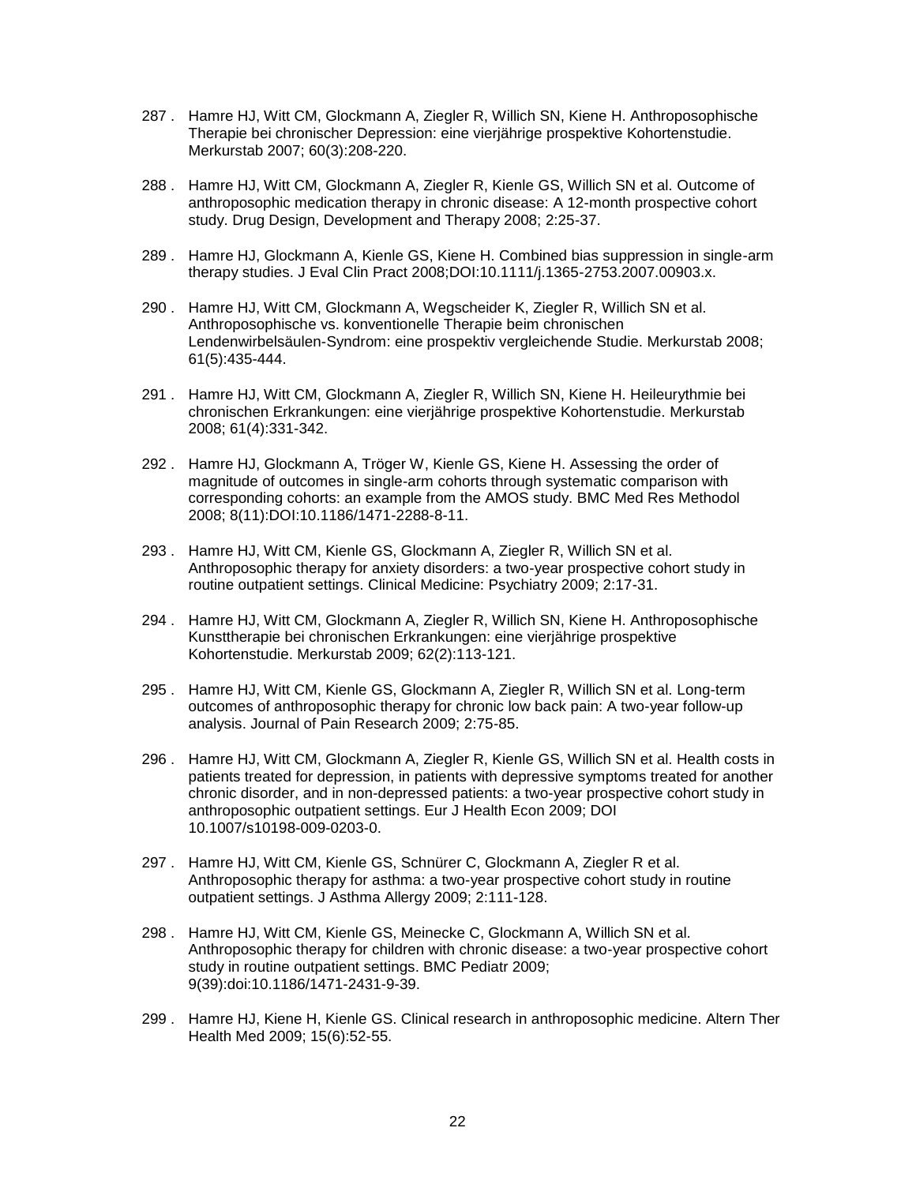287 . Hamre HJ, Witt CM, Glockmann A, Ziegler R, Willich SN, Kiene H. Anthroposophische Therapie bei chronischer Depression: eine vierjährige prospektive Kohortenstudie. Merkurstab 2007; 60(3):208-220.

288 . Hamre HJ, Witt CM, Glockmann A, Ziegler R, Kienle GS, Willich SN et al. Outcome of anthroposophic medication therapy in chronic disease: A 12-month prospective cohort study. Drug Design, Development and Therapy 2008; 2:25-37.

289 . Hamre HJ, Glockmann A, Kienle GS, Kiene H. Combined bias suppression in single-arm therapy studies. J Eval Clin Pract 2008;DOI:10.1111/j.1365-2753.2007.00903.x.

290 . Hamre HJ, Witt CM, Glockmann A, Wegscheider K, Ziegler R, Willich SN et al. Anthroposophische vs. konventionelle Therapie beim chronischen Lendenwirbelsäulen-Syndrom: eine prospektiv vergleichende Studie. Merkurstab 2008; 61(5):435-444.

291 . Hamre HJ, Witt CM, Glockmann A, Ziegler R, Willich SN, Kiene H. Heileurythmie bei chronischen Erkrankungen: eine vierjährige prospektive Kohortenstudie. Merkurstab 2008; 61(4):331-342.

292 . Hamre HJ, Glockmann A, Tröger W, Kienle GS, Kiene H. Assessing the order of magnitude of outcomes in single-arm cohorts through systematic comparison with corresponding cohorts: an example from the AMOS study. BMC Med Res Methodol 2008; 8(11):DOI:10.1186/1471-2288-8-11.

293 . Hamre HJ, Witt CM, Kienle GS, Glockmann A, Ziegler R, Willich SN et al. Anthroposophic therapy for anxiety disorders: a two-year prospective cohort study in routine outpatient settings. Clinical Medicine: Psychiatry 2009; 2:17-31.

294 . Hamre HJ, Witt CM, Glockmann A, Ziegler R, Willich SN, Kiene H. Anthroposophische Kunsttherapie bei chronischen Erkrankungen: eine vierjährige prospektive Kohortenstudie. Merkurstab 2009; 62(2):113-121.

295 . Hamre HJ, Witt CM, Kienle GS, Glockmann A, Ziegler R, Willich SN et al. Long-term outcomes of anthroposophic therapy for chronic low back pain: A two-year follow-up analysis. Journal of Pain Research 2009; 2:75-85.

296 . Hamre HJ, Witt CM, Glockmann A, Ziegler R, Kienle GS, Willich SN et al. Health costs in patients treated for depression, in patients with depressive symptoms treated for another chronic disorder, and in non-depressed patients: a two-year prospective cohort study in anthroposophic outpatient settings. Eur J Health Econ 2009; DOI 10.1007/s10198-009-0203-0.

297 . Hamre HJ, Witt CM, Kienle GS, Schnürer C, Glockmann A, Ziegler R et al. Anthroposophic therapy for asthma: a two-year prospective cohort study in routine outpatient settings. J Asthma Allergy 2009; 2:111-128.

298 . Hamre HJ, Witt CM, Kienle GS, Meinecke C, Glockmann A, Willich SN et al. Anthroposophic therapy for children with chronic disease: a two-year prospective cohort study in routine outpatient settings. BMC Pediatr 2009; 9(39):doi:10.1186/1471-2431-9-39.

299 . Hamre HJ, Kiene H, Kienle GS. Clinical research in anthroposophic medicine. Altern Ther Health Med 2009; 15(6):52-55.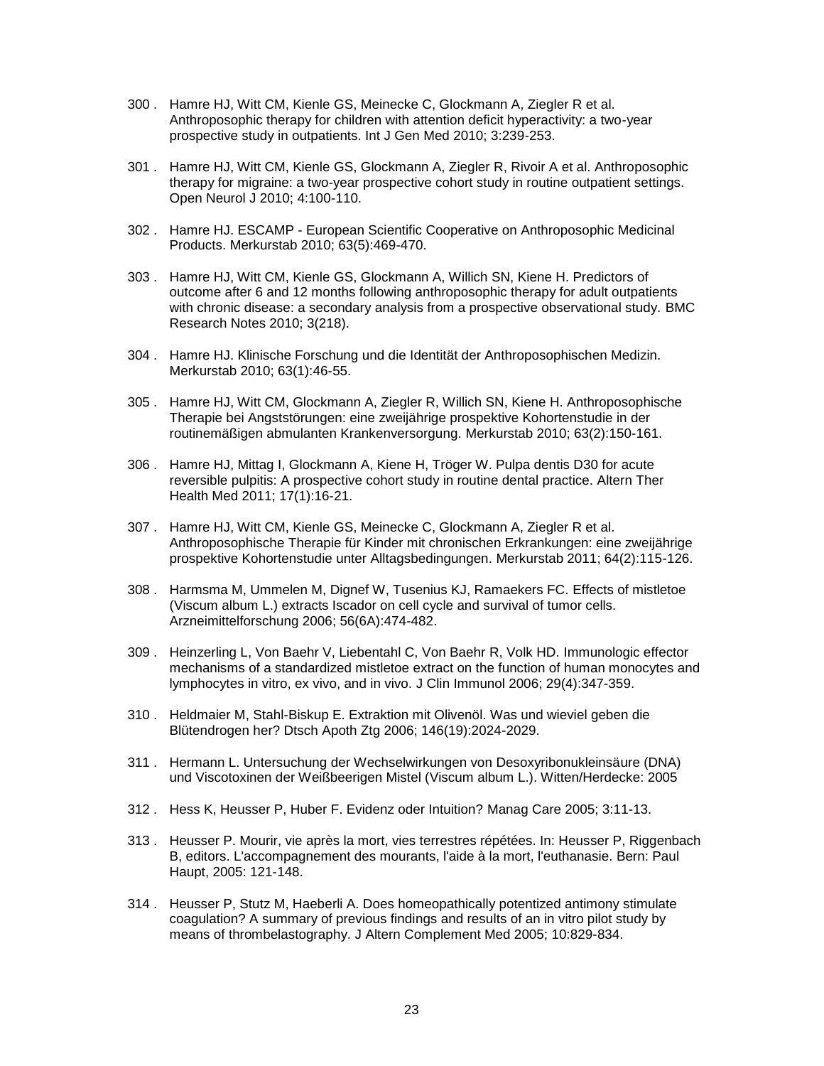300 . Hamre HJ, Witt CM, Kienle GS, Meinecke C, Glockmann A, Ziegler R et al. Anthroposophic therapy for children with attention deficit hyperactivity: a two-year prospective study in outpatients. Int J Gen Med 2010; 3:239-253.

301 . Hamre HJ, Witt CM, Kienle GS, Glockmann A, Ziegler R, Rivoir A et al. Anthroposophic therapy for migraine: a two-year prospective cohort study in routine outpatient settings. Open Neurol J 2010; 4:100-110.

302 . Hamre HJ. ESCAMP - European Scientific Cooperative on Anthroposophic Medicinal Products. Merkurstab 2010; 63(5):469-470.

303 . Hamre HJ, Witt CM, Kienle GS, Glockmann A, Willich SN, Kiene H. Predictors of outcome after 6 and 12 months following anthroposophic therapy for adult outpatients with chronic disease: a secondary analysis from a prospective observational study. BMC Research Notes 2010; 3(218).

304 . Hamre HJ. Klinische Forschung und die Identität der Anthroposophischen Medizin. Merkurstab 2010; 63(1):46-55.

305 . Hamre HJ, Witt CM, Glockmann A, Ziegler R, Willich SN, Kiene H. Anthroposophische Therapie bei Angststörungen: eine zweijährige prospektive Kohortenstudie in der routinemäßigen abmulanten Krankenversorgung. Merkurstab 2010; 63(2):150-161.

306 . Hamre HJ, Mittag I, Glockmann A, Kiene H, Tröger W. Pulpa dentis D30 for acute reversible pulpitis: A prospective cohort study in routine dental practice. Altern Ther Health Med 2011; 17(1):16-21.

307 . Hamre HJ, Witt CM, Kienle GS, Meinecke C, Glockmann A, Ziegler R et al. Anthroposophische Therapie für Kinder mit chronischen Erkrankungen: eine zweijährige prospektive Kohortenstudie unter Alltagsbedingungen. Merkurstab 2011; 64(2):115-126.

308 . Harmsma M, Ummelen M, Dignef W, Tusenius KJ, Ramaekers FC. Effects of mistletoe (Viscum album L.) extracts Iscador on cell cycle and survival of tumor cells. Arzneimittelforschung 2006; 56(6A):474-482.

309 . Heinzerling L, Von Baehr V, Liebentahl C, Von Baehr R, Volk HD. Immunologic effector mechanisms of a standardized mistletoe extract on the function of human monocytes and lymphocytes in vitro, ex vivo, and in vivo. J Clin Immunol 2006; 29(4):347-359.

310 . Heldmaier M, Stahl-Biskup E. Extraktion mit Olivenöl. Was und wieviel geben die Blütendrogen her? Dtsch Apoth Ztg 2006; 146(19):2024-2029.

311 . Hermann L. Untersuchung der Wechselwirkungen von Desoxyribonukleinsäure (DNA) und Viscotoxinen der Weißbeerigen Mistel (Viscum album L.). Witten/Herdecke: 2005

312 . Hess K, Heusser P, Huber F. Evidenz oder Intuition? Manag Care 2005; 3:11-13.

313 . Heusser P. Mourir, vie après la mort, vies terrestres répétées. In: Heusser P, Riggenbach B, editors. L'accompagnement des mourants, l'aide à la mort, l'euthanasie. Bern: Paul Haupt, 2005: 121-148.

314 . Heusser P, Stutz M, Haeberli A. Does homeopathically potentized antimony stimulate coagulation? A summary of previous findings and results of an in vitro pilot study by means of thrombelastography. J Altern Complement Med 2005; 10:829-834.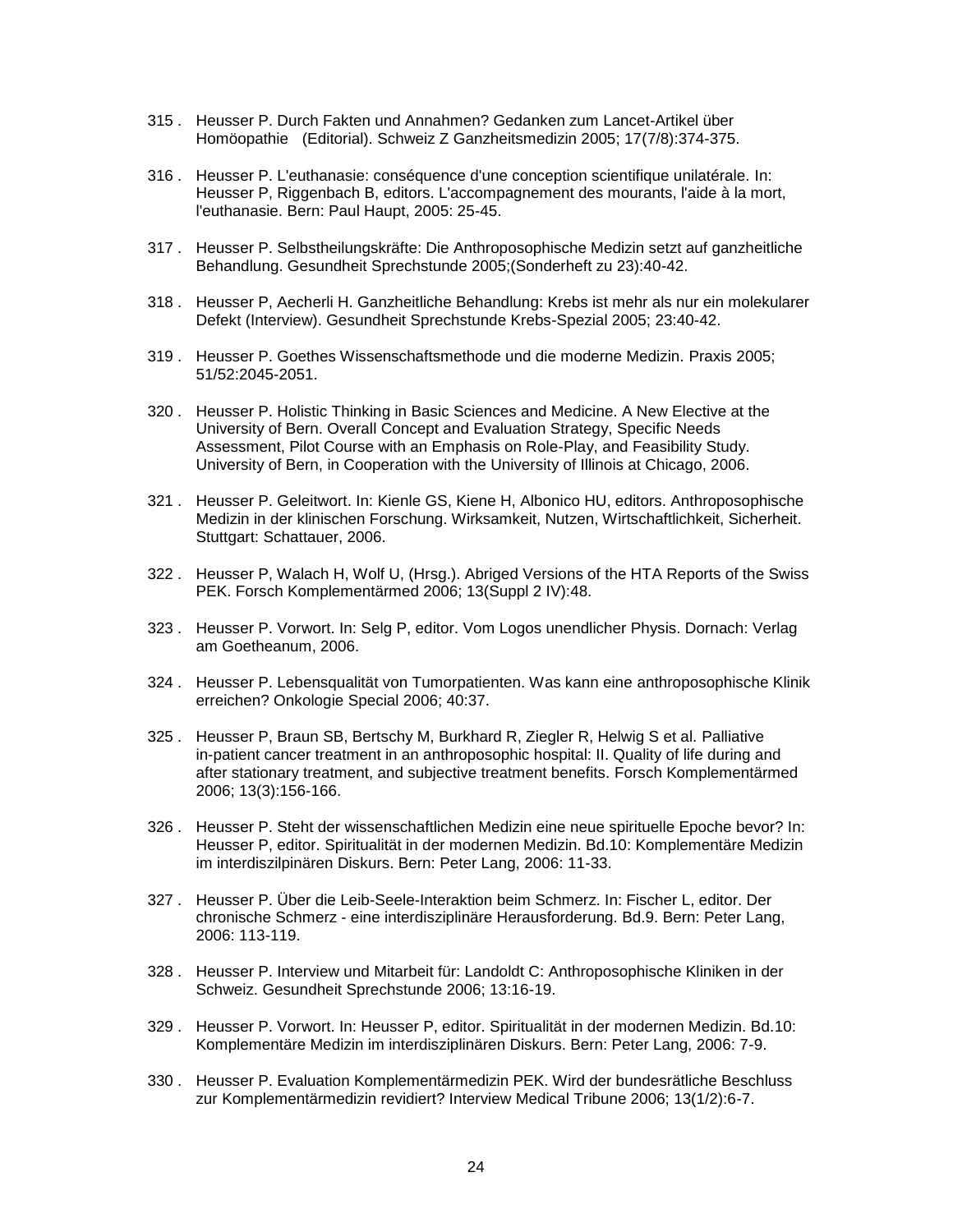315 . Heusser P. Durch Fakten und Annahmen? Gedanken zum Lancet-Artikel über Homöopathie (Editorial). Schweiz Z Ganzheitsmedizin 2005; 17(7/8):374-375.

316 . Heusser P. L'euthanasie: conséquence d'une conception scientifique unilatérale. In: Heusser P, Riggenbach B, editors. L'accompagnement des mourants, l'aide à la mort, l'euthanasie. Bern: Paul Haupt, 2005: 25-45.

317 . Heusser P. Selbstheilungskräfte: Die Anthroposophische Medizin setzt auf ganzheitliche Behandlung. Gesundheit Sprechstunde 2005;(Sonderheft zu 23):40-42.

318 . Heusser P, Aecherli H. Ganzheitliche Behandlung: Krebs ist mehr als nur ein molekularer Defekt (Interview). Gesundheit Sprechstunde Krebs-Spezial 2005; 23:40-42.

319 . Heusser P. Goethes Wissenschaftsmethode und die moderne Medizin. Praxis 2005; 51/52:2045-2051.

320 . Heusser P. Holistic Thinking in Basic Sciences and Medicine. A New Elective at the University of Bern. Overall Concept and Evaluation Strategy, Specific Needs Assessment, Pilot Course with an Emphasis on Role-Play, and Feasibility Study. University of Bern, in Cooperation with the University of Illinois at Chicago, 2006.

321 . Heusser P. Geleitwort. In: Kienle GS, Kiene H, Albonico HU, editors. Anthroposophische Medizin in der klinischen Forschung. Wirksamkeit, Nutzen, Wirtschaftlichkeit, Sicherheit. Stuttgart: Schattauer, 2006.

322 . Heusser P, Walach H, Wolf U, (Hrsg.). Abriged Versions of the HTA Reports of the Swiss PEK. Forsch Komplementärmed 2006; 13(Suppl 2 IV):48.

323 . Heusser P. Vorwort. In: Selg P, editor. Vom Logos unendlicher Physis. Dornach: Verlag am Goetheanum, 2006.

324 . Heusser P. Lebensqualität von Tumorpatienten. Was kann eine anthroposophische Klinik erreichen? Onkologie Special 2006; 40:37.

325 . Heusser P, Braun SB, Bertschy M, Burkhard R, Ziegler R, Helwig S et al. Palliative in-patient cancer treatment in an anthroposophic hospital: II. Quality of life during and after stationary treatment, and subjective treatment benefits. Forsch Komplementärmed 2006; 13(3):156-166.

326 . Heusser P. Steht der wissenschaftlichen Medizin eine neue spirituelle Epoche bevor? In: Heusser P, editor. Spiritualität in der modernen Medizin. Bd.10: Komplementäre Medizin im interdiszilpinären Diskurs. Bern: Peter Lang, 2006: 11-33.

327 . Heusser P. Über die Leib-Seele-Interaktion beim Schmerz. In: Fischer L, editor. Der chronische Schmerz - eine interdisziplinäre Herausforderung. Bd.9. Bern: Peter Lang, 2006: 113-119.

328 . Heusser P. Interview und Mitarbeit für: Landoldt C: Anthroposophische Kliniken in der Schweiz. Gesundheit Sprechstunde 2006; 13:16-19.

329 . Heusser P. Vorwort. In: Heusser P, editor. Spiritualität in der modernen Medizin. Bd.10: Komplementäre Medizin im interdisziplinären Diskurs. Bern: Peter Lang, 2006: 7-9.

330 . Heusser P. Evaluation Komplementärmedizin PEK. Wird der bundesrätliche Beschluss zur Komplementärmedizin revidiert? Interview Medical Tribune 2006; 13(1/2):6-7.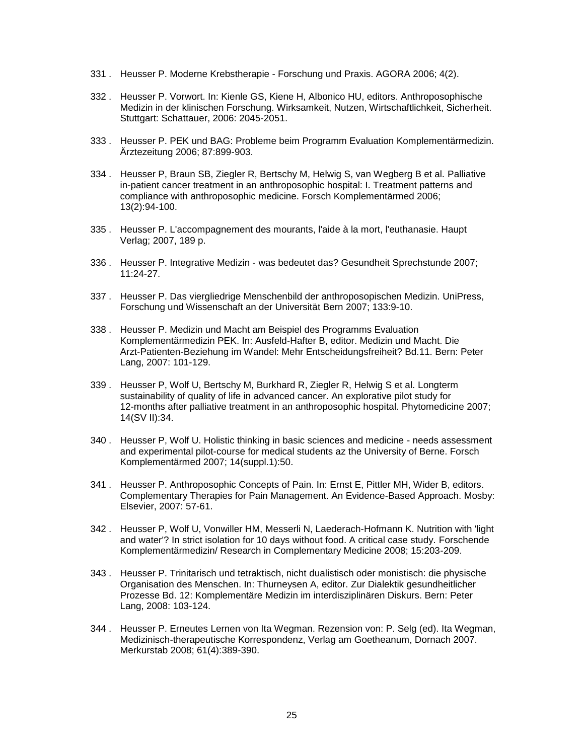331 . Heusser P. Moderne Krebstherapie - Forschung und Praxis. AGORA 2006; 4(2).

332 . Heusser P. Vorwort. In: Kienle GS, Kiene H, Albonico HU, editors. Anthroposophische Medizin in der klinischen Forschung. Wirksamkeit, Nutzen, Wirtschaftlichkeit, Sicherheit. Stuttgart: Schattauer, 2006: 2045-2051.

333 . Heusser P. PEK und BAG: Probleme beim Programm Evaluation Komplementärmedizin. Ärztezeitung 2006; 87:899-903.

334 . Heusser P, Braun SB, Ziegler R, Bertschy M, Helwig S, van Wegberg B et al. Palliative in-patient cancer treatment in an anthroposophic hospital: I. Treatment patterns and compliance with anthroposophic medicine. Forsch Komplementärmed 2006; 13(2):94-100.

335 . Heusser P. L'accompagnement des mourants, l'aide à la mort, l'euthanasie. Haupt Verlag; 2007, 189 p.

336 . Heusser P. Integrative Medizin - was bedeutet das? Gesundheit Sprechstunde 2007; 11:24-27.

337 . Heusser P. Das viergliedrige Menschenbild der anthroposopischen Medizin. UniPress, Forschung und Wissenschaft an der Universität Bern 2007; 133:9-10.

338 . Heusser P. Medizin und Macht am Beispiel des Programms Evaluation Komplementärmedizin PEK. In: Ausfeld-Hafter B, editor. Medizin und Macht. Die Arzt-Patienten-Beziehung im Wandel: Mehr Entscheidungsfreiheit? Bd.11. Bern: Peter Lang, 2007: 101-129.

339 . Heusser P, Wolf U, Bertschy M, Burkhard R, Ziegler R, Helwig S et al. Longterm sustainability of quality of life in advanced cancer. An explorative pilot study for 12-months after palliative treatment in an anthroposophic hospital. Phytomedicine 2007; 14(SV II):34.

340 . Heusser P, Wolf U. Holistic thinking in basic sciences and medicine - needs assessment and experimental pilot-course for medical students az the University of Berne. Forsch Komplementärmed 2007; 14(suppl.1):50.

341 . Heusser P. Anthroposophic Concepts of Pain. In: Ernst E, Pittler MH, Wider B, editors. Complementary Therapies for Pain Management. An Evidence-Based Approach. Mosby: Elsevier, 2007: 57-61.

342 . Heusser P, Wolf U, Vonwiller HM, Messerli N, Laederach-Hofmann K. Nutrition with 'light and water'? In strict isolation for 10 days without food. A critical case study. Forschende Komplementärmedizin/ Research in Complementary Medicine 2008; 15:203-209.

343 . Heusser P. Trinitarisch und tetraktisch, nicht dualistisch oder monistisch: die physische Organisation des Menschen. In: Thurneysen A, editor. Zur Dialektik gesundheitlicher Prozesse Bd. 12: Komplementäre Medizin im interdisziplinären Diskurs. Bern: Peter Lang, 2008: 103-124.

344 . Heusser P. Erneutes Lernen von Ita Wegman. Rezension von: P. Selg (ed). Ita Wegman, Medizinisch-therapeutische Korrespondenz, Verlag am Goetheanum, Dornach 2007. Merkurstab 2008; 61(4):389-390.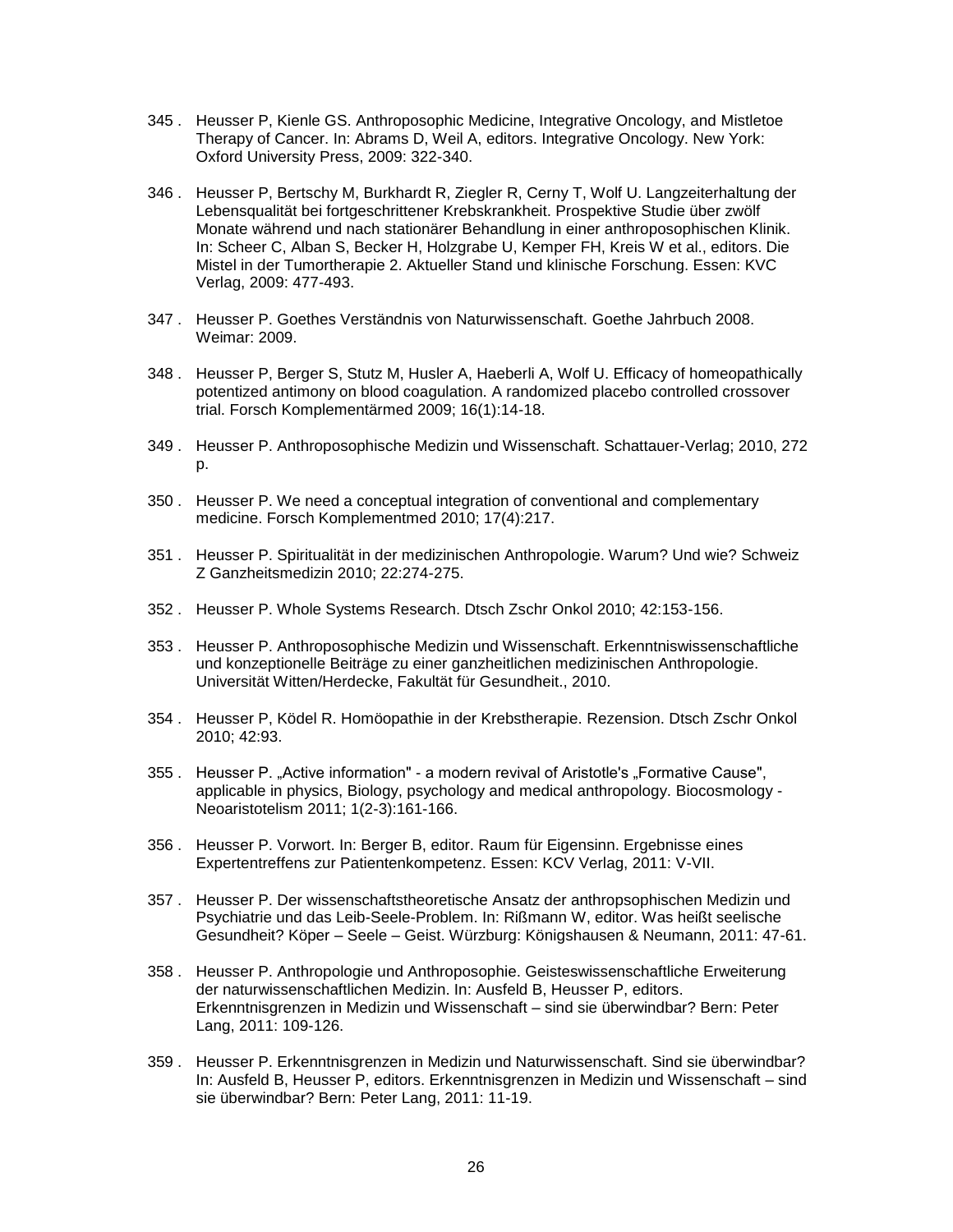345 . Heusser P, Kienle GS. Anthroposophic Medicine, Integrative Oncology, and Mistletoe Therapy of Cancer. In: Abrams D, Weil A, editors. Integrative Oncology. New York: Oxford University Press, 2009: 322-340.

346 . Heusser P, Bertschy M, Burkhardt R, Ziegler R, Cerny T, Wolf U. Langzeiterhaltung der Lebensqualität bei fortgeschrittener Krebskrankheit. Prospektive Studie über zwölf Monate während und nach stationärer Behandlung in einer anthroposophischen Klinik. In: Scheer C, Alban S, Becker H, Holzgrabe U, Kemper FH, Kreis W et al., editors. Die Mistel in der Tumortherapie 2. Aktueller Stand und klinische Forschung. Essen: KVC Verlag, 2009: 477-493.

347 . Heusser P. Goethes Verständnis von Naturwissenschaft. Goethe Jahrbuch 2008. Weimar: 2009.

348 . Heusser P, Berger S, Stutz M, Husler A, Haeberli A, Wolf U. Efficacy of homeopathically potentized antimony on blood coagulation. A randomized placebo controlled crossover trial. Forsch Komplementärmed 2009; 16(1):14-18.

349 . Heusser P. Anthroposophische Medizin und Wissenschaft. Schattauer-Verlag; 2010, 272 p.

350 . Heusser P. We need a conceptual integration of conventional and complementary medicine. Forsch Komplementmed 2010; 17(4):217.

351 . Heusser P. Spiritualität in der medizinischen Anthropologie. Warum? Und wie? Schweiz Z Ganzheitsmedizin 2010; 22:274-275.

352 . Heusser P. Whole Systems Research. Dtsch Zschr Onkol 2010; 42:153-156.

353 . Heusser P. Anthroposophische Medizin und Wissenschaft. Erkenntniswissenschaftliche und konzeptionelle Beiträge zu einer ganzheitlichen medizinischen Anthropologie. Universität Witten/Herdecke, Fakultät für Gesundheit., 2010.

354 . Heusser P, Ködel R. Homöopathie in der Krebstherapie. Rezension. Dtsch Zschr Onkol 2010; 42:93.

355 . Heusser P. „Active information" - a modern revival of Aristotle's „Formative Cause", applicable in physics, Biology, psychology and medical anthropology. Biocosmology - Neoaristotelism 2011; 1(2-3):161-166.

356 . Heusser P. Vorwort. In: Berger B, editor. Raum für Eigensinn. Ergebnisse eines Expertentreffens zur Patientenkompetenz. Essen: KCV Verlag, 2011: V-VII.

357 . Heusser P. Der wissenschaftstheoretische Ansatz der anthropsophischen Medizin und Psychiatrie und das Leib-Seele-Problem. In: Rißmann W, editor. Was heißt seelische Gesundheit? Köper – Seele – Geist. Würzburg: Königshausen & Neumann, 2011: 47-61.

358 . Heusser P. Anthropologie und Anthroposophie. Geisteswissenschaftliche Erweiterung der naturwissenschaftlichen Medizin. In: Ausfeld B, Heusser P, editors. Erkenntnisgrenzen in Medizin und Wissenschaft – sind sie überwindbar? Bern: Peter Lang, 2011: 109-126.

359 . Heusser P. Erkenntnisgrenzen in Medizin und Naturwissenschaft. Sind sie überwindbar? In: Ausfeld B, Heusser P, editors. Erkenntnisgrenzen in Medizin und Wissenschaft – sind sie überwindbar? Bern: Peter Lang, 2011: 11-19.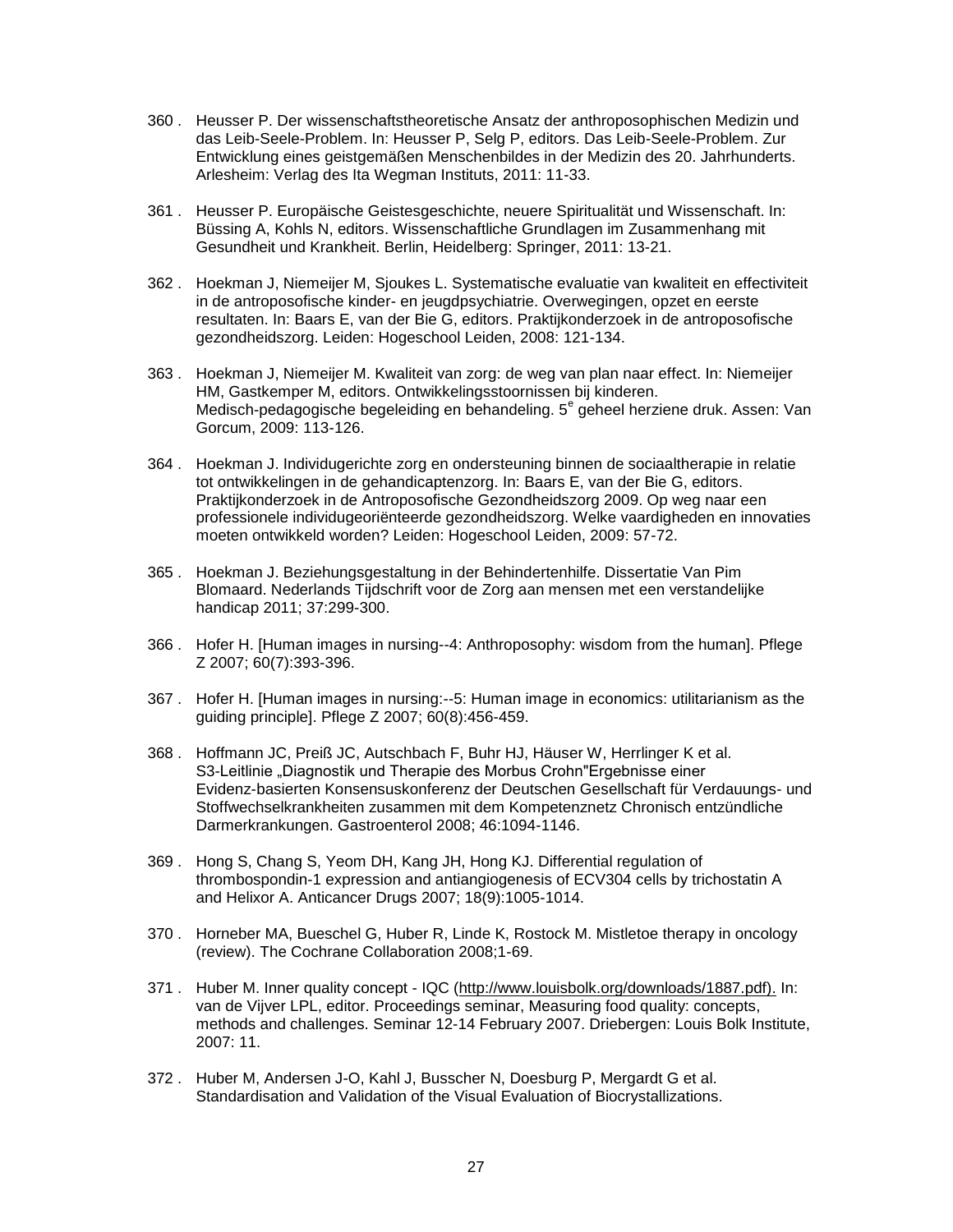360 . Heusser P. Der wissenschaftstheoretische Ansatz der anthroposophischen Medizin und das Leib-Seele-Problem. In: Heusser P, Selg P, editors. Das Leib-Seele-Problem. Zur Entwicklung eines geistgemäßen Menschenbildes in der Medizin des 20. Jahrhunderts. Arlesheim: Verlag des Ita Wegman Instituts, 2011: 11-33.

361 . Heusser P. Europäische Geistesgeschichte, neuere Spiritualität und Wissenschaft. In: Büssing A, Kohls N, editors. Wissenschaftliche Grundlagen im Zusammenhang mit Gesundheit und Krankheit. Berlin, Heidelberg: Springer, 2011: 13-21.

362 . Hoekman J, Niemeijer M, Sjoukes L. Systematische evaluatie van kwaliteit en effectiviteit in de antroposofische kinder- en jeugdpsychiatrie. Overwegingen, opzet en eerste resultaten. In: Baars E, van der Bie G, editors. Praktijkonderzoek in de antroposofische gezondheidszorg. Leiden: Hogeschool Leiden, 2008: 121-134.

363 . Hoekman J, Niemeijer M. Kwaliteit van zorg: de weg van plan naar effect. In: Niemeijer HM, Gastkemper M, editors. Ontwikkelingsstoornissen bij kinderen. Medisch-pedagogische begeleiding en behandeling. 5e geheel herziene druk. Assen: Van Gorcum, 2009: 113-126.

364 . Hoekman J. Individugerichte zorg en ondersteuning binnen de sociaaltherapie in relatie tot ontwikkelingen in de gehandicaptenzorg. In: Baars E, van der Bie G, editors. Praktijkonderzoek in de Antroposofische Gezondheidszorg 2009. Op weg naar een professionele individugeoriënteerde gezondheidszorg. Welke vaardigheden en innovaties moeten ontwikkeld worden? Leiden: Hogeschool Leiden, 2009: 57-72.

365 . Hoekman J. Beziehungsgestaltung in der Behindertenhilfe. Dissertatie Van Pim Blomaard. Nederlands Tijdschrift voor de Zorg aan mensen met een verstandelijke handicap 2011; 37:299-300.

366 . Hofer H. [Human images in nursing--4: Anthroposophy: wisdom from the human]. Pflege Z 2007; 60(7):393-396.

367 . Hofer H. [Human images in nursing:--5: Human image in economics: utilitarianism as the guiding principle]. Pflege Z 2007; 60(8):456-459.

368 . Hoffmann JC, Preiß JC, Autschbach F, Buhr HJ, Häuser W, Herrlinger K et al. S3-Leitlinie „Diagnostik und Therapie des Morbus Crohn"Ergebnisse einer Evidenz-basierten Konsensuskonferenz der Deutschen Gesellschaft für Verdauungs- und Stoffwechselkrankheiten zusammen mit dem Kompetenznetz Chronisch entzündliche Darmerkrankungen. Gastroenterol 2008; 46:1094-1146.

369 . Hong S, Chang S, Yeom DH, Kang JH, Hong KJ. Differential regulation of thrombospondin-1 expression and antiangiogenesis of ECV304 cells by trichostatin A and Helixor A. Anticancer Drugs 2007; 18(9):1005-1014.

370 . Horneber MA, Bueschel G, Huber R, Linde K, Rostock M. Mistletoe therapy in oncology (review). The Cochrane Collaboration 2008;1-69.

371 . Huber M. Inner quality concept - IQC (http://www.louisbolk.org/downloads/1887.pdf). In: van de Vijver LPL, editor. Proceedings seminar, Measuring food quality: concepts, methods and challenges. Seminar 12-14 February 2007. Driebergen: Louis Bolk Institute, 2007: 11.

372 . Huber M, Andersen J-O, Kahl J, Busscher N, Doesburg P, Mergardt G et al. Standardisation and Validation of the Visual Evaluation of Biocrystallizations.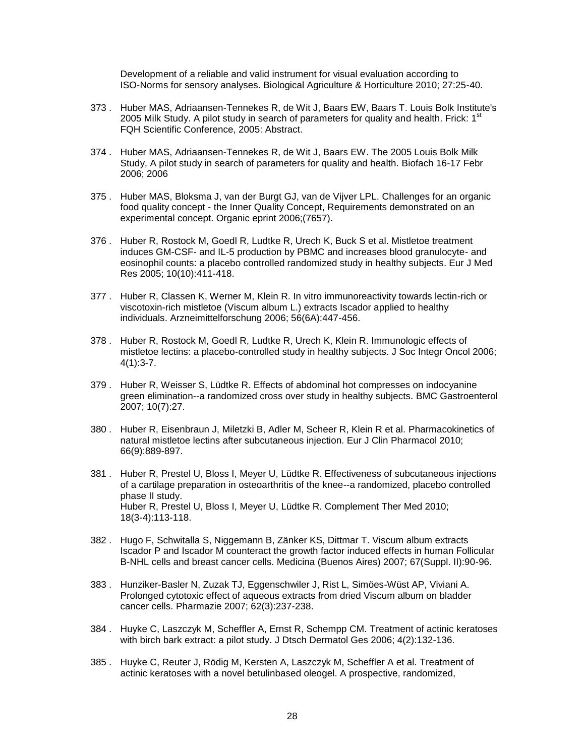Development of a reliable and valid instrument for visual evaluation according to ISO-Norms for sensory analyses. Biological Agriculture & Horticulture 2010; 27:25-40.

373 . Huber MAS, Adriaansen-Tennekes R, de Wit J, Baars EW, Baars T. Louis Bolk Institute's 2005 Milk Study. A pilot study in search of parameters for quality and health. Frick: 1st FQH Scientific Conference, 2005: Abstract.

374 . Huber MAS, Adriaansen-Tennekes R, de Wit J, Baars EW. The 2005 Louis Bolk Milk Study, A pilot study in search of parameters for quality and health. Biofach 16-17 Febr 2006; 2006

375 . Huber MAS, Bloksma J, van der Burgt GJ, van de Vijver LPL. Challenges for an organic food quality concept - the Inner Quality Concept, Requirements demonstrated on an experimental concept. Organic eprint 2006;(7657).

376 . Huber R, Rostock M, Goedl R, Ludtke R, Urech K, Buck S et al. Mistletoe treatment induces GM-CSF- and IL-5 production by PBMC and increases blood granulocyte- and eosinophil counts: a placebo controlled randomized study in healthy subjects. Eur J Med Res 2005; 10(10):411-418.

377 . Huber R, Classen K, Werner M, Klein R. In vitro immunoreactivity towards lectin-rich or viscotoxin-rich mistletoe (Viscum album L.) extracts Iscador applied to healthy individuals. Arzneimittelforschung 2006; 56(6A):447-456.

378 . Huber R, Rostock M, Goedl R, Ludtke R, Urech K, Klein R. Immunologic effects of mistletoe lectins: a placebo-controlled study in healthy subjects. J Soc Integr Oncol 2006; 4(1):3-7.

379 . Huber R, Weisser S, Lüdtke R. Effects of abdominal hot compresses on indocyanine green elimination--a randomized cross over study in healthy subjects. BMC Gastroenterol 2007; 10(7):27.

380 . Huber R, Eisenbraun J, Miletzki B, Adler M, Scheer R, Klein R et al. Pharmacokinetics of natural mistletoe lectins after subcutaneous injection. Eur J Clin Pharmacol 2010; 66(9):889-897.

381 . Huber R, Prestel U, Bloss I, Meyer U, Lüdtke R. Effectiveness of subcutaneous injections of a cartilage preparation in osteoarthritis of the knee--a randomized, placebo controlled phase II study.
Huber R, Prestel U, Bloss I, Meyer U, Lüdtke R. Complement Ther Med 2010; 18(3-4):113-118.

382 . Hugo F, Schwitalla S, Niggemann B, Zänker KS, Dittmar T. Viscum album extracts Iscador P and Iscador M counteract the growth factor induced effects in human Follicular B-NHL cells and breast cancer cells. Medicina (Buenos Aires) 2007; 67(Suppl. II):90-96.

383 . Hunziker-Basler N, Zuzak TJ, Eggenschwiler J, Rist L, Simöes-Wüst AP, Viviani A. Prolonged cytotoxic effect of aqueous extracts from dried Viscum album on bladder cancer cells. Pharmazie 2007; 62(3):237-238.

384 . Huyke C, Laszczyk M, Scheffler A, Ernst R, Schempp CM. Treatment of actinic keratoses with birch bark extract: a pilot study. J Dtsch Dermatol Ges 2006; 4(2):132-136.

385 . Huyke C, Reuter J, Rödig M, Kersten A, Laszczyk M, Scheffler A et al. Treatment of actinic keratoses with a novel betulinbased oleogel. A prospective, randomized,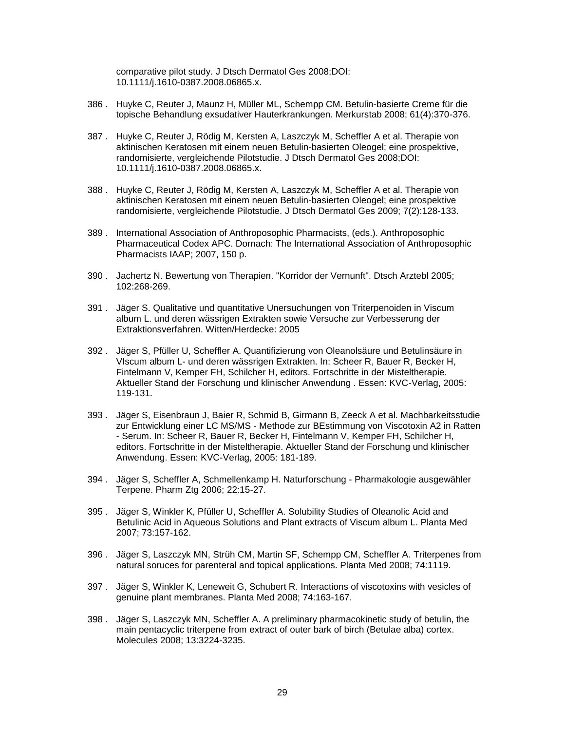comparative pilot study. J Dtsch Dermatol Ges 2008;DOI: 10.1111/j.1610-0387.2008.06865.x.

386 . Huyke C, Reuter J, Maunz H, Müller ML, Schempp CM. Betulin-basierte Creme für die topische Behandlung exsudativer Hauterkrankungen. Merkurstab 2008; 61(4):370-376.

387 . Huyke C, Reuter J, Rödig M, Kersten A, Laszczyk M, Scheffler A et al. Therapie von aktinischen Keratosen mit einem neuen Betulin-basierten Oleogel; eine prospektive, randomisierte, vergleichende Pilotstudie. J Dtsch Dermatol Ges 2008;DOI: 10.1111/j.1610-0387.2008.06865.x.

388 . Huyke C, Reuter J, Rödig M, Kersten A, Laszczyk M, Scheffler A et al. Therapie von aktinischen Keratosen mit einem neuen Betulin-basierten Oleogel; eine prospektive randomisierte, vergleichende Pilotstudie. J Dtsch Dermatol Ges 2009; 7(2):128-133.

389 . International Association of Anthroposophic Pharmacists, (eds.). Anthroposophic Pharmaceutical Codex APC. Dornach: The International Association of Anthroposophic Pharmacists IAAP; 2007, 150 p.

390 . Jachertz N. Bewertung von Therapien. "Korridor der Vernunft". Dtsch Arztebl 2005; 102:268-269.

391 . Jäger S. Qualitative und quantitative Unsersuchungen von Triterpenoiden in Viscum album L. und deren wässrigen Extrakten sowie Versuche zur Verbesserung der Extraktionsverfahren. Witten/Herdecke: 2005

392 . Jäger S, Pfüller U, Scheffler A. Quantifizierung von Oleanolsäure und Betulinsäure in VIscum album L- und deren wässrigen Extrakten. In: Scheer R, Bauer R, Becker H, Fintelmann V, Kemper FH, Schilcher H, editors. Fortschritte in der Misteltherapie. Aktueller Stand der Forschung und klinischer Anwendung . Essen: KVC-Verlag, 2005: 119-131.

393 . Jäger S, Eisenbraun J, Baier R, Schmid B, Girmann B, Zeeck A et al. Machbarkeitsstudie zur Entwicklung einer LC MS/MS - Methode zur BEstimmung von Viscotoxin A2 in Ratten - Serum. In: Scheer R, Bauer R, Becker H, Fintelmann V, Kemper FH, Schilcher H, editors. Fortschritte in der Misteltherapie. Aktueller Stand der Forschung und klinischer Anwendung. Essen: KVC-Verlag, 2005: 181-189.

394 . Jäger S, Scheffler A, Schmellenkamp H. Naturforschung - Pharmakologie ausgewähler Terpene. Pharm Ztg 2006; 22:15-27.

395 . Jäger S, Winkler K, Pfüller U, Scheffler A. Solubility Studies of Oleanolic Acid and Betulinic Acid in Aqueous Solutions and Plant extracts of Viscum album L. Planta Med 2007; 73:157-162.

396 . Jäger S, Laszczyk MN, Strüh CM, Martin SF, Schempp CM, Scheffler A. Triterpenes from natural soruces for parenteral and topical applications. Planta Med 2008; 74:1119.

397 . Jäger S, Winkler K, Leneweit G, Schubert R. Interactions of viscotoxins with vesicles of genuine plant membranes. Planta Med 2008; 74:163-167.

398 . Jäger S, Laszczyk MN, Scheffler A. A preliminary pharmacokinetic study of betulin, the main pentacyclic triterpene from extract of outer bark of birch (Betulae alba) cortex. Molecules 2008; 13:3224-3235.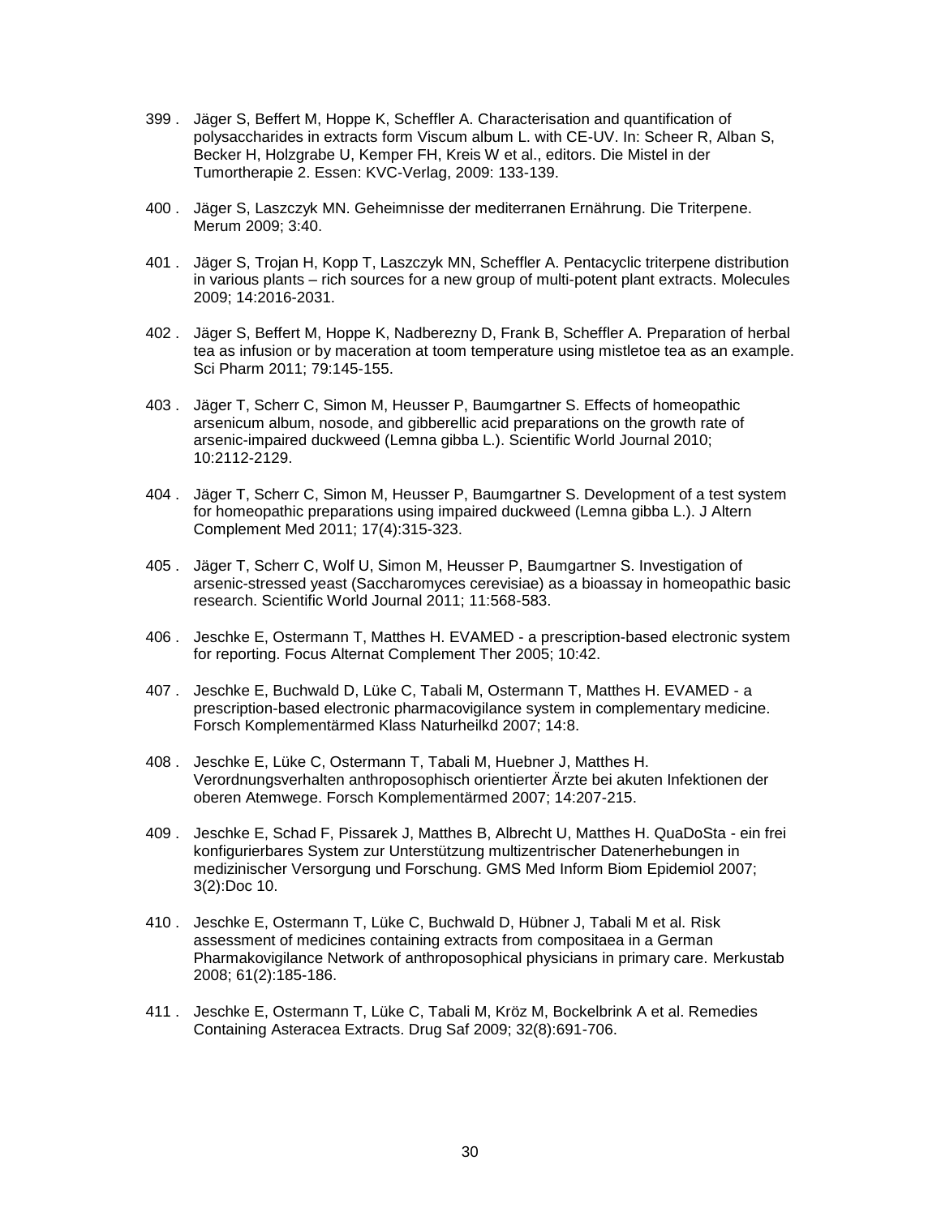399 . Jäger S, Beffert M, Hoppe K, Scheffler A. Characterisation and quantification of polysaccharides in extracts form Viscum album L. with CE-UV. In: Scheer R, Alban S, Becker H, Holzgrabe U, Kemper FH, Kreis W et al., editors. Die Mistel in der Tumortherapie 2. Essen: KVC-Verlag, 2009: 133-139.

400 . Jäger S, Laszczyk MN. Geheimnisse der mediterranen Ernährung. Die Triterpene. Merum 2009; 3:40.

401 . Jäger S, Trojan H, Kopp T, Laszczyk MN, Scheffler A. Pentacyclic triterpene distribution in various plants – rich sources for a new group of multi-potent plant extracts. Molecules 2009; 14:2016-2031.

402 . Jäger S, Beffert M, Hoppe K, Nadberezny D, Frank B, Scheffler A. Preparation of herbal tea as infusion or by maceration at toom temperature using mistletoe tea as an example. Sci Pharm 2011; 79:145-155.

403 . Jäger T, Scherr C, Simon M, Heusser P, Baumgartner S. Effects of homeopathic arsenicum album, nosode, and gibberellic acid preparations on the growth rate of arsenic-impaired duckweed (Lemna gibba L.). Scientific World Journal 2010; 10:2112-2129.

404 . Jäger T, Scherr C, Simon M, Heusser P, Baumgartner S. Development of a test system for homeopathic preparations using impaired duckweed (Lemna gibba L.). J Altern Complement Med 2011; 17(4):315-323.

405 . Jäger T, Scherr C, Wolf U, Simon M, Heusser P, Baumgartner S. Investigation of arsenic-stressed yeast (Saccharomyces cerevisiae) as a bioassay in homeopathic basic research. Scientific World Journal 2011; 11:568-583.

406 . Jeschke E, Ostermann T, Matthes H. EVAMED - a prescription-based electronic system for reporting. Focus Alternat Complement Ther 2005; 10:42.

407 . Jeschke E, Buchwald D, Lüke C, Tabali M, Ostermann T, Matthes H. EVAMED - a prescription-based electronic pharmacovigilance system in complementary medicine. Forsch Komplementärmed Klass Naturheilkd 2007; 14:8.

408 . Jeschke E, Lüke C, Ostermann T, Tabali M, Huebner J, Matthes H. Verordnungsverhalten anthroposophisch orientierter Ärzte bei akuten Infektionen der oberen Atemwege. Forsch Komplementärmed 2007; 14:207-215.

409 . Jeschke E, Schad F, Pissarek J, Matthes B, Albrecht U, Matthes H. QuaDoSta - ein frei konfigurierbares System zur Unterstützung multizentrischer Datenerhebungen in medizinischer Versorgung und Forschung. GMS Med Inform Biom Epidemiol 2007; 3(2):Doc 10.

410 . Jeschke E, Ostermann T, Lüke C, Buchwald D, Hübner J, Tabali M et al. Risk assessment of medicines containing extracts from compositaea in a German Pharmakovigilance Network of anthroposophical physicians in primary care. Merkustab 2008; 61(2):185-186.

411 . Jeschke E, Ostermann T, Lüke C, Tabali M, Kröz M, Bockelbrink A et al. Remedies Containing Asteracea Extracts. Drug Saf 2009; 32(8):691-706.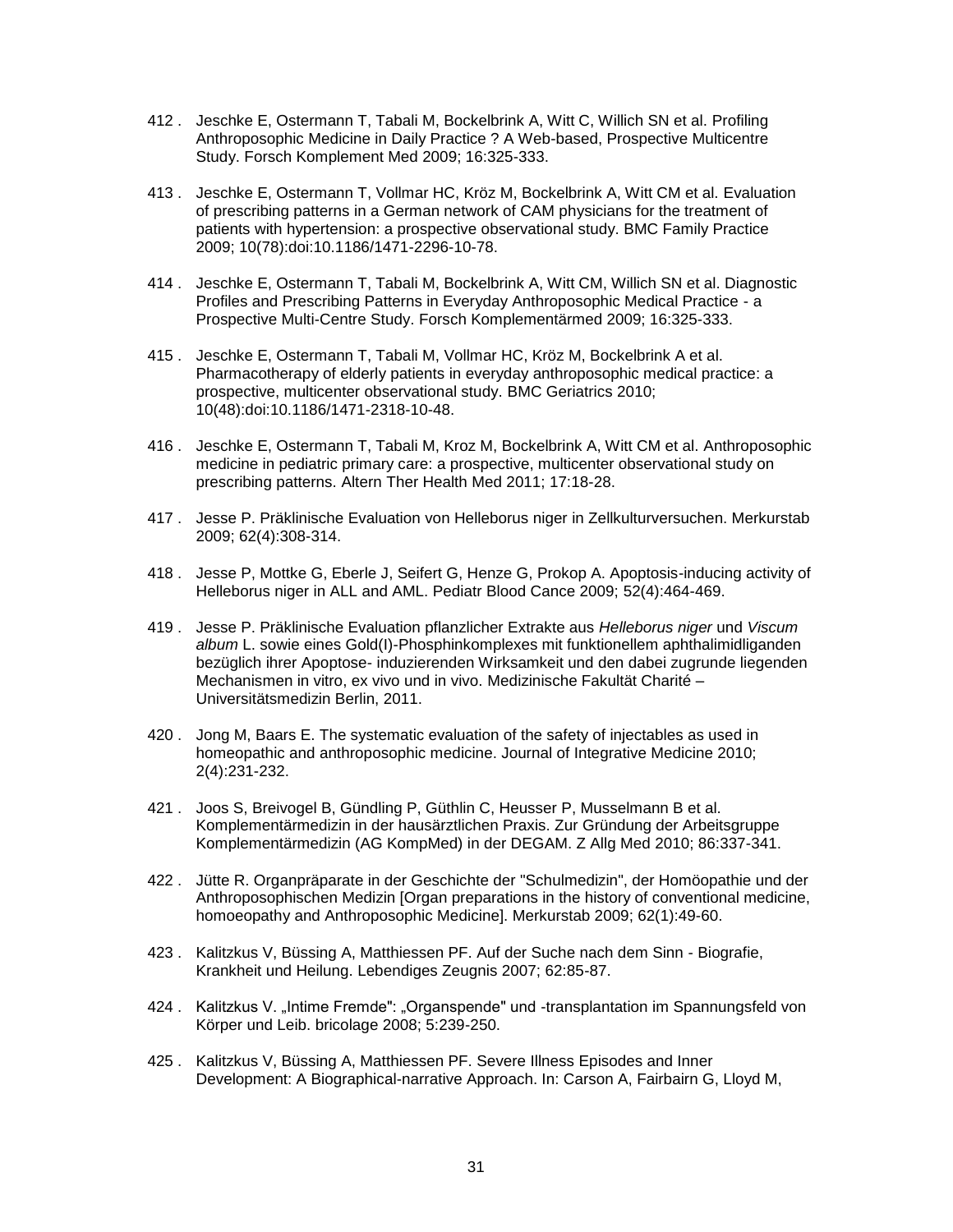412 . Jeschke E, Ostermann T, Tabali M, Bockelbrink A, Witt C, Willich SN et al. Profiling Anthroposophic Medicine in Daily Practice ? A Web-based, Prospective Multicentre Study. Forsch Komplement Med 2009; 16:325-333.

413 . Jeschke E, Ostermann T, Vollmar HC, Kröz M, Bockelbrink A, Witt CM et al. Evaluation of prescribing patterns in a German network of CAM physicians for the treatment of patients with hypertension: a prospective observational study. BMC Family Practice 2009; 10(78):doi:10.1186/1471-2296-10-78.

414 . Jeschke E, Ostermann T, Tabali M, Bockelbrink A, Witt CM, Willich SN et al. Diagnostic Profiles and Prescribing Patterns in Everyday Anthroposophic Medical Practice - a Prospective Multi-Centre Study. Forsch Komplementärmed 2009; 16:325-333.

415 . Jeschke E, Ostermann T, Tabali M, Vollmar HC, Kröz M, Bockelbrink A et al. Pharmacotherapy of elderly patients in everyday anthroposophic medical practice: a prospective, multicenter observational study. BMC Geriatrics 2010; 10(48):doi:10.1186/1471-2318-10-48.

416 . Jeschke E, Ostermann T, Tabali M, Kroz M, Bockelbrink A, Witt CM et al. Anthroposophic medicine in pediatric primary care: a prospective, multicenter observational study on prescribing patterns. Altern Ther Health Med 2011; 17:18-28.

417 . Jesse P. Präklinische Evaluation von Helleborus niger in Zellkulturversuchen. Merkurstab 2009; 62(4):308-314.

418 . Jesse P, Mottke G, Eberle J, Seifert G, Henze G, Prokop A. Apoptosis-inducing activity of Helleborus niger in ALL and AML. Pediatr Blood Cance 2009; 52(4):464-469.

419 . Jesse P. Präklinische Evaluation pflanzlicher Extrakte aus *Helleborus niger* und *Viscum album* L. sowie eines Gold(I)-Phosphinkomplexes mit funktionellem aphthalimidliganden bezüglich ihrer Apoptose- induzierenden Wirksamkeit und den dabei zugrunde liegenden Mechanismen in vitro, ex vivo und in vivo. Medizinische Fakultät Charité – Universitätsmedizin Berlin, 2011.

420 . Jong M, Baars E. The systematic evaluation of the safety of injectables as used in homeopathic and anthroposophic medicine. Journal of Integrative Medicine 2010; 2(4):231-232.

421 . Joos S, Breivogel B, Gündling P, Güthlin C, Heusser P, Musselmann B et al. Komplementärmedizin in der hausärztlichen Praxis. Zur Gründung der Arbeitsgruppe Komplementärmedizin (AG KompMed) in der DEGAM. Z Allg Med 2010; 86:337-341.

422 . Jütte R. Organpräparate in der Geschichte der "Schulmedizin", der Homöopathie und der Anthroposophischen Medizin [Organ preparations in the history of conventional medicine, homoeopathy and Anthroposophic Medicine]. Merkurstab 2009; 62(1):49-60.

423 . Kalitzkus V, Büssing A, Matthiessen PF. Auf der Suche nach dem Sinn - Biografie, Krankheit und Heilung. Lebendiges Zeugnis 2007; 62:85-87.

424 . Kalitzkus V. „Intime Fremde": „Organspende" und -transplantation im Spannungsfeld von Körper und Leib. bricolage 2008; 5:239-250.

425 . Kalitzkus V, Büssing A, Matthiessen PF. Severe Illness Episodes and Inner Development: A Biographical-narrative Approach. In: Carson A, Fairbairn G, Lloyd M,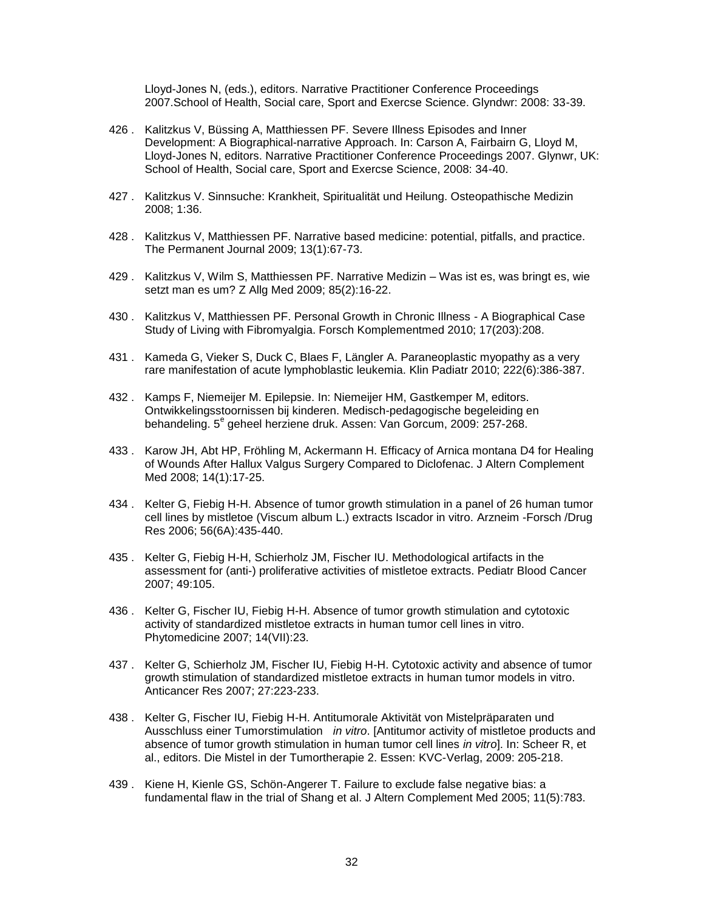Lloyd-Jones N, (eds.), editors. Narrative Practitioner Conference Proceedings 2007.School of Health, Social care, Sport and Exercse Science. Glyndwr: 2008: 33-39.

426 . Kalitzkus V, Büssing A, Matthiessen PF. Severe Illness Episodes and Inner Development: A Biographical-narrative Approach. In: Carson A, Fairbairn G, Lloyd M, Lloyd-Jones N, editors. Narrative Practitioner Conference Proceedings 2007. Glynwr, UK: School of Health, Social care, Sport and Exercse Science, 2008: 34-40.

427 . Kalitzkus V. Sinnsuche: Krankheit, Spiritualität und Heilung. Osteopathische Medizin 2008; 1:36.

428 . Kalitzkus V, Matthiessen PF. Narrative based medicine: potential, pitfalls, and practice. The Permanent Journal 2009; 13(1):67-73.

429 . Kalitzkus V, Wilm S, Matthiessen PF. Narrative Medizin – Was ist es, was bringt es, wie setzt man es um? Z Allg Med 2009; 85(2):16-22.

430 . Kalitzkus V, Matthiessen PF. Personal Growth in Chronic Illness - A Biographical Case Study of Living with Fibromyalgia. Forsch Komplementmed 2010; 17(203):208.

431 . Kameda G, Vieker S, Duck C, Blaes F, Längler A. Paraneoplastic myopathy as a very rare manifestation of acute lymphoblastic leukemia. Klin Padiatr 2010; 222(6):386-387.

432 . Kamps F, Niemeijer M. Epilepsie. In: Niemeijer HM, Gastkemper M, editors. Ontwikkelingsstoornissen bij kinderen. Medisch-pedagogische begeleiding en behandeling. 5[e] geheel herziene druk. Assen: Van Gorcum, 2009: 257-268.

433 . Karow JH, Abt HP, Fröhling M, Ackermann H. Efficacy of Arnica montana D4 for Healing of Wounds After Hallux Valgus Surgery Compared to Diclofenac. J Altern Complement Med 2008; 14(1):17-25.

434 . Kelter G, Fiebig H-H. Absence of tumor growth stimulation in a panel of 26 human tumor cell lines by mistletoe (Viscum album L.) extracts Iscador in vitro. Arzneim -Forsch /Drug Res 2006; 56(6A):435-440.

435 . Kelter G, Fiebig H-H, Schierholz JM, Fischer IU. Methodological artifacts in the assessment for (anti-) proliferative activities of mistletoe extracts. Pediatr Blood Cancer 2007; 49:105.

436 . Kelter G, Fischer IU, Fiebig H-H. Absence of tumor growth stimulation and cytotoxic activity of standardized mistletoe extracts in human tumor cell lines in vitro. Phytomedicine 2007; 14(VII):23.

437 . Kelter G, Schierholz JM, Fischer IU, Fiebig H-H. Cytotoxic activity and absence of tumor growth stimulation of standardized mistletoe extracts in human tumor models in vitro. Anticancer Res 2007; 27:223-233.

438 . Kelter G, Fischer IU, Fiebig H-H. Antitumorale Aktivität von Mistelpräparaten und Ausschluss einer Tumorstimulation *in vitro*. [Antitumor activity of mistletoe products and absence of tumor growth stimulation in human tumor cell lines *in vitro*]. In: Scheer R, et al., editors. Die Mistel in der Tumortherapie 2. Essen: KVC-Verlag, 2009: 205-218.

439 . Kiene H, Kienle GS, Schön-Angerer T. Failure to exclude false negative bias: a fundamental flaw in the trial of Shang et al. J Altern Complement Med 2005; 11(5):783.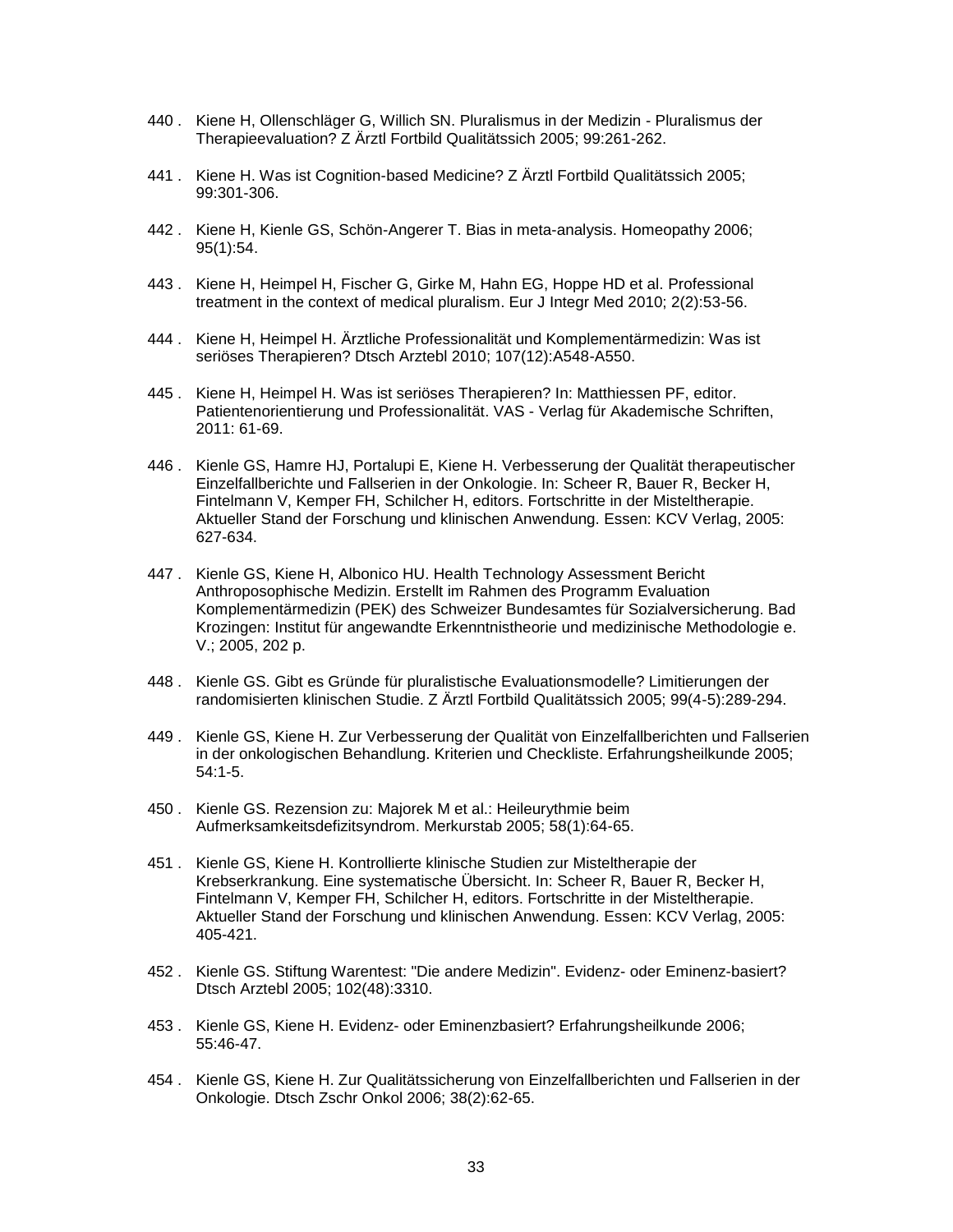440 . Kiene H, Ollenschläger G, Willich SN. Pluralismus in der Medizin - Pluralismus der Therapieevaluation? Z Ärztl Fortbild Qualitätssich 2005; 99:261-262.

441 . Kiene H. Was ist Cognition-based Medicine? Z Ärztl Fortbild Qualitätssich 2005; 99:301-306.

442 . Kiene H, Kienle GS, Schön-Angerer T. Bias in meta-analysis. Homeopathy 2006; 95(1):54.

443 . Kiene H, Heimpel H, Fischer G, Girke M, Hahn EG, Hoppe HD et al. Professional treatment in the context of medical pluralism. Eur J Integr Med 2010; 2(2):53-56.

444 . Kiene H, Heimpel H. Ärztliche Professionalität und Komplementärmedizin: Was ist seriöses Therapieren? Dtsch Arztebl 2010; 107(12):A548-A550.

445 . Kiene H, Heimpel H. Was ist seriöses Therapieren? In: Matthiessen PF, editor. Patientenorientierung und Professionalität. VAS - Verlag für Akademische Schriften, 2011: 61-69.

446 . Kienle GS, Hamre HJ, Portalupi E, Kiene H. Verbesserung der Qualität therapeutischer Einzelfallberichte und Fallserien in der Onkologie. In: Scheer R, Bauer R, Becker H, Fintelmann V, Kemper FH, Schilcher H, editors. Fortschritte in der Misteltherapie. Aktueller Stand der Forschung und klinischen Anwendung. Essen: KCV Verlag, 2005: 627-634.

447 . Kienle GS, Kiene H, Albonico HU. Health Technology Assessment Bericht Anthroposophische Medizin. Erstellt im Rahmen des Programm Evaluation Komplementärmedizin (PEK) des Schweizer Bundesamtes für Sozialversicherung. Bad Krozingen: Institut für angewandte Erkenntnistheorie und medizinische Methodologie e. V.; 2005, 202 p.

448 . Kienle GS. Gibt es Gründe für pluralistische Evaluationsmodelle? Limitierungen der randomisierten klinischen Studie. Z Ärztl Fortbild Qualitätssich 2005; 99(4-5):289-294.

449 . Kienle GS, Kiene H. Zur Verbesserung der Qualität von Einzelfallberichten und Fallserien in der onkologischen Behandlung. Kriterien und Checkliste. Erfahrungsheilkunde 2005; 54:1-5.

450 . Kienle GS. Rezension zu: Majorek M et al.: Heileurythmie beim Aufmerksamkeitsdefizitsyndrom. Merkurstab 2005; 58(1):64-65.

451 . Kienle GS, Kiene H. Kontrollierte klinische Studien zur Misteltherapie der Krebserkrankung. Eine systematische Übersicht. In: Scheer R, Bauer R, Becker H, Fintelmann V, Kemper FH, Schilcher H, editors. Fortschritte in der Misteltherapie. Aktueller Stand der Forschung und klinischen Anwendung. Essen: KCV Verlag, 2005: 405-421.

452 . Kienle GS. Stiftung Warentest: "Die andere Medizin". Evidenz- oder Eminenz-basiert? Dtsch Arztebl 2005; 102(48):3310.

453 . Kienle GS, Kiene H. Evidenz- oder Eminenzbasiert? Erfahrungsheilkunde 2006; 55:46-47.

454 . Kienle GS, Kiene H. Zur Qualitätssicherung von Einzelfallberichten und Fallserien in der Onkologie. Dtsch Zschr Onkol 2006; 38(2):62-65.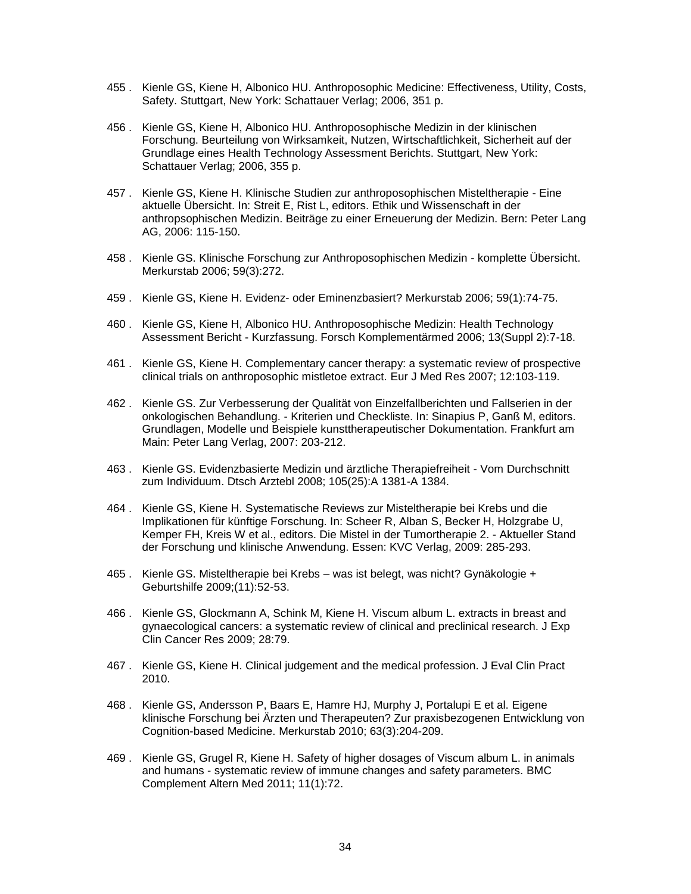455 . Kienle GS, Kiene H, Albonico HU. Anthroposophic Medicine: Effectiveness, Utility, Costs, Safety. Stuttgart, New York: Schattauer Verlag; 2006, 351 p.

456 . Kienle GS, Kiene H, Albonico HU. Anthroposophische Medizin in der klinischen Forschung. Beurteilung von Wirksamkeit, Nutzen, Wirtschaftlichkeit, Sicherheit auf der Grundlage eines Health Technology Assessment Berichts. Stuttgart, New York: Schattauer Verlag; 2006, 355 p.

457 . Kienle GS, Kiene H. Klinische Studien zur anthroposophischen Misteltherapie - Eine aktuelle Übersicht. In: Streit E, Rist L, editors. Ethik und Wissenschaft in der anthropsophischen Medizin. Beiträge zu einer Erneuerung der Medizin. Bern: Peter Lang AG, 2006: 115-150.

458 . Kienle GS. Klinische Forschung zur Anthroposophischen Medizin - komplette Übersicht. Merkurstab 2006; 59(3):272.

459 . Kienle GS, Kiene H. Evidenz- oder Eminenzbasiert? Merkurstab 2006; 59(1):74-75.

460 . Kienle GS, Kiene H, Albonico HU. Anthroposophische Medizin: Health Technology Assessment Bericht - Kurzfassung. Forsch Komplementärmed 2006; 13(Suppl 2):7-18.

461 . Kienle GS, Kiene H. Complementary cancer therapy: a systematic review of prospective clinical trials on anthroposophic mistletoe extract. Eur J Med Res 2007; 12:103-119.

462 . Kienle GS. Zur Verbesserung der Qualität von Einzelfallberichten und Fallserien in der onkologischen Behandlung. - Kriterien und Checkliste. In: Sinapius P, Ganß M, editors. Grundlagen, Modelle und Beispiele kunsttherapeutischer Dokumentation. Frankfurt am Main: Peter Lang Verlag, 2007: 203-212.

463 . Kienle GS. Evidenzbasierte Medizin und ärztliche Therapiefreiheit - Vom Durchschnitt zum Individuum. Dtsch Arztebl 2008; 105(25):A 1381-A 1384.

464 . Kienle GS, Kiene H. Systematische Reviews zur Misteltherapie bei Krebs und die Implikationen für künftige Forschung. In: Scheer R, Alban S, Becker H, Holzgrabe U, Kemper FH, Kreis W et al., editors. Die Mistel in der Tumortherapie 2. - Aktueller Stand der Forschung und klinische Anwendung. Essen: KVC Verlag, 2009: 285-293.

465 . Kienle GS. Misteltherapie bei Krebs – was ist belegt, was nicht? Gynäkologie + Geburtshilfe 2009;(11):52-53.

466 . Kienle GS, Glockmann A, Schink M, Kiene H. Viscum album L. extracts in breast and gynaecological cancers: a systematic review of clinical and preclinical research. J Exp Clin Cancer Res 2009; 28:79.

467 . Kienle GS, Kiene H. Clinical judgement and the medical profession. J Eval Clin Pract 2010.

468 . Kienle GS, Andersson P, Baars E, Hamre HJ, Murphy J, Portalupi E et al. Eigene klinische Forschung bei Ärzten und Therapeuten? Zur praxisbezogenen Entwicklung von Cognition-based Medicine. Merkurstab 2010; 63(3):204-209.

469 . Kienle GS, Grugel R, Kiene H. Safety of higher dosages of Viscum album L. in animals and humans - systematic review of immune changes and safety parameters. BMC Complement Altern Med 2011; 11(1):72.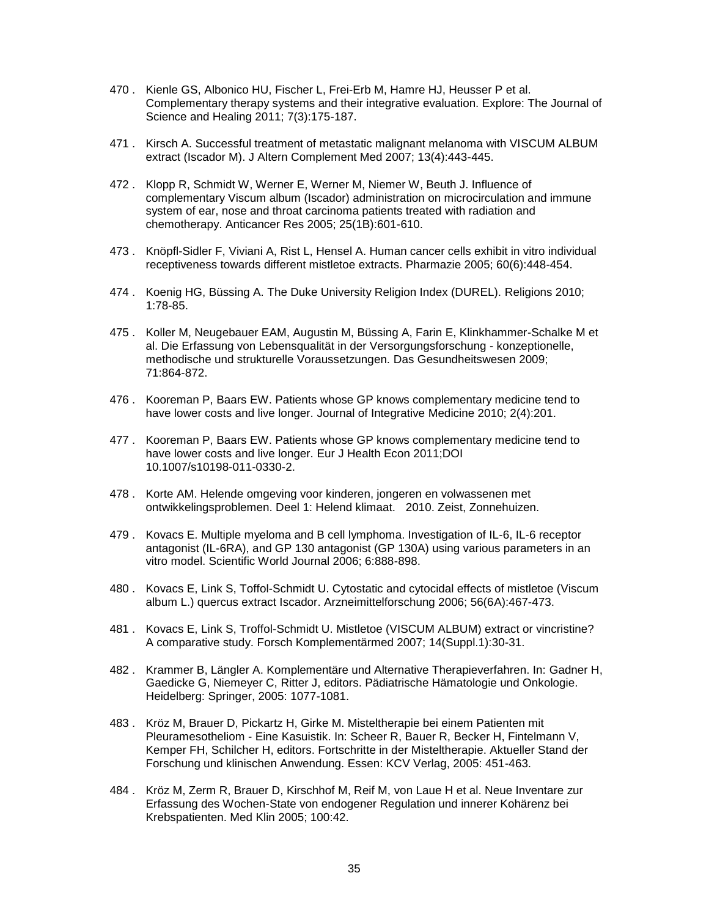470 . Kienle GS, Albonico HU, Fischer L, Frei-Erb M, Hamre HJ, Heusser P et al. Complementary therapy systems and their integrative evaluation. Explore: The Journal of Science and Healing 2011; 7(3):175-187.

471 . Kirsch A. Successful treatment of metastatic malignant melanoma with VISCUM ALBUM extract (Iscador M). J Altern Complement Med 2007; 13(4):443-445.

472 . Klopp R, Schmidt W, Werner E, Werner M, Niemer W, Beuth J. Influence of complementary Viscum album (Iscador) administration on microcirculation and immune system of ear, nose and throat carcinoma patients treated with radiation and chemotherapy. Anticancer Res 2005; 25(1B):601-610.

473 . Knöpfl-Sidler F, Viviani A, Rist L, Hensel A. Human cancer cells exhibit in vitro individual receptiveness towards different mistletoe extracts. Pharmazie 2005; 60(6):448-454.

474 . Koenig HG, Büssing A. The Duke University Religion Index (DUREL). Religions 2010; 1:78-85.

475 . Koller M, Neugebauer EAM, Augustin M, Büssing A, Farin E, Klinkhammer-Schalke M et al. Die Erfassung von Lebensqualität in der Versorgungsforschung - konzeptionelle, methodische und strukturelle Voraussetzungen. Das Gesundheitswesen 2009; 71:864-872.

476 . Kooreman P, Baars EW. Patients whose GP knows complementary medicine tend to have lower costs and live longer. Journal of Integrative Medicine 2010; 2(4):201.

477 . Kooreman P, Baars EW. Patients whose GP knows complementary medicine tend to have lower costs and live longer. Eur J Health Econ 2011;DOI 10.1007/s10198-011-0330-2.

478 . Korte AM. Helende omgeving voor kinderen, jongeren en volwassenen met ontwikkelingsproblemen. Deel 1: Helend klimaat. 2010. Zeist, Zonnehuizen.

479 . Kovacs E. Multiple myeloma and B cell lymphoma. Investigation of IL-6, IL-6 receptor antagonist (IL-6RA), and GP 130 antagonist (GP 130A) using various parameters in an vitro model. Scientific World Journal 2006; 6:888-898.

480 . Kovacs E, Link S, Toffol-Schmidt U. Cytostatic and cytocidal effects of mistletoe (Viscum album L.) quercus extract Iscador. Arzneimittelforschung 2006; 56(6A):467-473.

481 . Kovacs E, Link S, Troffol-Schmidt U. Mistletoe (VISCUM ALBUM) extract or vincristine? A comparative study. Forsch Komplementärmed 2007; 14(Suppl.1):30-31.

482 . Krammer B, Längler A. Komplementäre und Alternative Therapieverfahren. In: Gadner H, Gaedicke G, Niemeyer C, Ritter J, editors. Pädiatrische Hämatologie und Onkologie. Heidelberg: Springer, 2005: 1077-1081.

483 . Kröz M, Brauer D, Pickartz H, Girke M. Misteltherapie bei einem Patienten mit Pleuramesotheliom - Eine Kasuistik. In: Scheer R, Bauer R, Becker H, Fintelmann V, Kemper FH, Schilcher H, editors. Fortschritte in der Misteltherapie. Aktueller Stand der Forschung und klinischen Anwendung. Essen: KCV Verlag, 2005: 451-463.

484 . Kröz M, Zerm R, Brauer D, Kirschhof M, Reif M, von Laue H et al. Neue Inventare zur Erfassung des Wochen-State von endogener Regulation und innerer Kohärenz bei Krebspatienten. Med Klin 2005; 100:42.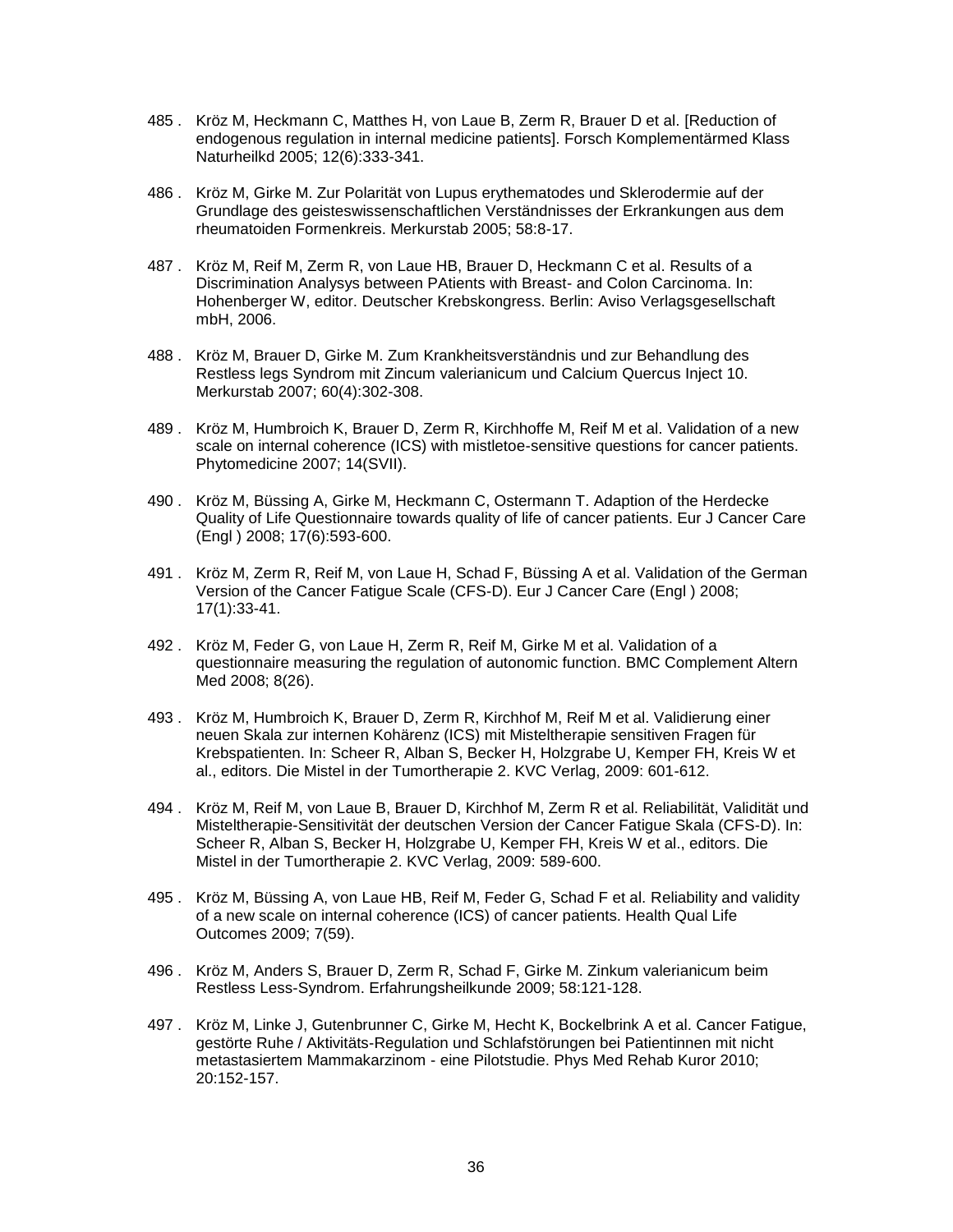485 . Kröz M, Heckmann C, Matthes H, von Laue B, Zerm R, Brauer D et al. [Reduction of endogenous regulation in internal medicine patients]. Forsch Komplementärmed Klass Naturheilkd 2005; 12(6):333-341.

486 . Kröz M, Girke M. Zur Polarität von Lupus erythematodes und Sklerodermie auf der Grundlage des geisteswissenschaftlichen Verständnisses der Erkrankungen aus dem rheumatoiden Formenkreis. Merkurstab 2005; 58:8-17.

487 . Kröz M, Reif M, Zerm R, von Laue HB, Brauer D, Heckmann C et al. Results of a Discrimination Analysys between PAtients with Breast- and Colon Carcinoma. In: Hohenberger W, editor. Deutscher Krebskongress. Berlin: Aviso Verlagsgesellschaft mbH, 2006.

488 . Kröz M, Brauer D, Girke M. Zum Krankheitsverständnis und zur Behandlung des Restless legs Syndrom mit Zincum valerianicum und Calcium Quercus Inject 10. Merkurstab 2007; 60(4):302-308.

489 . Kröz M, Humbroich K, Brauer D, Zerm R, Kirchhoffe M, Reif M et al. Validation of a new scale on internal coherence (ICS) with mistletoe-sensitive questions for cancer patients. Phytomedicine 2007; 14(SVII).

490 . Kröz M, Büssing A, Girke M, Heckmann C, Ostermann T. Adaption of the Herdecke Quality of Life Questionnaire towards quality of life of cancer patients. Eur J Cancer Care (Engl ) 2008; 17(6):593-600.

491 . Kröz M, Zerm R, Reif M, von Laue H, Schad F, Büssing A et al. Validation of the German Version of the Cancer Fatigue Scale (CFS-D). Eur J Cancer Care (Engl ) 2008; 17(1):33-41.

492 . Kröz M, Feder G, von Laue H, Zerm R, Reif M, Girke M et al. Validation of a questionnaire measuring the regulation of autonomic function. BMC Complement Altern Med 2008; 8(26).

493 . Kröz M, Humbroich K, Brauer D, Zerm R, Kirchhof M, Reif M et al. Validierung einer neuen Skala zur internen Kohärenz (ICS) mit Misteltherapie sensitiven Fragen für Krebspatienten. In: Scheer R, Alban S, Becker H, Holzgrabe U, Kemper FH, Kreis W et al., editors. Die Mistel in der Tumortherapie 2. KVC Verlag, 2009: 601-612.

494 . Kröz M, Reif M, von Laue B, Brauer D, Kirchhof M, Zerm R et al. Reliabilität, Validität und Misteltherapie-Sensitivität der deutschen Version der Cancer Fatigue Skala (CFS-D). In: Scheer R, Alban S, Becker H, Holzgrabe U, Kemper FH, Kreis W et al., editors. Die Mistel in der Tumortherapie 2. KVC Verlag, 2009: 589-600.

495 . Kröz M, Büssing A, von Laue HB, Reif M, Feder G, Schad F et al. Reliability and validity of a new scale on internal coherence (ICS) of cancer patients. Health Qual Life Outcomes 2009; 7(59).

496 . Kröz M, Anders S, Brauer D, Zerm R, Schad F, Girke M. Zinkum valerianicum beim Restless Less-Syndrom. Erfahrungsheilkunde 2009; 58:121-128.

497 . Kröz M, Linke J, Gutenbrunner C, Girke M, Hecht K, Bockelbrink A et al. Cancer Fatigue, gestörte Ruhe / Aktivitäts-Regulation und Schlafstörungen bei Patientinnen mit nicht metastasiertem Mammakarzinom - eine Pilotstudie. Phys Med Rehab Kuror 2010; 20:152-157.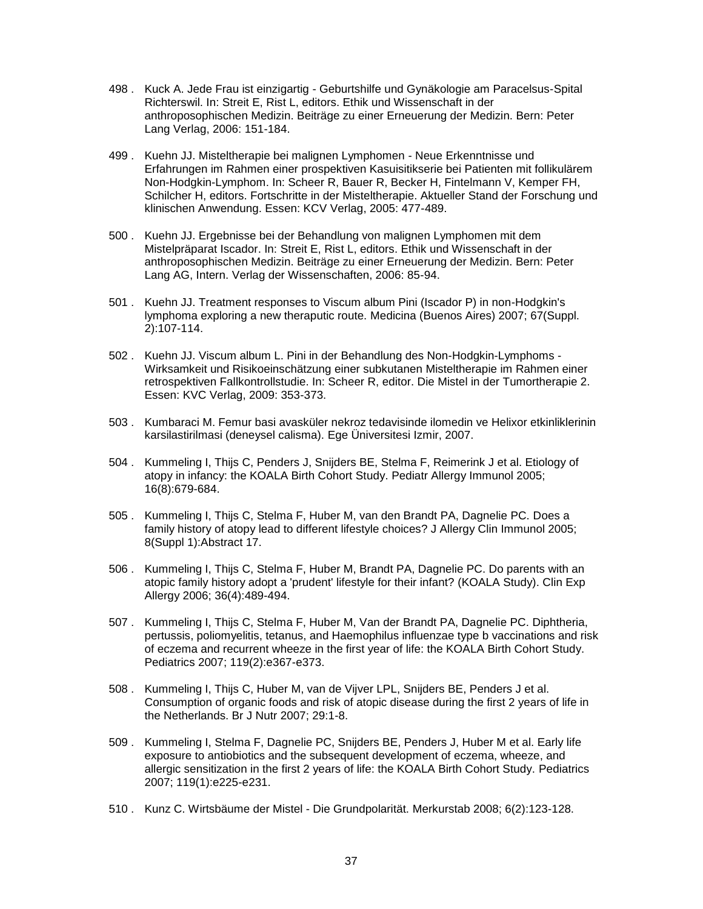498 . Kuck A. Jede Frau ist einzigartig - Geburtshilfe und Gynäkologie am Paracelsus-Spital Richterswil. In: Streit E, Rist L, editors. Ethik und Wissenschaft in der anthroposophischen Medizin. Beiträge zu einer Erneuerung der Medizin. Bern: Peter Lang Verlag, 2006: 151-184.

499 . Kuehn JJ. Misteltherapie bei malignen Lymphomen - Neue Erkenntnisse und Erfahrungen im Rahmen einer prospektiven Kasuisitikserie bei Patienten mit follikulärem Non-Hodgkin-Lymphom. In: Scheer R, Bauer R, Becker H, Fintelmann V, Kemper FH, Schilcher H, editors. Fortschritte in der Misteltherapie. Aktueller Stand der Forschung und klinischen Anwendung. Essen: KCV Verlag, 2005: 477-489.

500 . Kuehn JJ. Ergebnisse bei der Behandlung von malignen Lymphomen mit dem Mistelpräparat Iscador. In: Streit E, Rist L, editors. Ethik und Wissenschaft in der anthroposophischen Medizin. Beiträge zu einer Erneuerung der Medizin. Bern: Peter Lang AG, Intern. Verlag der Wissenschaften, 2006: 85-94.

501 . Kuehn JJ. Treatment responses to Viscum album Pini (Iscador P) in non-Hodgkin's lymphoma exploring a new theraputic route. Medicina (Buenos Aires) 2007; 67(Suppl. 2):107-114.

502 . Kuehn JJ. Viscum album L. Pini in der Behandlung des Non-Hodgkin-Lymphoms - Wirksamkeit und Risikoeinschätzung einer subkutanen Misteltherapie im Rahmen einer retrospektiven Fallkontrollstudie. In: Scheer R, editor. Die Mistel in der Tumortherapie 2. Essen: KVC Verlag, 2009: 353-373.

503 . Kumbaraci M. Femur basi avasküler nekroz tedavisinde ilomedin ve Helixor etkinliklerinin karsilastirilmasi (deneysel calisma). Ege Üniversitesi Izmir, 2007.

504 . Kummeling I, Thijs C, Penders J, Snijders BE, Stelma F, Reimerink J et al. Etiology of atopy in infancy: the KOALA Birth Cohort Study. Pediatr Allergy Immunol 2005; 16(8):679-684.

505 . Kummeling I, Thijs C, Stelma F, Huber M, van den Brandt PA, Dagnelie PC. Does a family history of atopy lead to different lifestyle choices? J Allergy Clin Immunol 2005; 8(Suppl 1):Abstract 17.

506 . Kummeling I, Thijs C, Stelma F, Huber M, Brandt PA, Dagnelie PC. Do parents with an atopic family history adopt a 'prudent' lifestyle for their infant? (KOALA Study). Clin Exp Allergy 2006; 36(4):489-494.

507 . Kummeling I, Thijs C, Stelma F, Huber M, Van der Brandt PA, Dagnelie PC. Diphtheria, pertussis, poliomyelitis, tetanus, and Haemophilus influenzae type b vaccinations and risk of eczema and recurrent wheeze in the first year of life: the KOALA Birth Cohort Study. Pediatrics 2007; 119(2):e367-e373.

508 . Kummeling I, Thijs C, Huber M, van de Vijver LPL, Snijders BE, Penders J et al. Consumption of organic foods and risk of atopic disease during the first 2 years of life in the Netherlands. Br J Nutr 2007; 29:1-8.

509 . Kummeling I, Stelma F, Dagnelie PC, Snijders BE, Penders J, Huber M et al. Early life exposure to antiobiotics and the subsequent development of eczema, wheeze, and allergic sensitization in the first 2 years of life: the KOALA Birth Cohort Study. Pediatrics 2007; 119(1):e225-e231.

510 . Kunz C. Wirtsbäume der Mistel - Die Grundpolarität. Merkurstab 2008; 6(2):123-128.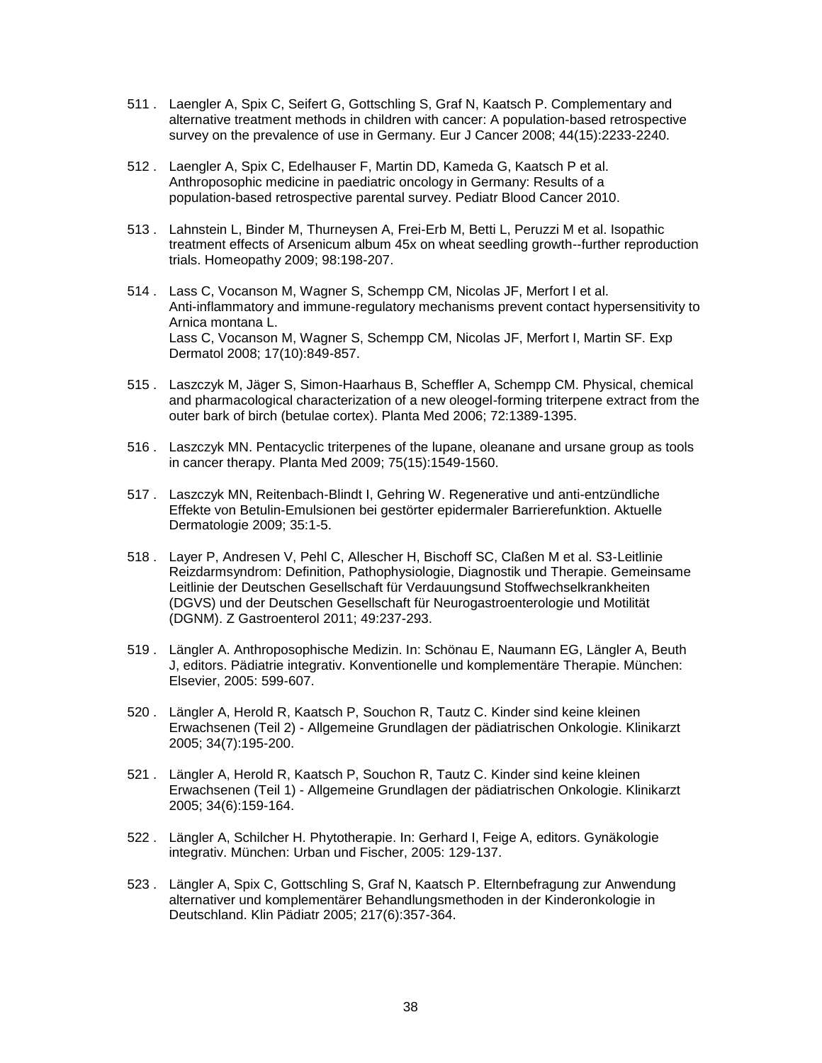511 . Laengler A, Spix C, Seifert G, Gottschling S, Graf N, Kaatsch P. Complementary and alternative treatment methods in children with cancer: A population-based retrospective survey on the prevalence of use in Germany. Eur J Cancer 2008; 44(15):2233-2240.

512 . Laengler A, Spix C, Edelhauser F, Martin DD, Kameda G, Kaatsch P et al. Anthroposophic medicine in paediatric oncology in Germany: Results of a population-based retrospective parental survey. Pediatr Blood Cancer 2010.

513 . Lahnstein L, Binder M, Thurneysen A, Frei-Erb M, Betti L, Peruzzi M et al. Isopathic treatment effects of Arsenicum album 45x on wheat seedling growth--further reproduction trials. Homeopathy 2009; 98:198-207.

514 . Lass C, Vocanson M, Wagner S, Schempp CM, Nicolas JF, Merfort I et al. Anti-inflammatory and immune-regulatory mechanisms prevent contact hypersensitivity to Arnica montana L.
Lass C, Vocanson M, Wagner S, Schempp CM, Nicolas JF, Merfort I, Martin SF. Exp Dermatol 2008; 17(10):849-857.

515 . Laszczyk M, Jäger S, Simon-Haarhaus B, Scheffler A, Schempp CM. Physical, chemical and pharmacological characterization of a new oleogel-forming triterpene extract from the outer bark of birch (betulae cortex). Planta Med 2006; 72:1389-1395.

516 . Laszczyk MN. Pentacyclic triterpenes of the lupane, oleanane and ursane group as tools in cancer therapy. Planta Med 2009; 75(15):1549-1560.

517 . Laszczyk MN, Reitenbach-Blindt I, Gehring W. Regenerative und anti-entzündliche Effekte von Betulin-Emulsionen bei gestörter epidermaler Barrierefunktion. Aktuelle Dermatologie 2009; 35:1-5.

518 . Layer P, Andresen V, Pehl C, Allescher H, Bischoff SC, Claßen M et al. S3-Leitlinie Reizdarmsyndrom: Definition, Pathophysiologie, Diagnostik und Therapie. Gemeinsame Leitlinie der Deutschen Gesellschaft für Verdauungsund Stoffwechselkrankheiten (DGVS) und der Deutschen Gesellschaft für Neurogastroenterologie und Motilität (DGNM). Z Gastroenterol 2011; 49:237-293.

519 . Längler A. Anthroposophische Medizin. In: Schönau E, Naumann EG, Längler A, Beuth J, editors. Pädiatrie integrativ. Konventionelle und komplementäre Therapie. München: Elsevier, 2005: 599-607.

520 . Längler A, Herold R, Kaatsch P, Souchon R, Tautz C. Kinder sind keine kleinen Erwachsenen (Teil 2) - Allgemeine Grundlagen der pädiatrischen Onkologie. Klinikarzt 2005; 34(7):195-200.

521 . Längler A, Herold R, Kaatsch P, Souchon R, Tautz C. Kinder sind keine kleinen Erwachsenen (Teil 1) - Allgemeine Grundlagen der pädiatrischen Onkologie. Klinikarzt 2005; 34(6):159-164.

522 . Längler A, Schilcher H. Phytotherapie. In: Gerhard I, Feige A, editors. Gynäkologie integrativ. München: Urban und Fischer, 2005: 129-137.

523 . Längler A, Spix C, Gottschling S, Graf N, Kaatsch P. Elternbefragung zur Anwendung alternativer und komplementärer Behandlungsmethoden in der Kinderonkologie in Deutschland. Klin Pädiatr 2005; 217(6):357-364.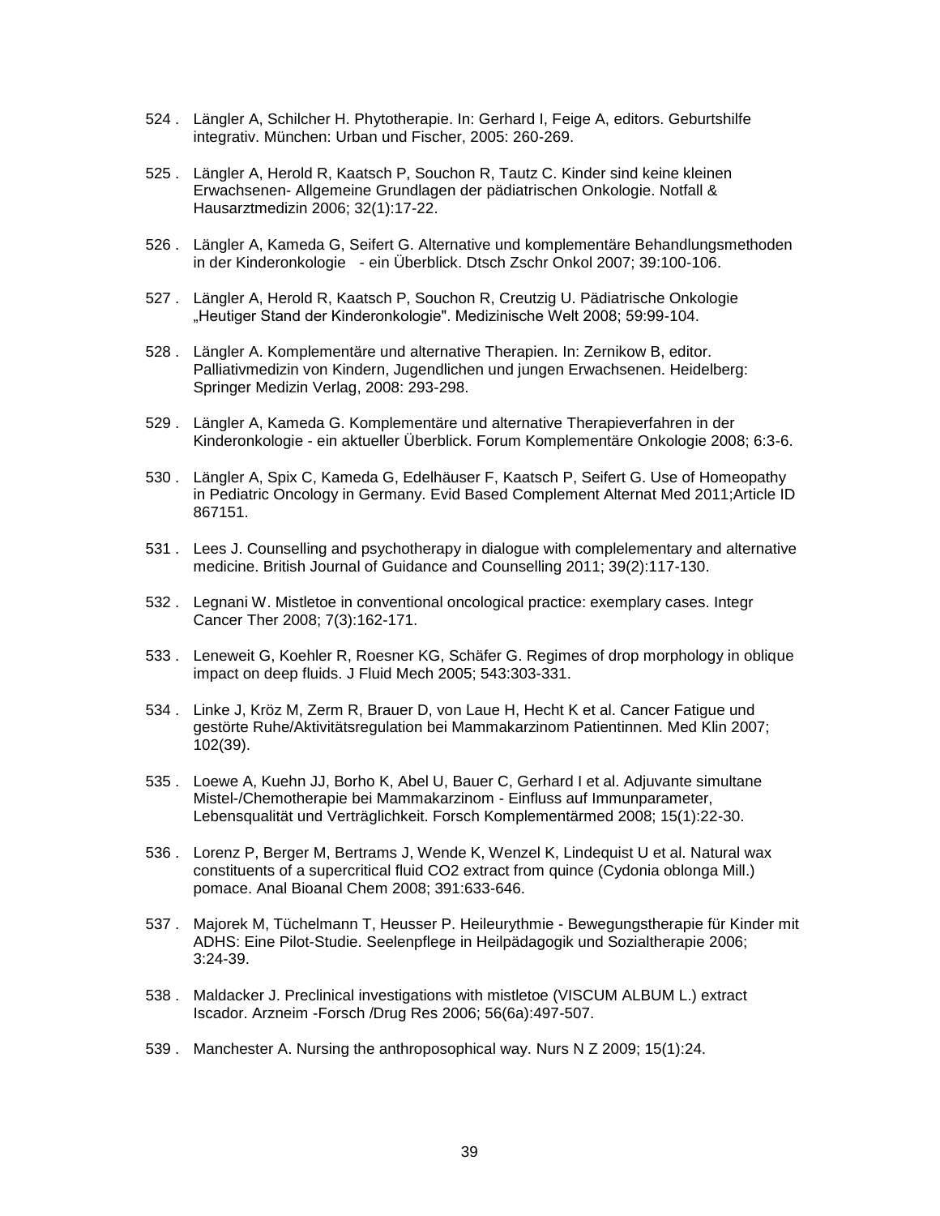524 . Längler A, Schilcher H. Phytotherapie. In: Gerhard I, Feige A, editors. Geburtshilfe integrativ. München: Urban und Fischer, 2005: 260-269.

525 . Längler A, Herold R, Kaatsch P, Souchon R, Tautz C. Kinder sind keine kleinen Erwachsenen- Allgemeine Grundlagen der pädiatrischen Onkologie. Notfall & Hausarztmedizin 2006; 32(1):17-22.

526 . Längler A, Kameda G, Seifert G. Alternative und komplementäre Behandlungsmethoden in der Kinderonkologie - ein Überblick. Dtsch Zschr Onkol 2007; 39:100-106.

527 . Längler A, Herold R, Kaatsch P, Souchon R, Creutzig U. Pädiatrische Onkologie „Heutiger Stand der Kinderonkologie". Medizinische Welt 2008; 59:99-104.

528 . Längler A. Komplementäre und alternative Therapien. In: Zernikow B, editor. Palliativmedizin von Kindern, Jugendlichen und jungen Erwachsenen. Heidelberg: Springer Medizin Verlag, 2008: 293-298.

529 . Längler A, Kameda G. Komplementäre und alternative Therapieverfahren in der Kinderonkologie - ein aktueller Überblick. Forum Komplementäre Onkologie 2008; 6:3-6.

530 . Längler A, Spix C, Kameda G, Edelhäuser F, Kaatsch P, Seifert G. Use of Homeopathy in Pediatric Oncology in Germany. Evid Based Complement Alternat Med 2011;Article ID 867151.

531 . Lees J. Counselling and psychotherapy in dialogue with complelementary and alternative medicine. British Journal of Guidance and Counselling 2011; 39(2):117-130.

532 . Legnani W. Mistletoe in conventional oncological practice: exemplary cases. Integr Cancer Ther 2008; 7(3):162-171.

533 . Leneweit G, Koehler R, Roesner KG, Schäfer G. Regimes of drop morphology in oblique impact on deep fluids. J Fluid Mech 2005; 543:303-331.

534 . Linke J, Kröz M, Zerm R, Brauer D, von Laue H, Hecht K et al. Cancer Fatigue und gestörte Ruhe/Aktivitätsregulation bei Mammakarzinom Patientinnen. Med Klin 2007; 102(39).

535 . Loewe A, Kuehn JJ, Borho K, Abel U, Bauer C, Gerhard I et al. Adjuvante simultane Mistel-/Chemotherapie bei Mammakarzinom - Einfluss auf Immunparameter, Lebensqualität und Verträglichkeit. Forsch Komplementärmed 2008; 15(1):22-30.

536 . Lorenz P, Berger M, Bertrams J, Wende K, Wenzel K, Lindequist U et al. Natural wax constituents of a supercritical fluid CO2 extract from quince (Cydonia oblonga Mill.) pomace. Anal Bioanal Chem 2008; 391:633-646.

537 . Majorek M, Tüchelmann T, Heusser P. Heileurythmie - Bewegungstherapie für Kinder mit ADHS: Eine Pilot-Studie. Seelenpflege in Heilpädagogik und Sozialtherapie 2006; 3:24-39.

538 . Maldacker J. Preclinical investigations with mistletoe (VISCUM ALBUM L.) extract Iscador. Arzneim -Forsch /Drug Res 2006; 56(6a):497-507.

539 . Manchester A. Nursing the anthroposophical way. Nurs N Z 2009; 15(1):24.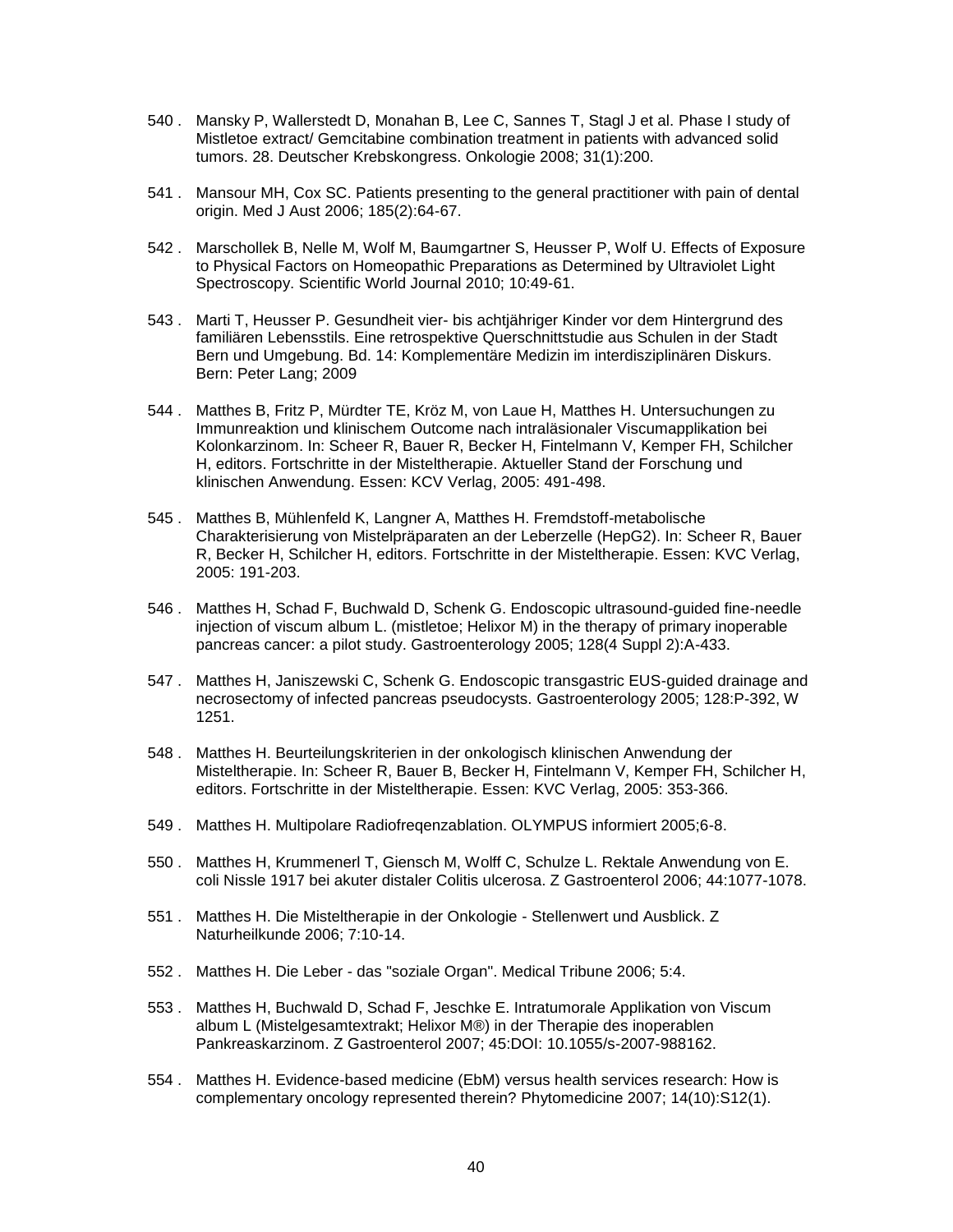540 . Mansky P, Wallerstedt D, Monahan B, Lee C, Sannes T, Stagl J et al. Phase I study of Mistletoe extract/ Gemcitabine combination treatment in patients with advanced solid tumors. 28. Deutscher Krebskongress. Onkologie 2008; 31(1):200.

541 . Mansour MH, Cox SC. Patients presenting to the general practitioner with pain of dental origin. Med J Aust 2006; 185(2):64-67.

542 . Marschollek B, Nelle M, Wolf M, Baumgartner S, Heusser P, Wolf U. Effects of Exposure to Physical Factors on Homeopathic Preparations as Determined by Ultraviolet Light Spectroscopy. Scientific World Journal 2010; 10:49-61.

543 . Marti T, Heusser P. Gesundheit vier- bis achtjähriger Kinder vor dem Hintergrund des familiären Lebensstils. Eine retrospektive Querschnittstudie aus Schulen in der Stadt Bern und Umgebung. Bd. 14: Komplementäre Medizin im interdisziplinären Diskurs. Bern: Peter Lang; 2009

544 . Matthes B, Fritz P, Mürdter TE, Kröz M, von Laue H, Matthes H. Untersuchungen zu Immunreaktion und klinischem Outcome nach intraläsionaler Viscumapplikation bei Kolonkarzinom. In: Scheer R, Bauer R, Becker H, Fintelmann V, Kemper FH, Schilcher H, editors. Fortschritte in der Misteltherapie. Aktueller Stand der Forschung und klinischen Anwendung. Essen: KCV Verlag, 2005: 491-498.

545 . Matthes B, Mühlenfeld K, Langner A, Matthes H. Fremdstoff-metabolische Charakterisierung von Mistelpräparaten an der Leberzelle (HepG2). In: Scheer R, Bauer R, Becker H, Schilcher H, editors. Fortschritte in der Misteltherapie. Essen: KVC Verlag, 2005: 191-203.

546 . Matthes H, Schad F, Buchwald D, Schenk G. Endoscopic ultrasound-guided fine-needle injection of viscum album L. (mistletoe; Helixor M) in the therapy of primary inoperable pancreas cancer: a pilot study. Gastroenterology 2005; 128(4 Suppl 2):A-433.

547 . Matthes H, Janiszewski C, Schenk G. Endoscopic transgastric EUS-guided drainage and necrosectomy of infected pancreas pseudocysts. Gastroenterology 2005; 128:P-392, W 1251.

548 . Matthes H. Beurteilungskriterien in der onkologisch klinischen Anwendung der Misteltherapie. In: Scheer R, Bauer B, Becker H, Fintelmann V, Kemper FH, Schilcher H, editors. Fortschritte in der Misteltherapie. Essen: KVC Verlag, 2005: 353-366.

549 . Matthes H. Multipolare Radiofreqenzablation. OLYMPUS informiert 2005;6-8.

550 . Matthes H, Krummenerl T, Giensch M, Wolff C, Schulze L. Rektale Anwendung von E. coli Nissle 1917 bei akuter distaler Colitis ulcerosa. Z Gastroenterol 2006; 44:1077-1078.

551 . Matthes H. Die Misteltherapie in der Onkologie - Stellenwert und Ausblick. Z Naturheilkunde 2006; 7:10-14.

552 . Matthes H. Die Leber - das "soziale Organ". Medical Tribune 2006; 5:4.

553 . Matthes H, Buchwald D, Schad F, Jeschke E. Intratumorale Applikation von Viscum album L (Mistelgesamtextrakt; Helixor M®) in der Therapie des inoperablen Pankreaskarzinom. Z Gastroenterol 2007; 45:DOI: 10.1055/s-2007-988162.

554 . Matthes H. Evidence-based medicine (EbM) versus health services research: How is complementary oncology represented therein? Phytomedicine 2007; 14(10):S12(1).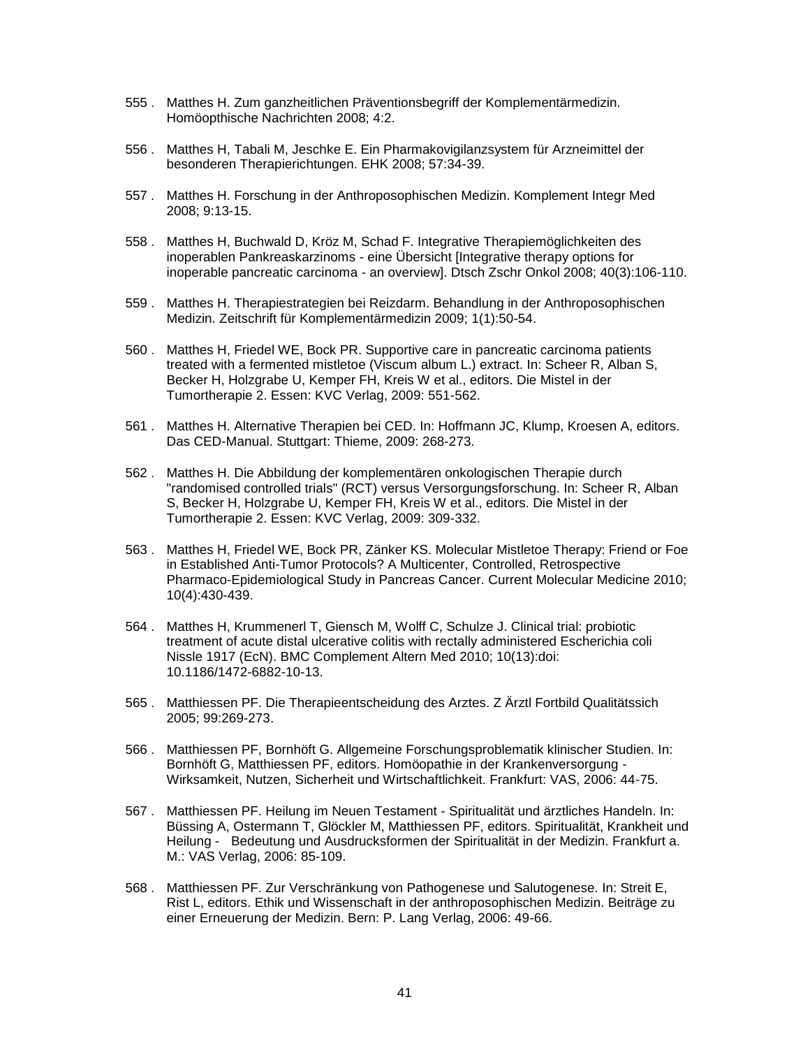555 . Matthes H. Zum ganzheitlichen Präventionsbegriff der Komplementärmedizin. Homöopthische Nachrichten 2008; 4:2.

556 . Matthes H, Tabali M, Jeschke E. Ein Pharmakovigilanzsystem für Arzneimittel der besonderen Therapierichtungen. EHK 2008; 57:34-39.

557 . Matthes H. Forschung in der Anthroposophischen Medizin. Komplement Integr Med 2008; 9:13-15.

558 . Matthes H, Buchwald D, Kröz M, Schad F. Integrative Therapiemöglichkeiten des inoperablen Pankreaskarzinoms - eine Übersicht [Integrative therapy options for inoperable pancreatic carcinoma - an overview]. Dtsch Zschr Onkol 2008; 40(3):106-110.

559 . Matthes H. Therapiestrategien bei Reizdarm. Behandlung in der Anthroposophischen Medizin. Zeitschrift für Komplementärmedizin 2009; 1(1):50-54.

560 . Matthes H, Friedel WE, Bock PR. Supportive care in pancreatic carcinoma patients treated with a fermented mistletoe (Viscum album L.) extract. In: Scheer R, Alban S, Becker H, Holzgrabe U, Kemper FH, Kreis W et al., editors. Die Mistel in der Tumortherapie 2. Essen: KVC Verlag, 2009: 551-562.

561 . Matthes H. Alternative Therapien bei CED. In: Hoffmann JC, Klump, Kroesen A, editors. Das CED-Manual. Stuttgart: Thieme, 2009: 268-273.

562 . Matthes H. Die Abbildung der komplementären onkologischen Therapie durch "randomised controlled trials" (RCT) versus Versorgungsforschung. In: Scheer R, Alban S, Becker H, Holzgrabe U, Kemper FH, Kreis W et al., editors. Die Mistel in der Tumortherapie 2. Essen: KVC Verlag, 2009: 309-332.

563 . Matthes H, Friedel WE, Bock PR, Zänker KS. Molecular Mistletoe Therapy: Friend or Foe in Established Anti-Tumor Protocols? A Multicenter, Controlled, Retrospective Pharmaco-Epidemiological Study in Pancreas Cancer. Current Molecular Medicine 2010; 10(4):430-439.

564 . Matthes H, Krummenerl T, Giensch M, Wolff C, Schulze J. Clinical trial: probiotic treatment of acute distal ulcerative colitis with rectally administered Escherichia coli Nissle 1917 (EcN). BMC Complement Altern Med 2010; 10(13):doi: 10.1186/1472-6882-10-13.

565 . Matthiessen PF. Die Therapieentscheidung des Arztes. Z Ärztl Fortbild Qualitätssich 2005; 99:269-273.

566 . Matthiessen PF, Bornhöft G. Allgemeine Forschungsproblematik klinischer Studien. In: Bornhöft G, Matthiessen PF, editors. Homöopathie in der Krankenversorgung - Wirksamkeit, Nutzen, Sicherheit und Wirtschaftlichkeit. Frankfurt: VAS, 2006: 44-75.

567 . Matthiessen PF. Heilung im Neuen Testament - Spiritualität und ärztliches Handeln. In: Büssing A, Ostermann T, Glöckler M, Matthiessen PF, editors. Spiritualität, Krankheit und Heilung - Bedeutung und Ausdrucksformen der Spiritualität in der Medizin. Frankfurt a. M.: VAS Verlag, 2006: 85-109.

568 . Matthiessen PF. Zur Verschränkung von Pathogenese und Salutogenese. In: Streit E, Rist L, editors. Ethik und Wissenschaft in der anthroposophischen Medizin. Beiträge zu einer Erneuerung der Medizin. Bern: P. Lang Verlag, 2006: 49-66.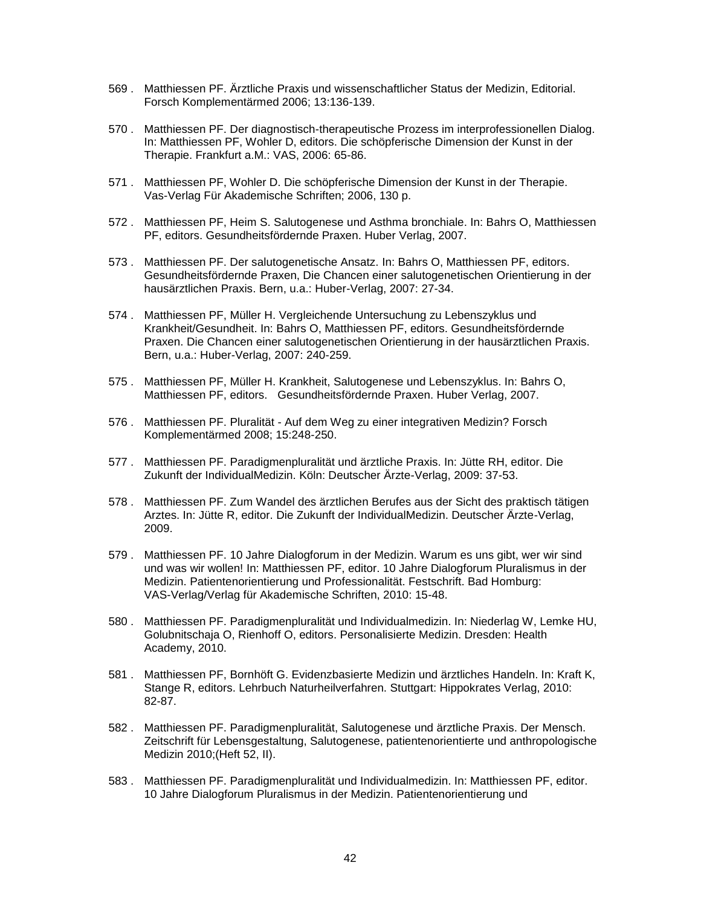569 . Matthiessen PF. Ärztliche Praxis und wissenschaftlicher Status der Medizin, Editorial. Forsch Komplementärmed 2006; 13:136-139.

570 . Matthiessen PF. Der diagnostisch-therapeutische Prozess im interprofessionellen Dialog. In: Matthiessen PF, Wohler D, editors. Die schöpferische Dimension der Kunst in der Therapie. Frankfurt a.M.: VAS, 2006: 65-86.

571 . Matthiessen PF, Wohler D. Die schöpferische Dimension der Kunst in der Therapie. Vas-Verlag Für Akademische Schriften; 2006, 130 p.

572 . Matthiessen PF, Heim S. Salutogenese und Asthma bronchiale. In: Bahrs O, Matthiessen PF, editors. Gesundheitsfördernde Praxen. Huber Verlag, 2007.

573 . Matthiessen PF. Der salutogenetische Ansatz. In: Bahrs O, Matthiessen PF, editors. Gesundheitsfördernde Praxen, Die Chancen einer salutogenetischen Orientierung in der hausärztlichen Praxis. Bern, u.a.: Huber-Verlag, 2007: 27-34.

574 . Matthiessen PF, Müller H. Vergleichende Untersuchung zu Lebenszyklus und Krankheit/Gesundheit. In: Bahrs O, Matthiessen PF, editors. Gesundheitsfördernde Praxen. Die Chancen einer salutogenetischen Orientierung in der hausärztlichen Praxis. Bern, u.a.: Huber-Verlag, 2007: 240-259.

575 . Matthiessen PF, Müller H. Krankheit, Salutogenese und Lebenszyklus. In: Bahrs O, Matthiessen PF, editors. Gesundheitsfördernde Praxen. Huber Verlag, 2007.

576 . Matthiessen PF. Pluralität - Auf dem Weg zu einer integrativen Medizin? Forsch Komplementärmed 2008; 15:248-250.

577 . Matthiessen PF. Paradigmenpluralität und ärztliche Praxis. In: Jütte RH, editor. Die Zukunft der IndividualMedizin. Köln: Deutscher Ärzte-Verlag, 2009: 37-53.

578 . Matthiessen PF. Zum Wandel des ärztlichen Berufes aus der Sicht des praktisch tätigen Arztes. In: Jütte R, editor. Die Zukunft der IndividualMedizin. Deutscher Ärzte-Verlag, 2009.

579 . Matthiessen PF. 10 Jahre Dialogforum in der Medizin. Warum es uns gibt, wer wir sind und was wir wollen! In: Matthiessen PF, editor. 10 Jahre Dialogforum Pluralismus in der Medizin. Patientenorientierung und Professionalität. Festschrift. Bad Homburg: VAS-Verlag/Verlag für Akademische Schriften, 2010: 15-48.

580 . Matthiessen PF. Paradigmenpluralität und Individualmedizin. In: Niederlag W, Lemke HU, Golubnitschaja O, Rienhoff O, editors. Personalisierte Medizin. Dresden: Health Academy, 2010.

581 . Matthiessen PF, Bornhöft G. Evidenzbasierte Medizin und ärztliches Handeln. In: Kraft K, Stange R, editors. Lehrbuch Naturheilverfahren. Stuttgart: Hippokrates Verlag, 2010: 82-87.

582 . Matthiessen PF. Paradigmenpluralität, Salutogenese und ärztliche Praxis. Der Mensch. Zeitschrift für Lebensgestaltung, Salutogenese, patientenorientierte und anthropologische Medizin 2010;(Heft 52, II).

583 . Matthiessen PF. Paradigmenpluralität und Individualmedizin. In: Matthiessen PF, editor. 10 Jahre Dialogforum Pluralismus in der Medizin. Patientenorientierung und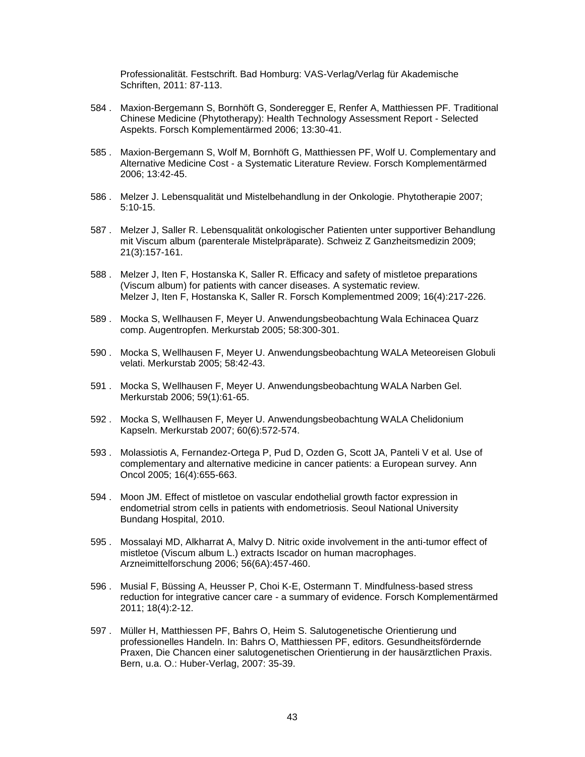Professionalität. Festschrift. Bad Homburg: VAS-Verlag/Verlag für Akademische Schriften, 2011: 87-113.

584 . Maxion-Bergemann S, Bornhöft G, Sonderegger E, Renfer A, Matthiessen PF. Traditional Chinese Medicine (Phytotherapy): Health Technology Assessment Report - Selected Aspekts. Forsch Komplementärmed 2006; 13:30-41.

585 . Maxion-Bergemann S, Wolf M, Bornhöft G, Matthiessen PF, Wolf U. Complementary and Alternative Medicine Cost - a Systematic Literature Review. Forsch Komplementärmed 2006; 13:42-45.

586 . Melzer J. Lebensqualität und Mistelbehandlung in der Onkologie. Phytotherapie 2007; 5:10-15.

587 . Melzer J, Saller R. Lebensqualität onkologischer Patienten unter supportiver Behandlung mit Viscum album (parenterale Mistelpräparate). Schweiz Z Ganzheitsmedizin 2009; 21(3):157-161.

588 . Melzer J, Iten F, Hostanska K, Saller R. Efficacy and safety of mistletoe preparations (Viscum album) for patients with cancer diseases. A systematic review. Melzer J, Iten F, Hostanska K, Saller R. Forsch Komplementmed 2009; 16(4):217-226.

589 . Mocka S, Wellhausen F, Meyer U. Anwendungsbeobachtung Wala Echinacea Quarz comp. Augentropfen. Merkurstab 2005; 58:300-301.

590 . Mocka S, Wellhausen F, Meyer U. Anwendungsbeobachtung WALA Meteoreisen Globuli velati. Merkurstab 2005; 58:42-43.

591 . Mocka S, Wellhausen F, Meyer U. Anwendungsbeobachtung WALA Narben Gel. Merkurstab 2006; 59(1):61-65.

592 . Mocka S, Wellhausen F, Meyer U. Anwendungsbeobachtung WALA Chelidonium Kapseln. Merkurstab 2007; 60(6):572-574.

593 . Molassiotis A, Fernandez-Ortega P, Pud D, Ozden G, Scott JA, Panteli V et al. Use of complementary and alternative medicine in cancer patients: a European survey. Ann Oncol 2005; 16(4):655-663.

594 . Moon JM. Effect of mistletoe on vascular endothelial growth factor expression in endometrial strom cells in patients with endometriosis. Seoul National University Bundang Hospital, 2010.

595 . Mossalayi MD, Alkharrat A, Malvy D. Nitric oxide involvement in the anti-tumor effect of mistletoe (Viscum album L.) extracts Iscador on human macrophages. Arzneimittelforschung 2006; 56(6A):457-460.

596 . Musial F, Büssing A, Heusser P, Choi K-E, Ostermann T. Mindfulness-based stress reduction for integrative cancer care - a summary of evidence. Forsch Komplementärmed 2011; 18(4):2-12.

597 . Müller H, Matthiessen PF, Bahrs O, Heim S. Salutogenetische Orientierung und professionelles Handeln. In: Bahrs O, Matthiessen PF, editors. Gesundheitsfördernde Praxen, Die Chancen einer salutogenetischen Orientierung in der hausärztlichen Praxis. Bern, u.a. O.: Huber-Verlag, 2007: 35-39.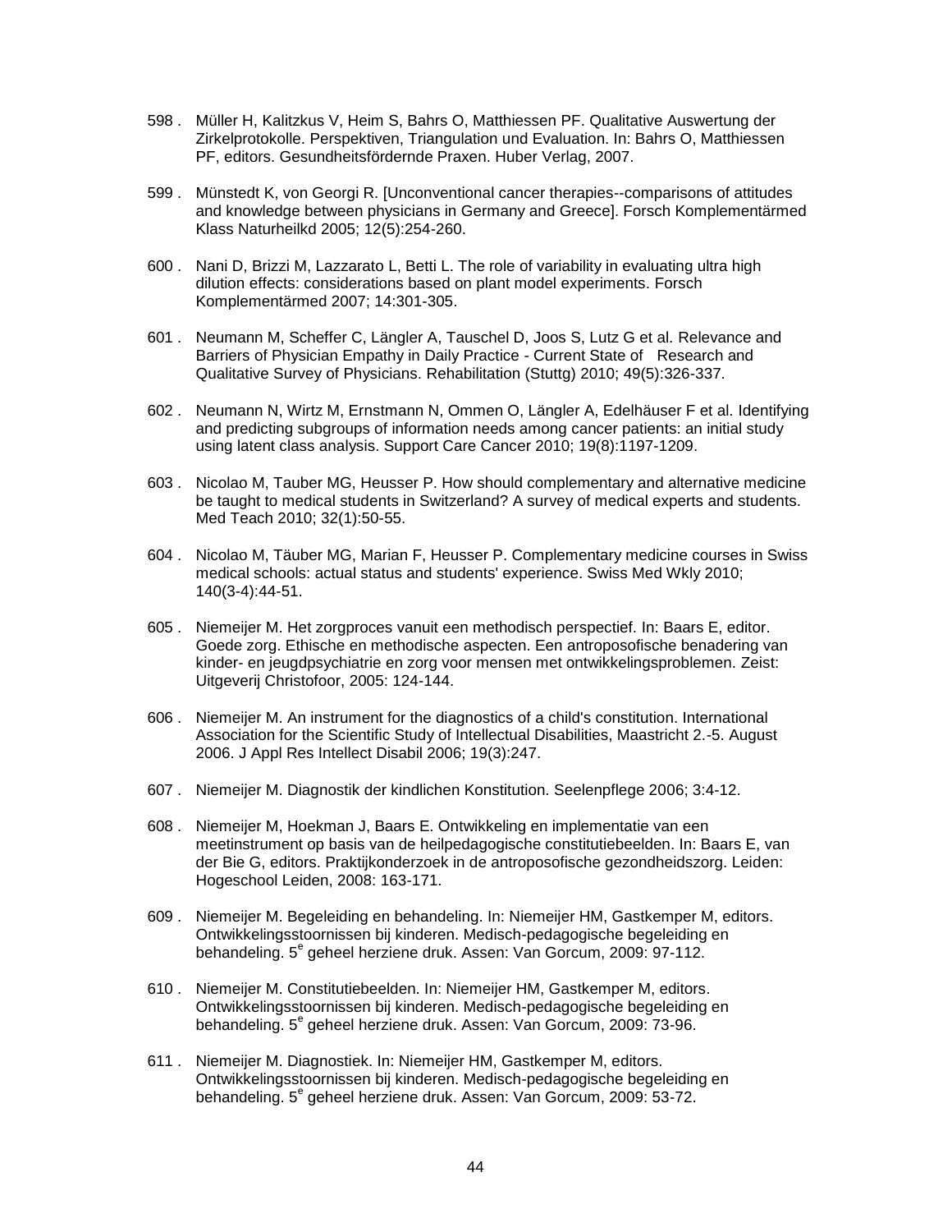598 . Müller H, Kalitzkus V, Heim S, Bahrs O, Matthiessen PF. Qualitative Auswertung der Zirkelprotokolle. Perspektiven, Triangulation und Evaluation. In: Bahrs O, Matthiessen PF, editors. Gesundheitsfördernde Praxen. Huber Verlag, 2007.

599 . Münstedt K, von Georgi R. [Unconventional cancer therapies--comparisons of attitudes and knowledge between physicians in Germany and Greece]. Forsch Komplementärmed Klass Naturheilkd 2005; 12(5):254-260.

600 . Nani D, Brizzi M, Lazzarato L, Betti L. The role of variability in evaluating ultra high dilution effects: considerations based on plant model experiments. Forsch Komplementärmed 2007; 14:301-305.

601 . Neumann M, Scheffer C, Längler A, Tauschel D, Joos S, Lutz G et al. Relevance and Barriers of Physician Empathy in Daily Practice - Current State of Research and Qualitative Survey of Physicians. Rehabilitation (Stuttg) 2010; 49(5):326-337.

602 . Neumann N, Wirtz M, Ernstmann N, Ommen O, Längler A, Edelhäuser F et al. Identifying and predicting subgroups of information needs among cancer patients: an initial study using latent class analysis. Support Care Cancer 2010; 19(8):1197-1209.

603 . Nicolao M, Tauber MG, Heusser P. How should complementary and alternative medicine be taught to medical students in Switzerland? A survey of medical experts and students. Med Teach 2010; 32(1):50-55.

604 . Nicolao M, Täuber MG, Marian F, Heusser P. Complementary medicine courses in Swiss medical schools: actual status and students' experience. Swiss Med Wkly 2010; 140(3-4):44-51.

605 . Niemeijer M. Het zorgproces vanuit een methodisch perspectief. In: Baars E, editor. Goede zorg. Ethische en methodische aspecten. Een antroposofische benadering van kinder- en jeugdpsychiatrie en zorg voor mensen met ontwikkelingsproblemen. Zeist: Uitgeverij Christofoor, 2005: 124-144.

606 . Niemeijer M. An instrument for the diagnostics of a child's constitution. International Association for the Scientific Study of Intellectual Disabilities, Maastricht 2.-5. August 2006. J Appl Res Intellect Disabil 2006; 19(3):247.

607 . Niemeijer M. Diagnostik der kindlichen Konstitution. Seelenpflege 2006; 3:4-12.

608 . Niemeijer M, Hoekman J, Baars E. Ontwikkeling en implementatie van een meetinstrument op basis van de heilpedagogische constitutiebeelden. In: Baars E, van der Bie G, editors. Praktijkonderzoek in de antroposofische gezondheidszorg. Leiden: Hogeschool Leiden, 2008: 163-171.

609 . Niemeijer M. Begeleiding en behandeling. In: Niemeijer HM, Gastkemper M, editors. Ontwikkelingsstoornissen bij kinderen. Medisch-pedagogische begeleiding en behandeling. 5[e] geheel herziene druk. Assen: Van Gorcum, 2009: 97-112.

610 . Niemeijer M. Constitutiebeelden. In: Niemeijer HM, Gastkemper M, editors. Ontwikkelingsstoornissen bij kinderen. Medisch-pedagogische begeleiding en behandeling. 5[e] geheel herziene druk. Assen: Van Gorcum, 2009: 73-96.

611 . Niemeijer M. Diagnostiek. In: Niemeijer HM, Gastkemper M, editors. Ontwikkelingsstoornissen bij kinderen. Medisch-pedagogische begeleiding en behandeling. 5[e] geheel herziene druk. Assen: Van Gorcum, 2009: 53-72.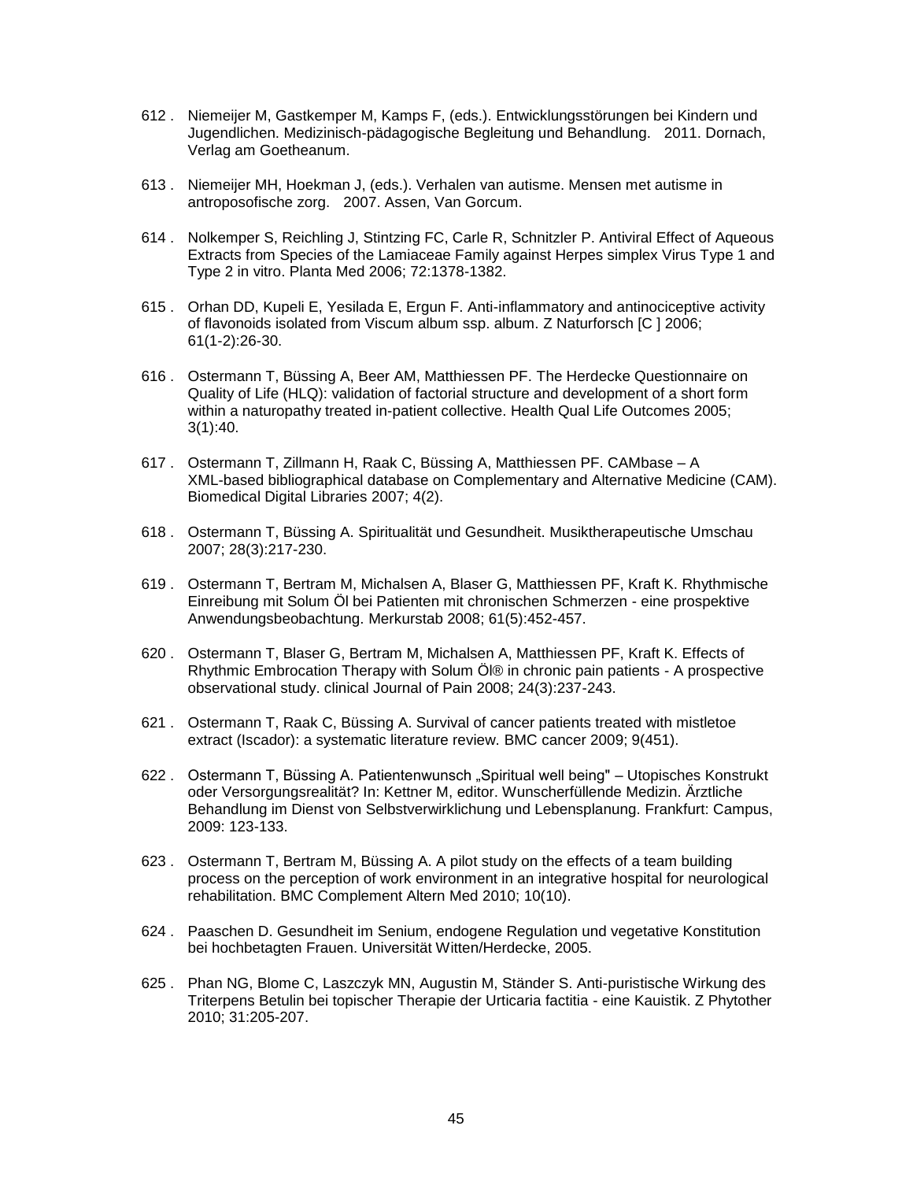612 . Niemeijer M, Gastkemper M, Kamps F, (eds.). Entwicklungsstörungen bei Kindern und Jugendlichen. Medizinisch-pädagogische Begleitung und Behandlung. 2011. Dornach, Verlag am Goetheanum.

613 . Niemeijer MH, Hoekman J, (eds.). Verhalen van autisme. Mensen met autisme in antroposofische zorg. 2007. Assen, Van Gorcum.

614 . Nolkemper S, Reichling J, Stintzing FC, Carle R, Schnitzler P. Antiviral Effect of Aqueous Extracts from Species of the Lamiaceae Family against Herpes simplex Virus Type 1 and Type 2 in vitro. Planta Med 2006; 72:1378-1382.

615 . Orhan DD, Kupeli E, Yesilada E, Ergun F. Anti-inflammatory and antinociceptive activity of flavonoids isolated from Viscum album ssp. album. Z Naturforsch [C ] 2006; 61(1-2):26-30.

616 . Ostermann T, Büssing A, Beer AM, Matthiessen PF. The Herdecke Questionnaire on Quality of Life (HLQ): validation of factorial structure and development of a short form within a naturopathy treated in-patient collective. Health Qual Life Outcomes 2005; 3(1):40.

617 . Ostermann T, Zillmann H, Raak C, Büssing A, Matthiessen PF. CAMbase – A XML-based bibliographical database on Complementary and Alternative Medicine (CAM). Biomedical Digital Libraries 2007; 4(2).

618 . Ostermann T, Büssing A. Spiritualität und Gesundheit. Musiktherapeutische Umschau 2007; 28(3):217-230.

619 . Ostermann T, Bertram M, Michalsen A, Blaser G, Matthiessen PF, Kraft K. Rhythmische Einreibung mit Solum Öl bei Patienten mit chronischen Schmerzen - eine prospektive Anwendungsbeobachtung. Merkurstab 2008; 61(5):452-457.

620 . Ostermann T, Blaser G, Bertram M, Michalsen A, Matthiessen PF, Kraft K. Effects of Rhythmic Embrocation Therapy with Solum Öl® in chronic pain patients - A prospective observational study. clinical Journal of Pain 2008; 24(3):237-243.

621 . Ostermann T, Raak C, Büssing A. Survival of cancer patients treated with mistletoe extract (Iscador): a systematic literature review. BMC cancer 2009; 9(451).

622 . Ostermann T, Büssing A. Patientenwunsch „Spiritual well being" – Utopisches Konstrukt oder Versorgungsrealität? In: Kettner M, editor. Wunscherfüllende Medizin. Ärztliche Behandlung im Dienst von Selbstverwirklichung und Lebensplanung. Frankfurt: Campus, 2009: 123-133.

623 . Ostermann T, Bertram M, Büssing A. A pilot study on the effects of a team building process on the perception of work environment in an integrative hospital for neurological rehabilitation. BMC Complement Altern Med 2010; 10(10).

624 . Paaschen D. Gesundheit im Senium, endogene Regulation und vegetative Konstitution bei hochbetagten Frauen. Universität Witten/Herdecke, 2005.

625 . Phan NG, Blome C, Laszczyk MN, Augustin M, Ständer S. Anti-puristische Wirkung des Triterpens Betulin bei topischer Therapie der Urticaria factitia - eine Kauistik. Z Phytother 2010; 31:205-207.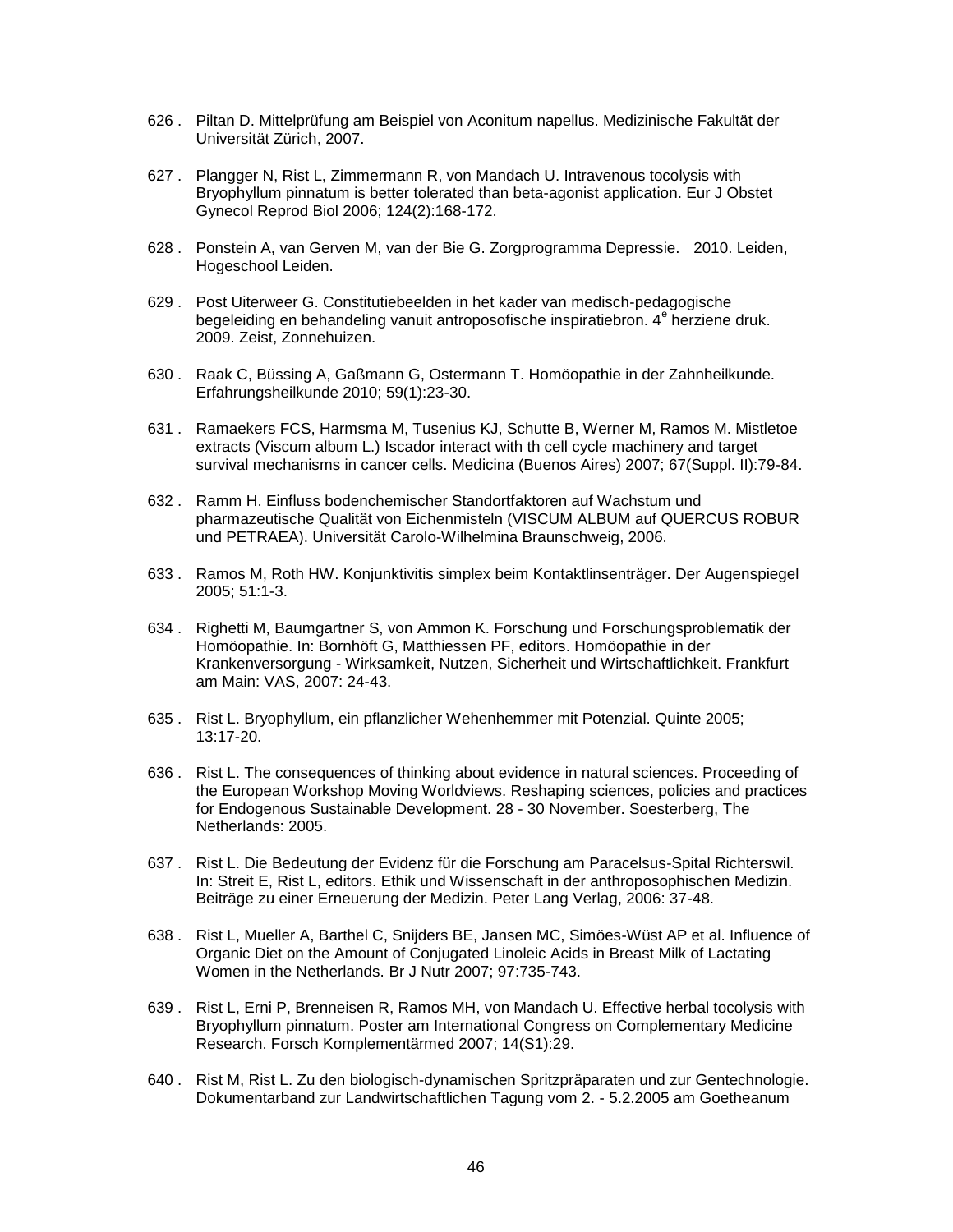626 . Piltan D. Mittelprüfung am Beispiel von Aconitum napellus. Medizinische Fakultät der Universität Zürich, 2007.

627 . Plangger N, Rist L, Zimmermann R, von Mandach U. Intravenous tocolysis with Bryophyllum pinnatum is better tolerated than beta-agonist application. Eur J Obstet Gynecol Reprod Biol 2006; 124(2):168-172.

628 . Ponstein A, van Gerven M, van der Bie G. Zorgprogramma Depressie. 2010. Leiden, Hogeschool Leiden.

629 . Post Uiterweer G. Constitutiebeelden in het kader van medisch-pedagogische begeleiding en behandeling vanuit antroposofische inspiratiebron. 4[e] herziene druk. 2009. Zeist, Zonnehuizen.

630 . Raak C, Büssing A, Gaßmann G, Ostermann T. Homöopathie in der Zahnheilkunde. Erfahrungsheilkunde 2010; 59(1):23-30.

631 . Ramaekers FCS, Harmsma M, Tusenius KJ, Schutte B, Werner M, Ramos M. Mistletoe extracts (Viscum album L.) Iscador interact with th cell cycle machinery and target survival mechanisms in cancer cells. Medicina (Buenos Aires) 2007; 67(Suppl. II):79-84.

632 . Ramm H. Einfluss bodenchemischer Standortfaktoren auf Wachstum und pharmazeutische Qualität von Eichenmisteln (VISCUM ALBUM auf QUERCUS ROBUR und PETRAEA). Universität Carolo-Wilhelmina Braunschweig, 2006.

633 . Ramos M, Roth HW. Konjunktivitis simplex beim Kontaktlinsenträger. Der Augenspiegel 2005; 51:1-3.

634 . Righetti M, Baumgartner S, von Ammon K. Forschung und Forschungsproblematik der Homöopathie. In: Bornhöft G, Matthiessen PF, editors. Homöopathie in der Krankenversorgung - Wirksamkeit, Nutzen, Sicherheit und Wirtschaftlichkeit. Frankfurt am Main: VAS, 2007: 24-43.

635 . Rist L. Bryophyllum, ein pflanzlicher Wehenhemmer mit Potenzial. Quinte 2005; 13:17-20.

636 . Rist L. The consequences of thinking about evidence in natural sciences. Proceeding of the European Workshop Moving Worldviews. Reshaping sciences, policies and practices for Endogenous Sustainable Development. 28 - 30 November. Soesterberg, The Netherlands: 2005.

637 . Rist L. Die Bedeutung der Evidenz für die Forschung am Paracelsus-Spital Richterswil. In: Streit E, Rist L, editors. Ethik und Wissenschaft in der anthroposophischen Medizin. Beiträge zu einer Erneuerung der Medizin. Peter Lang Verlag, 2006: 37-48.

638 . Rist L, Mueller A, Barthel C, Snijders BE, Jansen MC, Simöes-Wüst AP et al. Influence of Organic Diet on the Amount of Conjugated Linoleic Acids in Breast Milk of Lactating Women in the Netherlands. Br J Nutr 2007; 97:735-743.

639 . Rist L, Erni P, Brenneisen R, Ramos MH, von Mandach U. Effective herbal tocolysis with Bryophyllum pinnatum. Poster am International Congress on Complementary Medicine Research. Forsch Komplementärmed 2007; 14(S1):29.

640 . Rist M, Rist L. Zu den biologisch-dynamischen Spritzpräparaten und zur Gentechnologie. Dokumentarband zur Landwirtschaftlichen Tagung vom 2. - 5.2.2005 am Goetheanum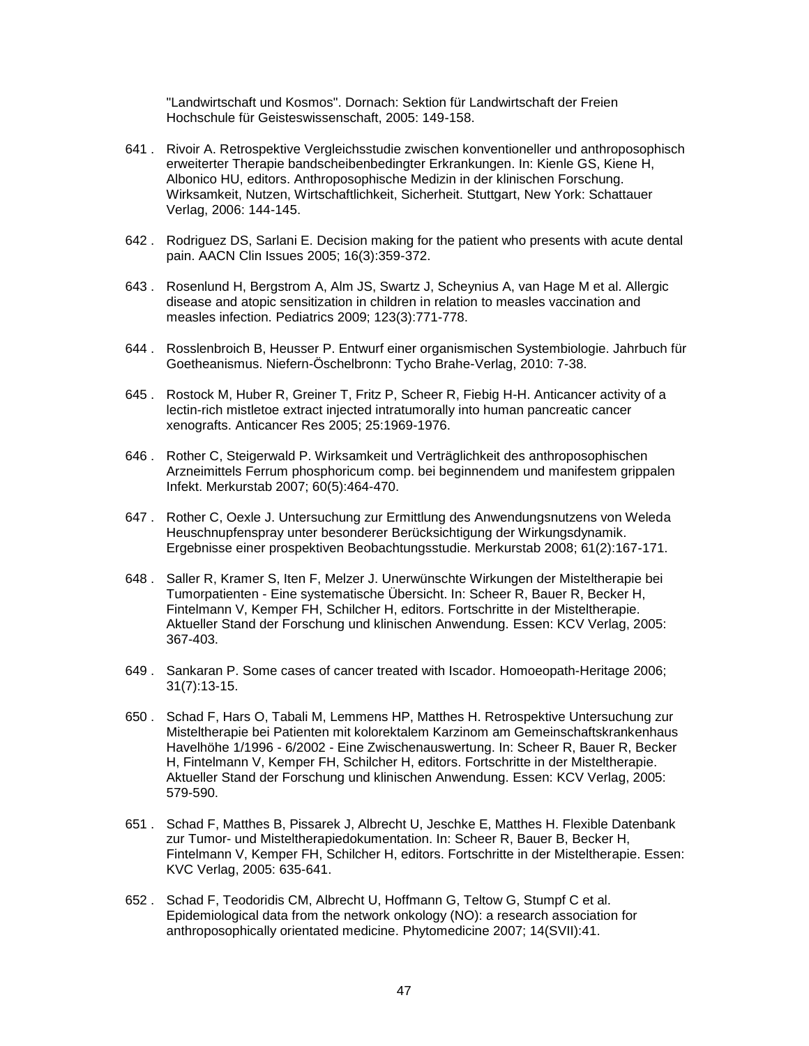"Landwirtschaft und Kosmos". Dornach: Sektion für Landwirtschaft der Freien Hochschule für Geisteswissenschaft, 2005: 149-158.

641 . Rivoir A. Retrospektive Vergleichsstudie zwischen konventioneller und anthroposophisch erweiterter Therapie bandscheibenbedingter Erkrankungen. In: Kienle GS, Kiene H, Albonico HU, editors. Anthroposophische Medizin in der klinischen Forschung. Wirksamkeit, Nutzen, Wirtschaftlichkeit, Sicherheit. Stuttgart, New York: Schattauer Verlag, 2006: 144-145.

642 . Rodriguez DS, Sarlani E. Decision making for the patient who presents with acute dental pain. AACN Clin Issues 2005; 16(3):359-372.

643 . Rosenlund H, Bergstrom A, Alm JS, Swartz J, Scheynius A, van Hage M et al. Allergic disease and atopic sensitization in children in relation to measles vaccination and measles infection. Pediatrics 2009; 123(3):771-778.

644 . Rosslenbroich B, Heusser P. Entwurf einer organismischen Systembiologie. Jahrbuch für Goetheanismus. Niefern-Öschelbronn: Tycho Brahe-Verlag, 2010: 7-38.

645 . Rostock M, Huber R, Greiner T, Fritz P, Scheer R, Fiebig H-H. Anticancer activity of a lectin-rich mistletoe extract injected intratumorally into human pancreatic cancer xenografts. Anticancer Res 2005; 25:1969-1976.

646 . Rother C, Steigerwald P. Wirksamkeit und Verträglichkeit des anthroposophischen Arzneimittels Ferrum phosphoricum comp. bei beginnendem und manifestem grippalen Infekt. Merkurstab 2007; 60(5):464-470.

647 . Rother C, Oexle J. Untersuchung zur Ermittlung des Anwendungsnutzens von Weleda Heuschnupfenspray unter besonderer Berücksichtigung der Wirkungsdynamik. Ergebnisse einer prospektiven Beobachtungsstudie. Merkurstab 2008; 61(2):167-171.

648 . Saller R, Kramer S, Iten F, Melzer J. Unerwünschte Wirkungen der Misteltherapie bei Tumorpatienten - Eine systematische Übersicht. In: Scheer R, Bauer R, Becker H, Fintelmann V, Kemper FH, Schilcher H, editors. Fortschritte in der Misteltherapie. Aktueller Stand der Forschung und klinischen Anwendung. Essen: KCV Verlag, 2005: 367-403.

649 . Sankaran P. Some cases of cancer treated with Iscador. Homoeopath-Heritage 2006; 31(7):13-15.

650 . Schad F, Hars O, Tabali M, Lemmens HP, Matthes H. Retrospektive Untersuchung zur Misteltherapie bei Patienten mit kolorektalem Karzinom am Gemeinschaftskrankenhaus Havelhöhe 1/1996 - 6/2002 - Eine Zwischenauswertung. In: Scheer R, Bauer R, Becker H, Fintelmann V, Kemper FH, Schilcher H, editors. Fortschritte in der Misteltherapie. Aktueller Stand der Forschung und klinischen Anwendung. Essen: KCV Verlag, 2005: 579-590.

651 . Schad F, Matthes B, Pissarek J, Albrecht U, Jeschke E, Matthes H. Flexible Datenbank zur Tumor- und Misteltherapiedokumentation. In: Scheer R, Bauer B, Becker H, Fintelmann V, Kemper FH, Schilcher H, editors. Fortschritte in der Misteltherapie. Essen: KVC Verlag, 2005: 635-641.

652 . Schad F, Teodoridis CM, Albrecht U, Hoffmann G, Teltow G, Stumpf C et al. Epidemiological data from the network onkology (NO): a research association for anthroposophically orientated medicine. Phytomedicine 2007; 14(SVII):41.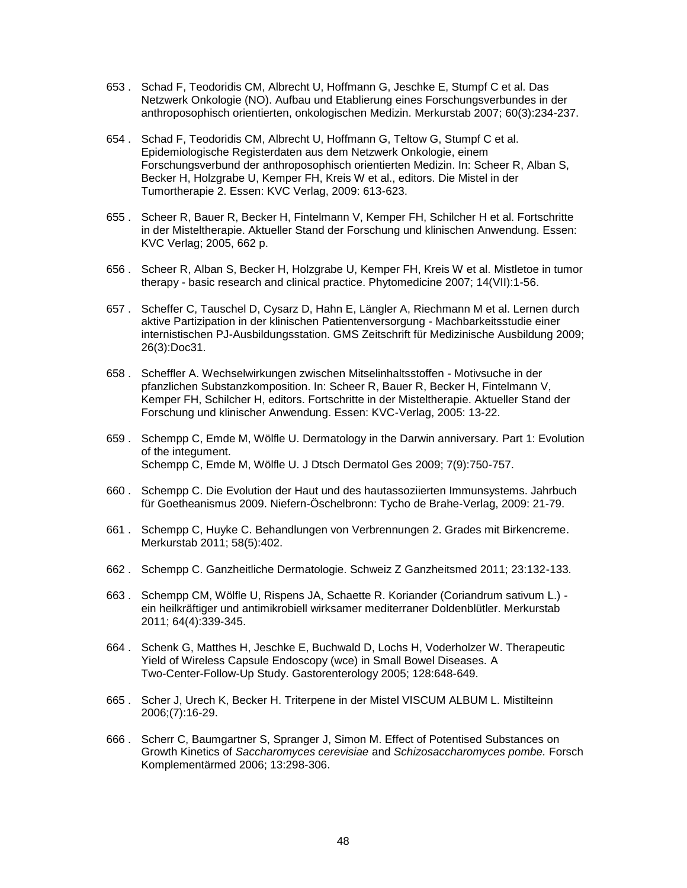653 . Schad F, Teodoridis CM, Albrecht U, Hoffmann G, Jeschke E, Stumpf C et al. Das Netzwerk Onkologie (NO). Aufbau und Etablierung eines Forschungsverbundes in der anthroposophisch orientierten, onkologischen Medizin. Merkurstab 2007; 60(3):234-237.

654 . Schad F, Teodoridis CM, Albrecht U, Hoffmann G, Teltow G, Stumpf C et al. Epidemiologische Registerdaten aus dem Netzwerk Onkologie, einem Forschungsverbund der anthroposophisch orientierten Medizin. In: Scheer R, Alban S, Becker H, Holzgrabe U, Kemper FH, Kreis W et al., editors. Die Mistel in der Tumortherapie 2. Essen: KVC Verlag, 2009: 613-623.

655 . Scheer R, Bauer R, Becker H, Fintelmann V, Kemper FH, Schilcher H et al. Fortschritte in der Misteltherapie. Aktueller Stand der Forschung und klinischen Anwendung. Essen: KVC Verlag; 2005, 662 p.

656 . Scheer R, Alban S, Becker H, Holzgrabe U, Kemper FH, Kreis W et al. Mistletoe in tumor therapy - basic research and clinical practice. Phytomedicine 2007; 14(VII):1-56.

657 . Scheffer C, Tauschel D, Cysarz D, Hahn E, Längler A, Riechmann M et al. Lernen durch aktive Partizipation in der klinischen Patientenversorgung - Machbarkeitsstudie einer internistischen PJ-Ausbildungsstation. GMS Zeitschrift für Medizinische Ausbildung 2009; 26(3):Doc31.

658 . Scheffler A. Wechselwirkungen zwischen Mitselinhaltsstoffen - Motivsuche in der pfanzlichen Substanzkomposition. In: Scheer R, Bauer R, Becker H, Fintelmann V, Kemper FH, Schilcher H, editors. Fortschritte in der Misteltherapie. Aktueller Stand der Forschung und klinischer Anwendung. Essen: KVC-Verlag, 2005: 13-22.

659 . Schempp C, Emde M, Wölfle U. Dermatology in the Darwin anniversary. Part 1: Evolution of the integument.
Schempp C, Emde M, Wölfle U. J Dtsch Dermatol Ges 2009; 7(9):750-757.

660 . Schempp C. Die Evolution der Haut und des hautassoziierten Immunsystems. Jahrbuch für Goetheanismus 2009. Niefern-Öschelbronn: Tycho de Brahe-Verlag, 2009: 21-79.

661 . Schempp C, Huyke C. Behandlungen von Verbrennungen 2. Grades mit Birkencreme. Merkurstab 2011; 58(5):402.

662 . Schempp C. Ganzheitliche Dermatologie. Schweiz Z Ganzheitsmed 2011; 23:132-133.

663 . Schempp CM, Wölfle U, Rispens JA, Schaette R. Koriander (Coriandrum sativum L.) - ein heilkräftiger und antimikrobiell wirksamer mediterraner Doldenblütler. Merkurstab 2011; 64(4):339-345.

664 . Schenk G, Matthes H, Jeschke E, Buchwald D, Lochs H, Voderholzer W. Therapeutic Yield of Wireless Capsule Endoscopy (wce) in Small Bowel Diseases. A Two-Center-Follow-Up Study. Gastorenterology 2005; 128:648-649.

665 . Scher J, Urech K, Becker H. Triterpene in der Mistel VISCUM ALBUM L. Mistilteinn 2006;(7):16-29.

666 . Scherr C, Baumgartner S, Spranger J, Simon M. Effect of Potentised Substances on Growth Kinetics of *Saccharomyces cerevisiae* and *Schizosaccharomyces pombe.* Forsch Komplementärmed 2006; 13:298-306.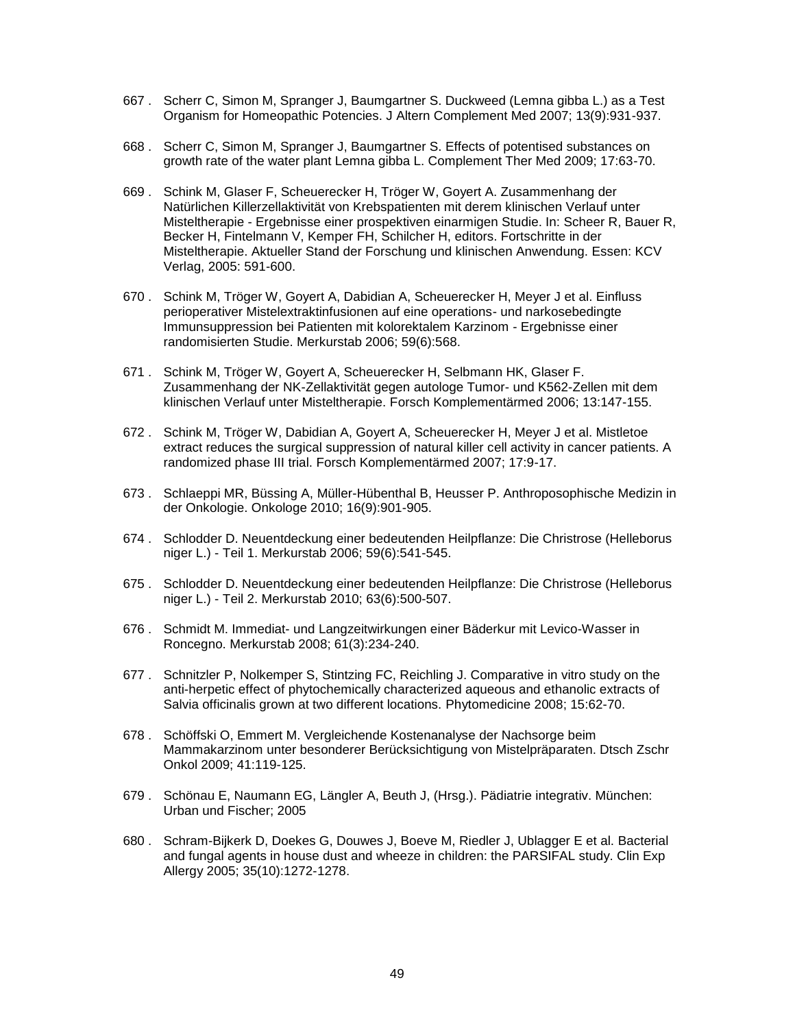667 . Scherr C, Simon M, Spranger J, Baumgartner S. Duckweed (Lemna gibba L.) as a Test Organism for Homeopathic Potencies. J Altern Complement Med 2007; 13(9):931-937.

668 . Scherr C, Simon M, Spranger J, Baumgartner S. Effects of potentised substances on growth rate of the water plant Lemna gibba L. Complement Ther Med 2009; 17:63-70.

669 . Schink M, Glaser F, Scheuerecker H, Tröger W, Goyert A. Zusammenhang der Natürlichen Killerzellaktivität von Krebspatienten mit derem klinischen Verlauf unter Misteltherapie - Ergebnisse einer prospektiven einarmigen Studie. In: Scheer R, Bauer R, Becker H, Fintelmann V, Kemper FH, Schilcher H, editors. Fortschritte in der Misteltherapie. Aktueller Stand der Forschung und klinischen Anwendung. Essen: KCV Verlag, 2005: 591-600.

670 . Schink M, Tröger W, Goyert A, Dabidian A, Scheuerecker H, Meyer J et al. Einfluss perioperativer Mistelextraktinfusionen auf eine operations- und narkosebedingte Immunsuppression bei Patienten mit kolorektalem Karzinom - Ergebnisse einer randomisierten Studie. Merkurstab 2006; 59(6):568.

671 . Schink M, Tröger W, Goyert A, Scheuerecker H, Selbmann HK, Glaser F. Zusammenhang der NK-Zellaktivität gegen autologe Tumor- und K562-Zellen mit dem klinischen Verlauf unter Misteltherapie. Forsch Komplementärmed 2006; 13:147-155.

672 . Schink M, Tröger W, Dabidian A, Goyert A, Scheuerecker H, Meyer J et al. Mistletoe extract reduces the surgical suppression of natural killer cell activity in cancer patients. A randomized phase III trial. Forsch Komplementärmed 2007; 17:9-17.

673 . Schlaeppi MR, Büssing A, Müller-Hübenthal B, Heusser P. Anthroposophische Medizin in der Onkologie. Onkologe 2010; 16(9):901-905.

674 . Schlodder D. Neuentdeckung einer bedeutenden Heilpflanze: Die Christrose (Helleborus niger L.) - Teil 1. Merkurstab 2006; 59(6):541-545.

675 . Schlodder D. Neuentdeckung einer bedeutenden Heilpflanze: Die Christrose (Helleborus niger L.) - Teil 2. Merkurstab 2010; 63(6):500-507.

676 . Schmidt M. Immediat- und Langzeitwirkungen einer Bäderkur mit Levico-Wasser in Roncegno. Merkurstab 2008; 61(3):234-240.

677 . Schnitzler P, Nolkemper S, Stintzing FC, Reichling J. Comparative in vitro study on the anti-herpetic effect of phytochemically characterized aqueous and ethanolic extracts of Salvia officinalis grown at two different locations. Phytomedicine 2008; 15:62-70.

678 . Schöffski O, Emmert M. Vergleichende Kostenanalyse der Nachsorge beim Mammakarzinom unter besonderer Berücksichtigung von Mistelpräparaten. Dtsch Zschr Onkol 2009; 41:119-125.

679 . Schönau E, Naumann EG, Längler A, Beuth J, (Hrsg.). Pädiatrie integrativ. München: Urban und Fischer; 2005

680 . Schram-Bijkerk D, Doekes G, Douwes J, Boeve M, Riedler J, Ublagger E et al. Bacterial and fungal agents in house dust and wheeze in children: the PARSIFAL study. Clin Exp Allergy 2005; 35(10):1272-1278.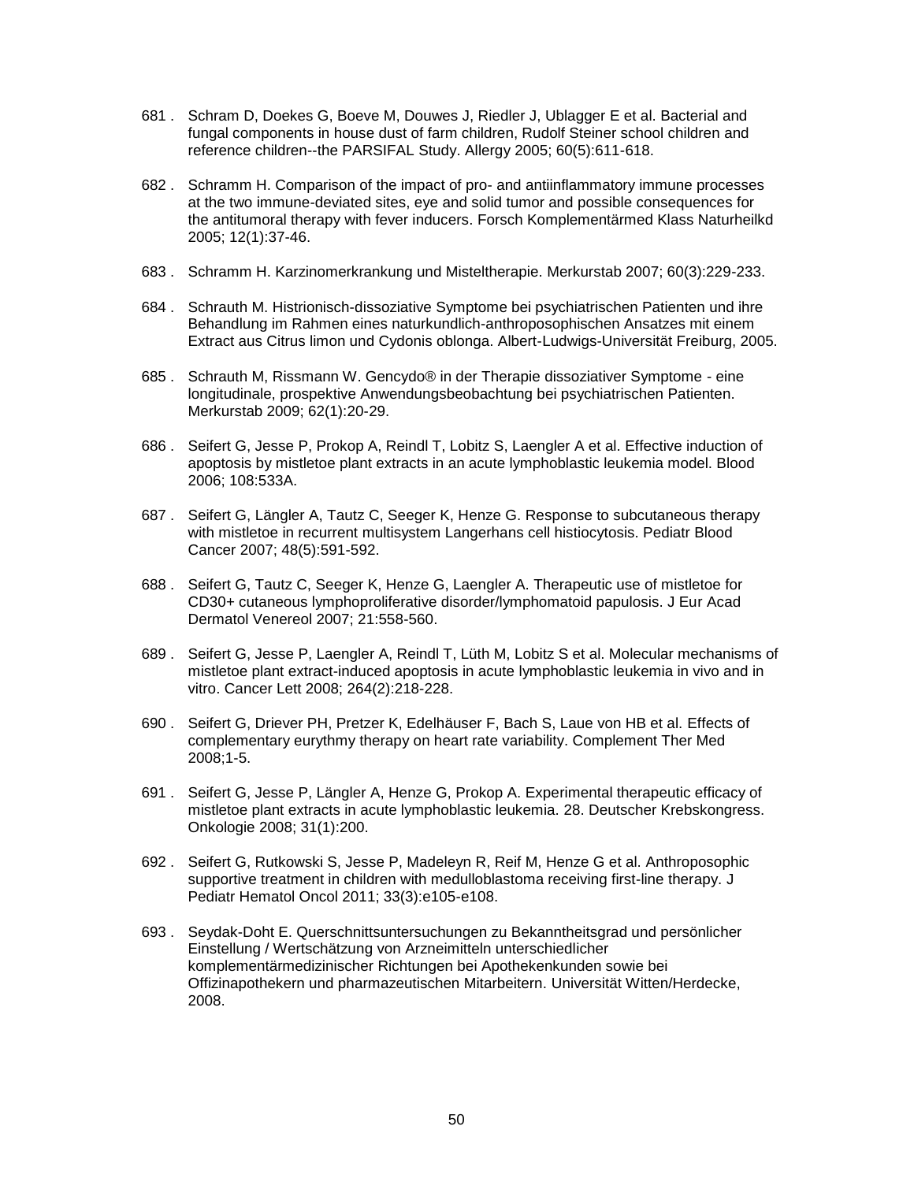681 . Schram D, Doekes G, Boeve M, Douwes J, Riedler J, Ublagger E et al. Bacterial and fungal components in house dust of farm children, Rudolf Steiner school children and reference children--the PARSIFAL Study. Allergy 2005; 60(5):611-618.

682 . Schramm H. Comparison of the impact of pro- and antiinflammatory immune processes at the two immune-deviated sites, eye and solid tumor and possible consequences for the antitumoral therapy with fever inducers. Forsch Komplementärmed Klass Naturheilkd 2005; 12(1):37-46.

683 . Schramm H. Karzinomerkrankung und Misteltherapie. Merkurstab 2007; 60(3):229-233.

684 . Schrauth M. Histrionisch-dissoziative Symptome bei psychiatrischen Patienten und ihre Behandlung im Rahmen eines naturkundlich-anthroposophischen Ansatzes mit einem Extract aus Citrus limon und Cydonis oblonga. Albert-Ludwigs-Universität Freiburg, 2005.

685 . Schrauth M, Rissmann W. Gencydo® in der Therapie dissoziativer Symptome - eine longitudinale, prospektive Anwendungsbeobachtung bei psychiatrischen Patienten. Merkurstab 2009; 62(1):20-29.

686 . Seifert G, Jesse P, Prokop A, Reindl T, Lobitz S, Laengler A et al. Effective induction of apoptosis by mistletoe plant extracts in an acute lymphoblastic leukemia model. Blood 2006; 108:533A.

687 . Seifert G, Längler A, Tautz C, Seeger K, Henze G. Response to subcutaneous therapy with mistletoe in recurrent multisystem Langerhans cell histiocytosis. Pediatr Blood Cancer 2007; 48(5):591-592.

688 . Seifert G, Tautz C, Seeger K, Henze G, Laengler A. Therapeutic use of mistletoe for CD30+ cutaneous lymphoproliferative disorder/lymphomatoid papulosis. J Eur Acad Dermatol Venereol 2007; 21:558-560.

689 . Seifert G, Jesse P, Laengler A, Reindl T, Lüth M, Lobitz S et al. Molecular mechanisms of mistletoe plant extract-induced apoptosis in acute lymphoblastic leukemia in vivo and in vitro. Cancer Lett 2008; 264(2):218-228.

690 . Seifert G, Driever PH, Pretzer K, Edelhäuser F, Bach S, Laue von HB et al. Effects of complementary eurythmy therapy on heart rate variability. Complement Ther Med 2008;1-5.

691 . Seifert G, Jesse P, Längler A, Henze G, Prokop A. Experimental therapeutic efficacy of mistletoe plant extracts in acute lymphoblastic leukemia. 28. Deutscher Krebskongress. Onkologie 2008; 31(1):200.

692 . Seifert G, Rutkowski S, Jesse P, Madeleyn R, Reif M, Henze G et al. Anthroposophic supportive treatment in children with medulloblastoma receiving first-line therapy. J Pediatr Hematol Oncol 2011; 33(3):e105-e108.

693 . Seydak-Doht E. Querschnittsuntersuchungen zu Bekanntheitsgrad und persönlicher Einstellung / Wertschätzung von Arzneimitteln unterschiedlicher komplementärmedizinischer Richtungen bei Apothekenkunden sowie bei Offizinapothekern und pharmazeutischen Mitarbeitern. Universität Witten/Herdecke, 2008.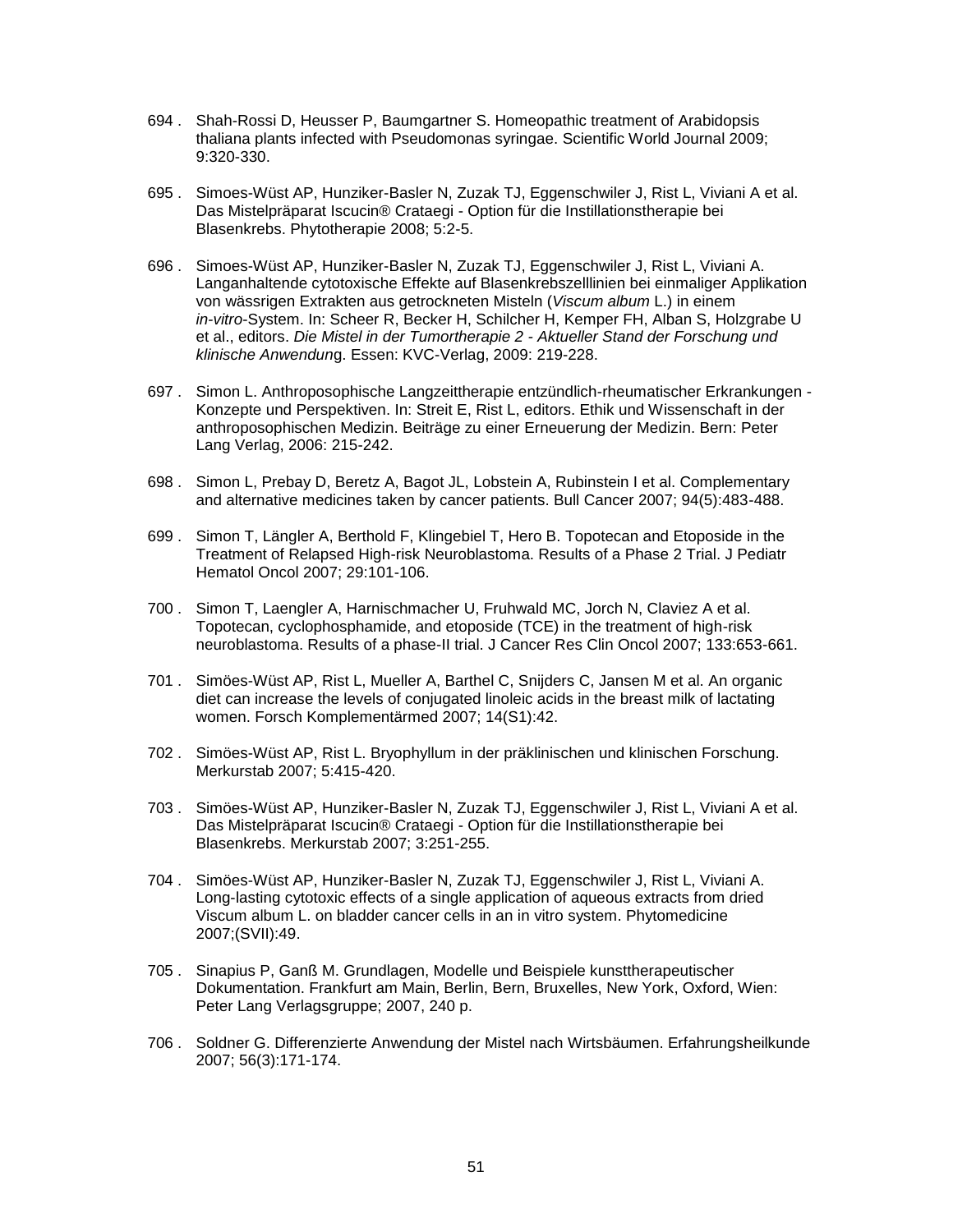694 . Shah-Rossi D, Heusser P, Baumgartner S. Homeopathic treatment of Arabidopsis thaliana plants infected with Pseudomonas syringae. Scientific World Journal 2009; 9:320-330.

695 . Simoes-Wüst AP, Hunziker-Basler N, Zuzak TJ, Eggenschwiler J, Rist L, Viviani A et al. Das Mistelpräparat Iscucin® Crataegi - Option für die Instillationstherapie bei Blasenkrebs. Phytotherapie 2008; 5:2-5.

696 . Simoes-Wüst AP, Hunziker-Basler N, Zuzak TJ, Eggenschwiler J, Rist L, Viviani A. Langanhaltende cytotoxische Effekte auf Blasenkrebszelllinien bei einmaliger Applikation von wässrigen Extrakten aus getrockneten Misteln (*Viscum album* L.) in einem *in-vitro*-System. In: Scheer R, Becker H, Schilcher H, Kemper FH, Alban S, Holzgrabe U et al., editors. *Die Mistel in der Tumortherapie 2 - Aktueller Stand der Forschung und klinische Anwendun*g. Essen: KVC-Verlag, 2009: 219-228.

697 . Simon L. Anthroposophische Langzeittherapie entzündlich-rheumatischer Erkrankungen - Konzepte und Perspektiven. In: Streit E, Rist L, editors. Ethik und Wissenschaft in der anthroposophischen Medizin. Beiträge zu einer Erneuerung der Medizin. Bern: Peter Lang Verlag, 2006: 215-242.

698 . Simon L, Prebay D, Beretz A, Bagot JL, Lobstein A, Rubinstein I et al. Complementary and alternative medicines taken by cancer patients. Bull Cancer 2007; 94(5):483-488.

699 . Simon T, Längler A, Berthold F, Klingebiel T, Hero B. Topotecan and Etoposide in the Treatment of Relapsed High-risk Neuroblastoma. Results of a Phase 2 Trial. J Pediatr Hematol Oncol 2007; 29:101-106.

700 . Simon T, Laengler A, Harnischmacher U, Fruhwald MC, Jorch N, Claviez A et al. Topotecan, cyclophosphamide, and etoposide (TCE) in the treatment of high-risk neuroblastoma. Results of a phase-II trial. J Cancer Res Clin Oncol 2007; 133:653-661.

701 . Simöes-Wüst AP, Rist L, Mueller A, Barthel C, Snijders C, Jansen M et al. An organic diet can increase the levels of conjugated linoleic acids in the breast milk of lactating women. Forsch Komplementärmed 2007; 14(S1):42.

702 . Simöes-Wüst AP, Rist L. Bryophyllum in der präklinischen und klinischen Forschung. Merkurstab 2007; 5:415-420.

703 . Simöes-Wüst AP, Hunziker-Basler N, Zuzak TJ, Eggenschwiler J, Rist L, Viviani A et al. Das Mistelpräparat Iscucin® Crataegi - Option für die Instillationstherapie bei Blasenkrebs. Merkurstab 2007; 3:251-255.

704 . Simöes-Wüst AP, Hunziker-Basler N, Zuzak TJ, Eggenschwiler J, Rist L, Viviani A. Long-lasting cytotoxic effects of a single application of aqueous extracts from dried Viscum album L. on bladder cancer cells in an in vitro system. Phytomedicine 2007;(SVII):49.

705 . Sinapius P, Ganß M. Grundlagen, Modelle und Beispiele kunsttherapeutischer Dokumentation. Frankfurt am Main, Berlin, Bern, Bruxelles, New York, Oxford, Wien: Peter Lang Verlagsgruppe; 2007, 240 p.

706 . Soldner G. Differenzierte Anwendung der Mistel nach Wirtsbäumen. Erfahrungsheilkunde 2007; 56(3):171-174.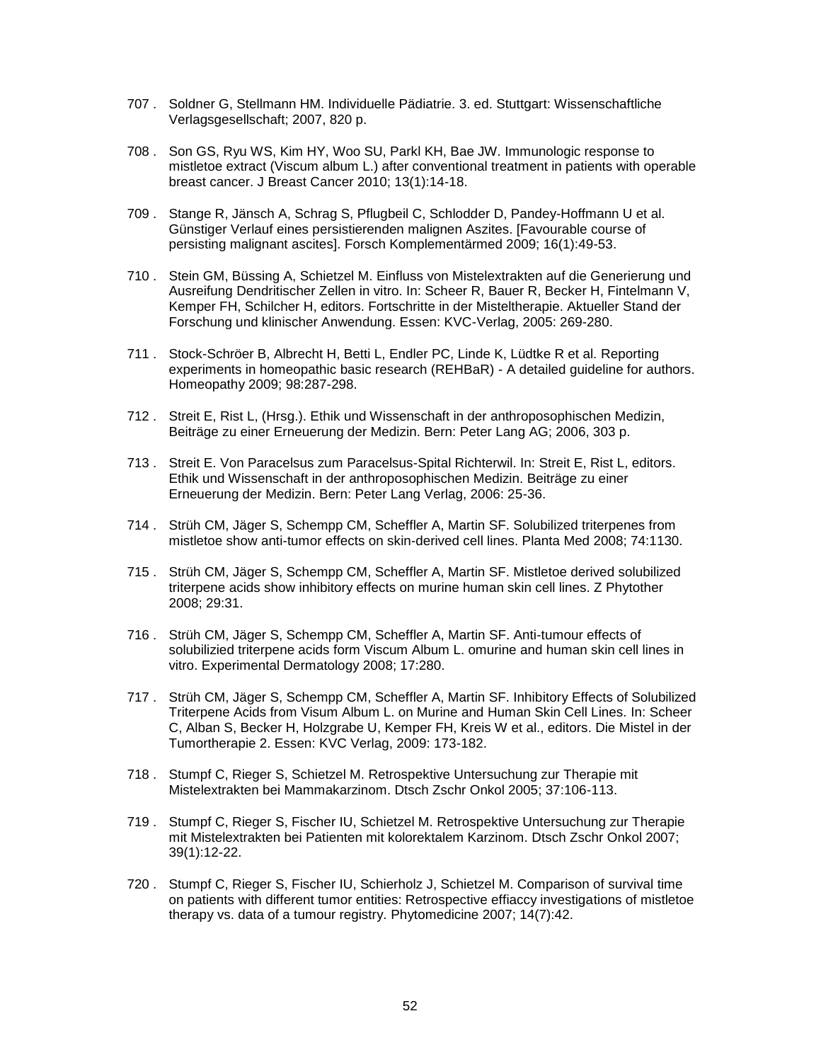707 . Soldner G, Stellmann HM. Individuelle Pädiatrie. 3. ed. Stuttgart: Wissenschaftliche Verlagsgesellschaft; 2007, 820 p.

708 . Son GS, Ryu WS, Kim HY, Woo SU, Parkl KH, Bae JW. Immunologic response to mistletoe extract (Viscum album L.) after conventional treatment in patients with operable breast cancer. J Breast Cancer 2010; 13(1):14-18.

709 . Stange R, Jänsch A, Schrag S, Pflugbeil C, Schlodder D, Pandey-Hoffmann U et al. Günstiger Verlauf eines persistierenden malignen Aszites. [Favourable course of persisting malignant ascites]. Forsch Komplementärmed 2009; 16(1):49-53.

710 . Stein GM, Büssing A, Schietzel M. Einfluss von Mistelextrakten auf die Generierung und Ausreifung Dendritischer Zellen in vitro. In: Scheer R, Bauer R, Becker H, Fintelmann V, Kemper FH, Schilcher H, editors. Fortschritte in der Misteltherapie. Aktueller Stand der Forschung und klinischer Anwendung. Essen: KVC-Verlag, 2005: 269-280.

711 . Stock-Schröer B, Albrecht H, Betti L, Endler PC, Linde K, Lüdtke R et al. Reporting experiments in homeopathic basic research (REHBaR) - A detailed guideline for authors. Homeopathy 2009; 98:287-298.

712 . Streit E, Rist L, (Hrsg.). Ethik und Wissenschaft in der anthroposophischen Medizin, Beiträge zu einer Erneuerung der Medizin. Bern: Peter Lang AG; 2006, 303 p.

713 . Streit E. Von Paracelsus zum Paracelsus-Spital Richterwil. In: Streit E, Rist L, editors. Ethik und Wissenschaft in der anthroposophischen Medizin. Beiträge zu einer Erneuerung der Medizin. Bern: Peter Lang Verlag, 2006: 25-36.

714 . Strüh CM, Jäger S, Schempp CM, Scheffler A, Martin SF. Solubilized triterpenes from mistletoe show anti-tumor effects on skin-derived cell lines. Planta Med 2008; 74:1130.

715 . Strüh CM, Jäger S, Schempp CM, Scheffler A, Martin SF. Mistletoe derived solubilized triterpene acids show inhibitory effects on murine human skin cell lines. Z Phytother 2008; 29:31.

716 . Strüh CM, Jäger S, Schempp CM, Scheffler A, Martin SF. Anti-tumour effects of solubilizied triterpene acids form Viscum Album L. omurine and human skin cell lines in vitro. Experimental Dermatology 2008; 17:280.

717 . Strüh CM, Jäger S, Schempp CM, Scheffler A, Martin SF. Inhibitory Effects of Solubilized Triterpene Acids from Visum Album L. on Murine and Human Skin Cell Lines. In: Scheer C, Alban S, Becker H, Holzgrabe U, Kemper FH, Kreis W et al., editors. Die Mistel in der Tumortherapie 2. Essen: KVC Verlag, 2009: 173-182.

718 . Stumpf C, Rieger S, Schietzel M. Retrospektive Untersuchung zur Therapie mit Mistelextrakten bei Mammakarzinom. Dtsch Zschr Onkol 2005; 37:106-113.

719 . Stumpf C, Rieger S, Fischer IU, Schietzel M. Retrospektive Untersuchung zur Therapie mit Mistelextrakten bei Patienten mit kolorektalem Karzinom. Dtsch Zschr Onkol 2007; 39(1):12-22.

720 . Stumpf C, Rieger S, Fischer IU, Schierholz J, Schietzel M. Comparison of survival time on patients with different tumor entities: Retrospective effiaccy investigations of mistletoe therapy vs. data of a tumour registry. Phytomedicine 2007; 14(7):42.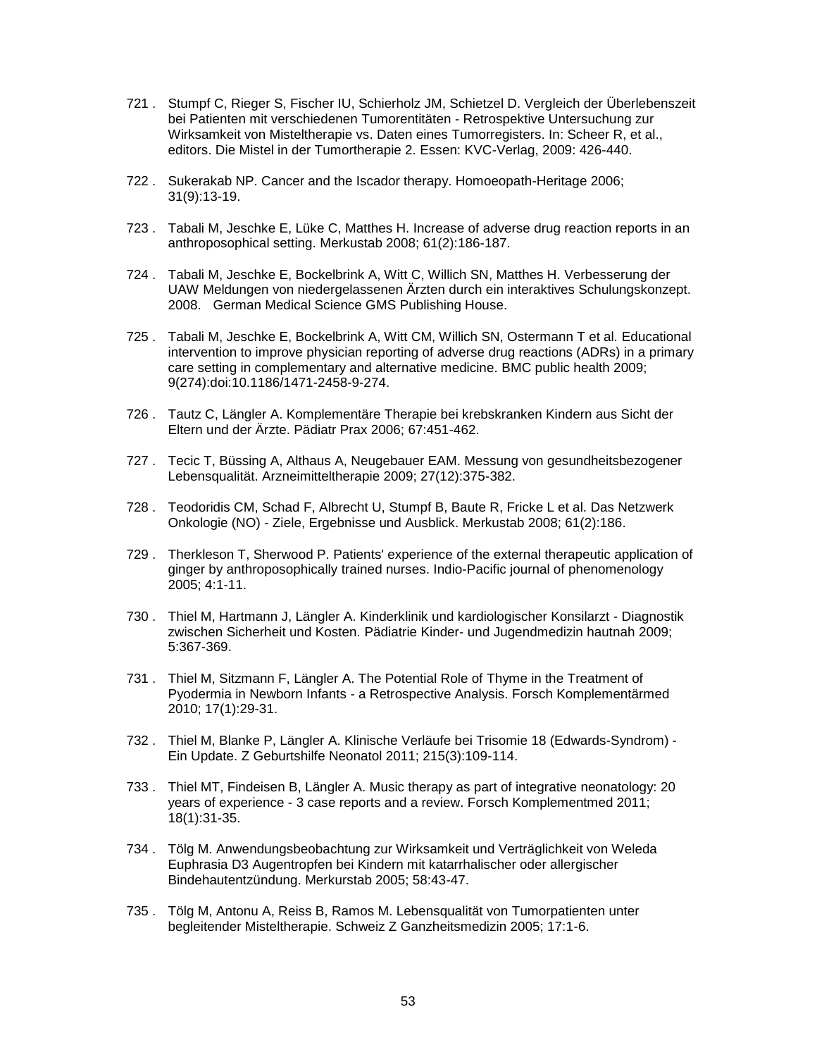721 . Stumpf C, Rieger S, Fischer IU, Schierholz JM, Schietzel D. Vergleich der Überlebenszeit bei Patienten mit verschiedenen Tumorentitäten - Retrospektive Untersuchung zur Wirksamkeit von Misteltherapie vs. Daten eines Tumorregisters. In: Scheer R, et al., editors. Die Mistel in der Tumortherapie 2. Essen: KVC-Verlag, 2009: 426-440.

722 . Sukerakab NP. Cancer and the Iscador therapy. Homoeopath-Heritage 2006; 31(9):13-19.

723 . Tabali M, Jeschke E, Lüke C, Matthes H. Increase of adverse drug reaction reports in an anthroposophical setting. Merkustab 2008; 61(2):186-187.

724 . Tabali M, Jeschke E, Bockelbrink A, Witt C, Willich SN, Matthes H. Verbesserung der UAW Meldungen von niedergelassenen Ärzten durch ein interaktives Schulungskonzept. 2008. German Medical Science GMS Publishing House.

725 . Tabali M, Jeschke E, Bockelbrink A, Witt CM, Willich SN, Ostermann T et al. Educational intervention to improve physician reporting of adverse drug reactions (ADRs) in a primary care setting in complementary and alternative medicine. BMC public health 2009; 9(274):doi:10.1186/1471-2458-9-274.

726 . Tautz C, Längler A. Komplementäre Therapie bei krebskranken Kindern aus Sicht der Eltern und der Ärzte. Pädiatr Prax 2006; 67:451-462.

727 . Tecic T, Büssing A, Althaus A, Neugebauer EAM. Messung von gesundheitsbezogener Lebensqualität. Arzneimitteltherapie 2009; 27(12):375-382.

728 . Teodoridis CM, Schad F, Albrecht U, Stumpf B, Baute R, Fricke L et al. Das Netzwerk Onkologie (NO) - Ziele, Ergebnisse und Ausblick. Merkustab 2008; 61(2):186.

729 . Therkleson T, Sherwood P. Patients' experience of the external therapeutic application of ginger by anthroposophically trained nurses. Indio-Pacific journal of phenomenology 2005; 4:1-11.

730 . Thiel M, Hartmann J, Längler A. Kinderklinik und kardiologischer Konsilarzt - Diagnostik zwischen Sicherheit und Kosten. Pädiatrie Kinder- und Jugendmedizin hautnah 2009; 5:367-369.

731 . Thiel M, Sitzmann F, Längler A. The Potential Role of Thyme in the Treatment of Pyodermia in Newborn Infants - a Retrospective Analysis. Forsch Komplementärmed 2010; 17(1):29-31.

732 . Thiel M, Blanke P, Längler A. Klinische Verläufe bei Trisomie 18 (Edwards-Syndrom) - Ein Update. Z Geburtshilfe Neonatol 2011; 215(3):109-114.

733 . Thiel MT, Findeisen B, Längler A. Music therapy as part of integrative neonatology: 20 years of experience - 3 case reports and a review. Forsch Komplementmed 2011; 18(1):31-35.

734 . Tölg M. Anwendungsbeobachtung zur Wirksamkeit und Verträglichkeit von Weleda Euphrasia D3 Augentropfen bei Kindern mit katarrhalischer oder allergischer Bindehautentzündung. Merkurstab 2005; 58:43-47.

735 . Tölg M, Antonu A, Reiss B, Ramos M. Lebensqualität von Tumorpatienten unter begleitender Misteltherapie. Schweiz Z Ganzheitsmedizin 2005; 17:1-6.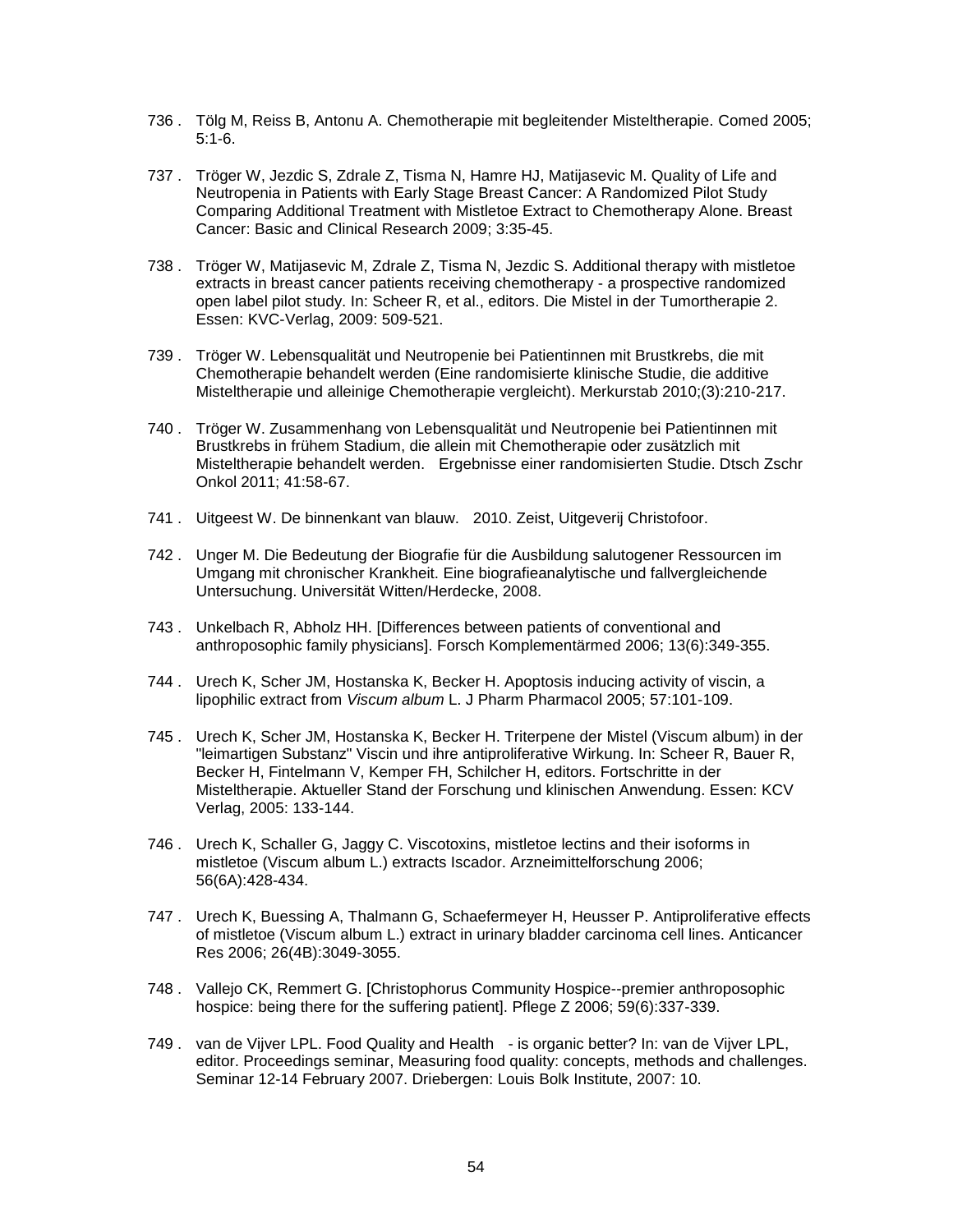736 . Tölg M, Reiss B, Antonu A. Chemotherapie mit begleitender Misteltherapie. Comed 2005; 5:1-6.

737 . Tröger W, Jezdic S, Zdrale Z, Tisma N, Hamre HJ, Matijasevic M. Quality of Life and Neutropenia in Patients with Early Stage Breast Cancer: A Randomized Pilot Study Comparing Additional Treatment with Mistletoe Extract to Chemotherapy Alone. Breast Cancer: Basic and Clinical Research 2009; 3:35-45.

738 . Tröger W, Matijasevic M, Zdrale Z, Tisma N, Jezdic S. Additional therapy with mistletoe extracts in breast cancer patients receiving chemotherapy - a prospective randomized open label pilot study. In: Scheer R, et al., editors. Die Mistel in der Tumortherapie 2. Essen: KVC-Verlag, 2009: 509-521.

739 . Tröger W. Lebensqualität und Neutropenie bei Patientinnen mit Brustkrebs, die mit Chemotherapie behandelt werden (Eine randomisierte klinische Studie, die additive Misteltherapie und alleinige Chemotherapie vergleicht). Merkurstab 2010;(3):210-217.

740 . Tröger W. Zusammenhang von Lebensqualität und Neutropenie bei Patientinnen mit Brustkrebs in frühem Stadium, die allein mit Chemotherapie oder zusätzlich mit Misteltherapie behandelt werden. Ergebnisse einer randomisierten Studie. Dtsch Zschr Onkol 2011; 41:58-67.

741 . Uitgeest W. De binnenkant van blauw. 2010. Zeist, Uitgeverij Christofoor.

742 . Unger M. Die Bedeutung der Biografie für die Ausbildung salutogener Ressourcen im Umgang mit chronischer Krankheit. Eine biografieanalytische und fallvergleichende Untersuchung. Universität Witten/Herdecke, 2008.

743 . Unkelbach R, Abholz HH. [Differences between patients of conventional and anthroposophic family physicians]. Forsch Komplementärmed 2006; 13(6):349-355.

744 . Urech K, Scher JM, Hostanska K, Becker H. Apoptosis inducing activity of viscin, a lipophilic extract from *Viscum album* L. J Pharm Pharmacol 2005; 57:101-109.

745 . Urech K, Scher JM, Hostanska K, Becker H. Triterpene der Mistel (Viscum album) in der "leimartigen Substanz" Viscin und ihre antiproliferative Wirkung. In: Scheer R, Bauer R, Becker H, Fintelmann V, Kemper FH, Schilcher H, editors. Fortschritte in der Misteltherapie. Aktueller Stand der Forschung und klinischen Anwendung. Essen: KCV Verlag, 2005: 133-144.

746 . Urech K, Schaller G, Jaggy C. Viscotoxins, mistletoe lectins and their isoforms in mistletoe (Viscum album L.) extracts Iscador. Arzneimittelforschung 2006; 56(6A):428-434.

747 . Urech K, Buessing A, Thalmann G, Schaefermeyer H, Heusser P. Antiproliferative effects of mistletoe (Viscum album L.) extract in urinary bladder carcinoma cell lines. Anticancer Res 2006; 26(4B):3049-3055.

748 . Vallejo CK, Remmert G. [Christophorus Community Hospice--premier anthroposophic hospice: being there for the suffering patient]. Pflege Z 2006; 59(6):337-339.

749 . van de Vijver LPL. Food Quality and Health - is organic better? In: van de Vijver LPL, editor. Proceedings seminar, Measuring food quality: concepts, methods and challenges. Seminar 12-14 February 2007. Driebergen: Louis Bolk Institute, 2007: 10.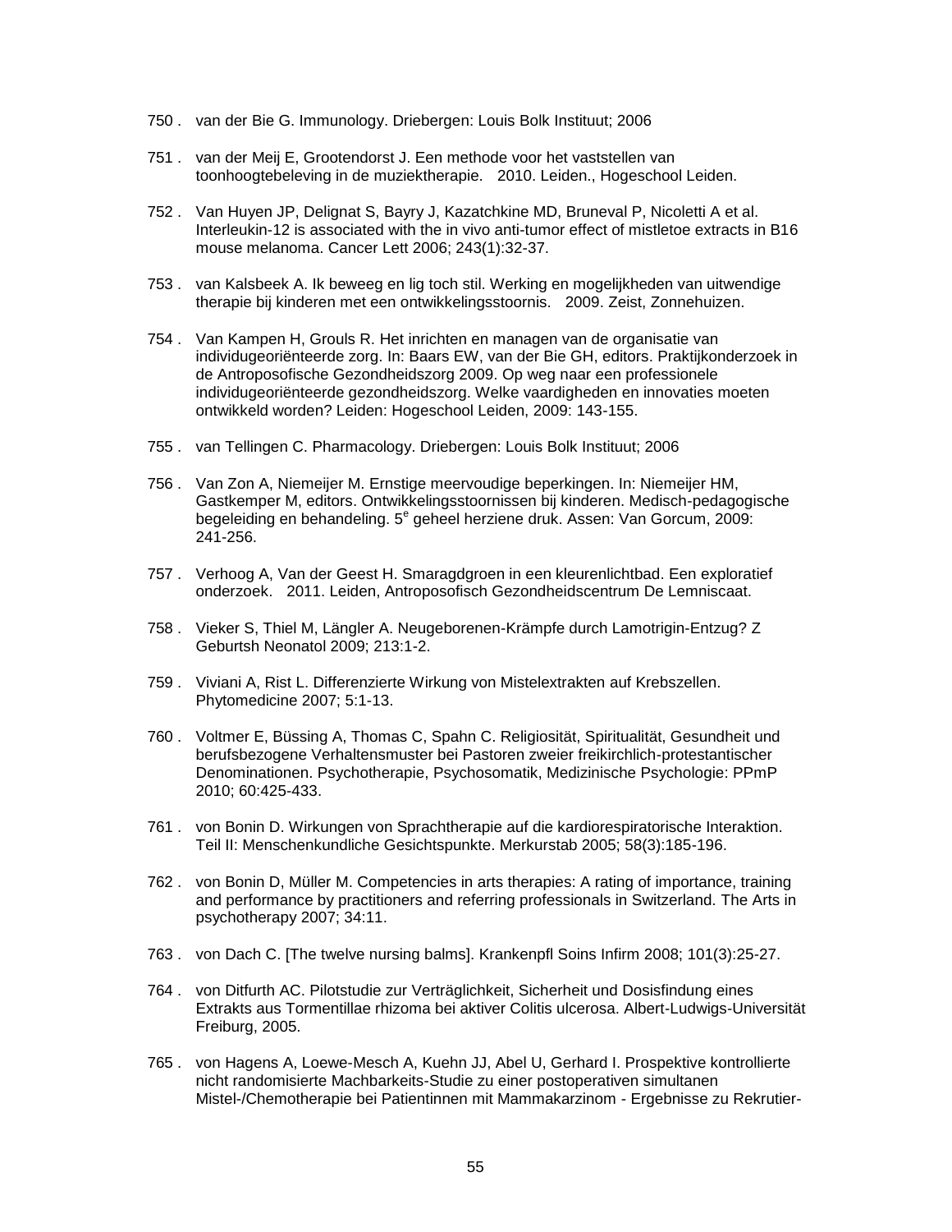750 . van der Bie G. Immunology. Driebergen: Louis Bolk Instituut; 2006

751 . van der Meij E, Grootendorst J. Een methode voor het vaststellen van toonhoogtebeleving in de muziektherapie.  2010. Leiden., Hogeschool Leiden.

752 . Van Huyen JP, Delignat S, Bayry J, Kazatchkine MD, Bruneval P, Nicoletti A et al. Interleukin-12 is associated with the in vivo anti-tumor effect of mistletoe extracts in B16 mouse melanoma. Cancer Lett 2006; 243(1):32-37.

753 . van Kalsbeek A. Ik beweeg en lig toch stil. Werking en mogelijkheden van uitwendige therapie bij kinderen met een ontwikkelingsstoornis.  2009. Zeist, Zonnehuizen.

754 . Van Kampen H, Grouls R. Het inrichten en managen van de organisatie van individugeoriënteerde zorg. In: Baars EW, van der Bie GH, editors. Praktijkonderzoek in de Antroposofische Gezondheidszorg 2009. Op weg naar een professionele individugeoriënteerde gezondheidszorg. Welke vaardigheden en innovaties moeten ontwikkeld worden? Leiden: Hogeschool Leiden, 2009: 143-155.

755 . van Tellingen C. Pharmacology. Driebergen: Louis Bolk Instituut; 2006

756 . Van Zon A, Niemeijer M. Ernstige meervoudige beperkingen. In: Niemeijer HM, Gastkemper M, editors. Ontwikkelingsstoornissen bij kinderen. Medisch-pedagogische begeleiding en behandeling. 5[e] geheel herziene druk. Assen: Van Gorcum, 2009: 241-256.

757 . Verhoog A, Van der Geest H. Smaragdgroen in een kleurenlichtbad. Een exploratief onderzoek.  2011. Leiden, Antroposofisch Gezondheidscentrum De Lemniscaat.

758 . Vieker S, Thiel M, Längler A. Neugeborenen-Krämpfe durch Lamotrigin-Entzug? Z Geburtsh Neonatol 2009; 213:1-2.

759 . Viviani A, Rist L. Differenzierte Wirkung von Mistelextrakten auf Krebszellen. Phytomedicine 2007; 5:1-13.

760 . Voltmer E, Büssing A, Thomas C, Spahn C. Religiosität, Spiritualität, Gesundheit und berufsbezogene Verhaltensmuster bei Pastoren zweier freikirchlich-protestantischer Denominationen. Psychotherapie, Psychosomatik, Medizinische Psychologie: PPmP 2010; 60:425-433.

761 . von Bonin D. Wirkungen von Sprachtherapie auf die kardiorespiratorische Interaktion. Teil II: Menschenkundliche Gesichtspunkte. Merkurstab 2005; 58(3):185-196.

762 . von Bonin D, Müller M. Competencies in arts therapies: A rating of importance, training and performance by practitioners and referring professionals in Switzerland. The Arts in psychotherapy 2007; 34:11.

763 . von Dach C. [The twelve nursing balms]. Krankenpfl Soins Infirm 2008; 101(3):25-27.

764 . von Ditfurth AC. Pilotstudie zur Verträglichkeit, Sicherheit und Dosisfindung eines Extrakts aus Tormentillae rhizoma bei aktiver Colitis ulcerosa. Albert-Ludwigs-Universität Freiburg, 2005.

765 . von Hagens A, Loewe-Mesch A, Kuehn JJ, Abel U, Gerhard I. Prospektive kontrollierte nicht randomisierte Machbarkeits-Studie zu einer postoperativen simultanen Mistel-/Chemotherapie bei Patientinnen mit Mammakarzinom - Ergebnisse zu Rekrutier-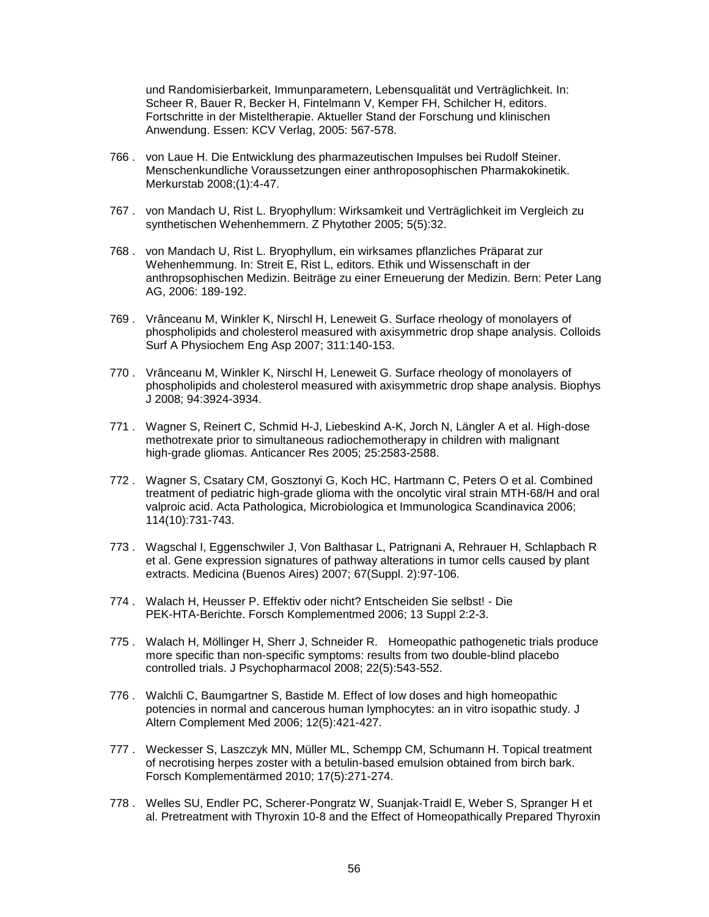und Randomisierbarkeit, Immunparametern, Lebensqualität und Verträglichkeit. In: Scheer R, Bauer R, Becker H, Fintelmann V, Kemper FH, Schilcher H, editors. Fortschritte in der Misteltherapie. Aktueller Stand der Forschung und klinischen Anwendung. Essen: KCV Verlag, 2005: 567-578.

766 . von Laue H. Die Entwicklung des pharmazeutischen Impulses bei Rudolf Steiner. Menschenkundliche Voraussetzungen einer anthroposophischen Pharmakokinetik. Merkurstab 2008;(1):4-47.

767 . von Mandach U, Rist L. Bryophyllum: Wirksamkeit und Verträglichkeit im Vergleich zu synthetischen Wehenhemmern. Z Phytother 2005; 5(5):32.

768 . von Mandach U, Rist L. Bryophyllum, ein wirksames pflanzliches Präparat zur Wehenhemmung. In: Streit E, Rist L, editors. Ethik und Wissenschaft in der anthropsophischen Medizin. Beiträge zu einer Erneuerung der Medizin. Bern: Peter Lang AG, 2006: 189-192.

769 . Vrânceanu M, Winkler K, Nirschl H, Leneweit G. Surface rheology of monolayers of phospholipids and cholesterol measured with axisymmetric drop shape analysis. Colloids Surf A Physiochem Eng Asp 2007; 311:140-153.

770 . Vrânceanu M, Winkler K, Nirschl H, Leneweit G. Surface rheology of monolayers of phospholipids and cholesterol measured with axisymmetric drop shape analysis. Biophys J 2008; 94:3924-3934.

771 . Wagner S, Reinert C, Schmid H-J, Liebeskind A-K, Jorch N, Längler A et al. High-dose methotrexate prior to simultaneous radiochemotherapy in children with malignant high-grade gliomas. Anticancer Res 2005; 25:2583-2588.

772 . Wagner S, Csatary CM, Gosztonyi G, Koch HC, Hartmann C, Peters O et al. Combined treatment of pediatric high-grade glioma with the oncolytic viral strain MTH-68/H and oral valproic acid. Acta Pathologica, Microbiologica et Immunologica Scandinavica 2006; 114(10):731-743.

773 . Wagschal I, Eggenschwiler J, Von Balthasar L, Patrignani A, Rehrauer H, Schlapbach R et al. Gene expression signatures of pathway alterations in tumor cells caused by plant extracts. Medicina (Buenos Aires) 2007; 67(Suppl. 2):97-106.

774 . Walach H, Heusser P. Effektiv oder nicht? Entscheiden Sie selbst! - Die PEK-HTA-Berichte. Forsch Komplementmed 2006; 13 Suppl 2:2-3.

775 . Walach H, Möllinger H, Sherr J, Schneider R. Homeopathic pathogenetic trials produce more specific than non-specific symptoms: results from two double-blind placebo controlled trials. J Psychopharmacol 2008; 22(5):543-552.

776 . Walchli C, Baumgartner S, Bastide M. Effect of low doses and high homeopathic potencies in normal and cancerous human lymphocytes: an in vitro isopathic study. J Altern Complement Med 2006; 12(5):421-427.

777 . Weckesser S, Laszczyk MN, Müller ML, Schempp CM, Schumann H. Topical treatment of necrotising herpes zoster with a betulin-based emulsion obtained from birch bark. Forsch Komplementärmed 2010; 17(5):271-274.

778 . Welles SU, Endler PC, Scherer-Pongratz W, Suanjak-Traidl E, Weber S, Spranger H et al. Pretreatment with Thyroxin 10-8 and the Effect of Homeopathically Prepared Thyroxin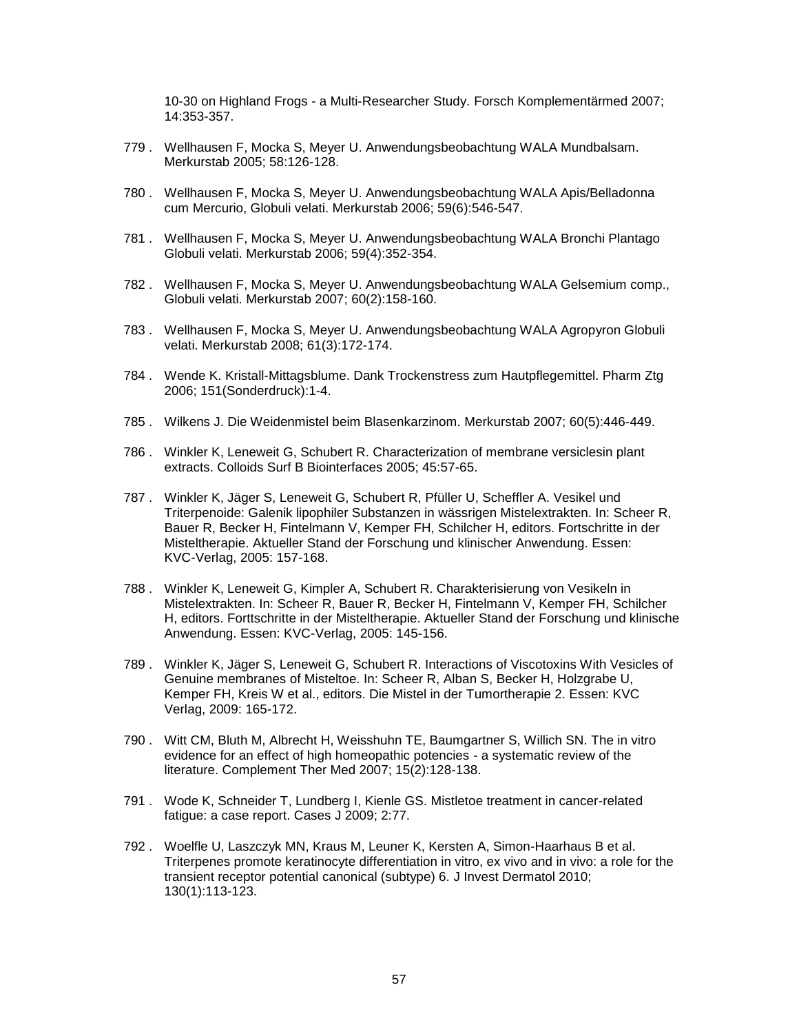10-30 on Highland Frogs - a Multi-Researcher Study. Forsch Komplementärmed 2007; 14:353-357.

779 . Wellhausen F, Mocka S, Meyer U. Anwendungsbeobachtung WALA Mundbalsam. Merkurstab 2005; 58:126-128.

780 . Wellhausen F, Mocka S, Meyer U. Anwendungsbeobachtung WALA Apis/Belladonna cum Mercurio, Globuli velati. Merkurstab 2006; 59(6):546-547.

781 . Wellhausen F, Mocka S, Meyer U. Anwendungsbeobachtung WALA Bronchi Plantago Globuli velati. Merkurstab 2006; 59(4):352-354.

782 . Wellhausen F, Mocka S, Meyer U. Anwendungsbeobachtung WALA Gelsemium comp., Globuli velati. Merkurstab 2007; 60(2):158-160.

783 . Wellhausen F, Mocka S, Meyer U. Anwendungsbeobachtung WALA Agropyron Globuli velati. Merkurstab 2008; 61(3):172-174.

784 . Wende K. Kristall-Mittagsblume. Dank Trockenstress zum Hautpflegemittel. Pharm Ztg 2006; 151(Sonderdruck):1-4.

785 . Wilkens J. Die Weidenmistel beim Blasenkarzinom. Merkurstab 2007; 60(5):446-449.

786 . Winkler K, Leneweit G, Schubert R. Characterization of membrane versiclesin plant extracts. Colloids Surf B Biointerfaces 2005; 45:57-65.

787 . Winkler K, Jäger S, Leneweit G, Schubert R, Pfüller U, Scheffler A. Vesikel und Triterpenoide: Galenik lipophiler Substanzen in wässrigen Mistelextrakten. In: Scheer R, Bauer R, Becker H, Fintelmann V, Kemper FH, Schilcher H, editors. Fortschritte in der Misteltherapie. Aktueller Stand der Forschung und klinischer Anwendung. Essen: KVC-Verlag, 2005: 157-168.

788 . Winkler K, Leneweit G, Kimpler A, Schubert R. Charakterisierung von Vesikeln in Mistelextrakten. In: Scheer R, Bauer R, Becker H, Fintelmann V, Kemper FH, Schilcher H, editors. Forttschritte in der Misteltherapie. Aktueller Stand der Forschung und klinische Anwendung. Essen: KVC-Verlag, 2005: 145-156.

789 . Winkler K, Jäger S, Leneweit G, Schubert R. Interactions of Viscotoxins With Vesicles of Genuine membranes of Misteltoe. In: Scheer R, Alban S, Becker H, Holzgrabe U, Kemper FH, Kreis W et al., editors. Die Mistel in der Tumortherapie 2. Essen: KVC Verlag, 2009: 165-172.

790 . Witt CM, Bluth M, Albrecht H, Weisshuhn TE, Baumgartner S, Willich SN. The in vitro evidence for an effect of high homeopathic potencies - a systematic review of the literature. Complement Ther Med 2007; 15(2):128-138.

791 . Wode K, Schneider T, Lundberg I, Kienle GS. Mistletoe treatment in cancer-related fatigue: a case report. Cases J 2009; 2:77.

792 . Woelfle U, Laszczyk MN, Kraus M, Leuner K, Kersten A, Simon-Haarhaus B et al. Triterpenes promote keratinocyte differentiation in vitro, ex vivo and in vivo: a role for the transient receptor potential canonical (subtype) 6. J Invest Dermatol 2010; 130(1):113-123.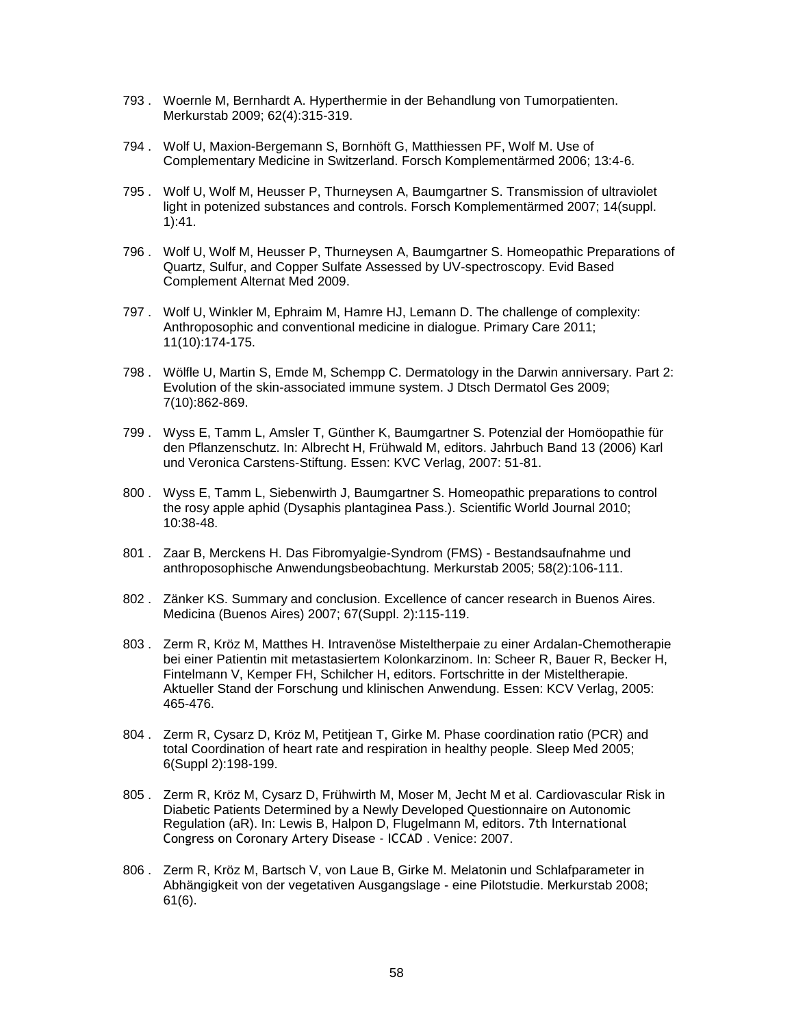793 . Woernle M, Bernhardt A. Hyperthermie in der Behandlung von Tumorpatienten. Merkurstab 2009; 62(4):315-319.

794 . Wolf U, Maxion-Bergemann S, Bornhöft G, Matthiessen PF, Wolf M. Use of Complementary Medicine in Switzerland. Forsch Komplementärmed 2006; 13:4-6.

795 . Wolf U, Wolf M, Heusser P, Thurneysen A, Baumgartner S. Transmission of ultraviolet light in potenized substances and controls. Forsch Komplementärmed 2007; 14(suppl. 1):41.

796 . Wolf U, Wolf M, Heusser P, Thurneysen A, Baumgartner S. Homeopathic Preparations of Quartz, Sulfur, and Copper Sulfate Assessed by UV-spectroscopy. Evid Based Complement Alternat Med 2009.

797 . Wolf U, Winkler M, Ephraim M, Hamre HJ, Lemann D. The challenge of complexity: Anthroposophic and conventional medicine in dialogue. Primary Care 2011; 11(10):174-175.

798 . Wölfle U, Martin S, Emde M, Schempp C. Dermatology in the Darwin anniversary. Part 2: Evolution of the skin-associated immune system. J Dtsch Dermatol Ges 2009; 7(10):862-869.

799 . Wyss E, Tamm L, Amsler T, Günther K, Baumgartner S. Potenzial der Homöopathie für den Pflanzenschutz. In: Albrecht H, Frühwald M, editors. Jahrbuch Band 13 (2006) Karl und Veronica Carstens-Stiftung. Essen: KVC Verlag, 2007: 51-81.

800 . Wyss E, Tamm L, Siebenwirth J, Baumgartner S. Homeopathic preparations to control the rosy apple aphid (Dysaphis plantaginea Pass.). Scientific World Journal 2010; 10:38-48.

801 . Zaar B, Merckens H. Das Fibromyalgie-Syndrom (FMS) - Bestandsaufnahme und anthroposophische Anwendungsbeobachtung. Merkurstab 2005; 58(2):106-111.

802 . Zänker KS. Summary and conclusion. Excellence of cancer research in Buenos Aires. Medicina (Buenos Aires) 2007; 67(Suppl. 2):115-119.

803 . Zerm R, Kröz M, Matthes H. Intravenöse Misteltherpaie zu einer Ardalan-Chemotherapie bei einer Patientin mit metastasiertem Kolonkarzinom. In: Scheer R, Bauer R, Becker H, Fintelmann V, Kemper FH, Schilcher H, editors. Fortschritte in der Misteltherapie. Aktueller Stand der Forschung und klinischen Anwendung. Essen: KCV Verlag, 2005: 465-476.

804 . Zerm R, Cysarz D, Kröz M, Petitjean T, Girke M. Phase coordination ratio (PCR) and total Coordination of heart rate and respiration in healthy people. Sleep Med 2005; 6(Suppl 2):198-199.

805 . Zerm R, Kröz M, Cysarz D, Frühwirth M, Moser M, Jecht M et al. Cardiovascular Risk in Diabetic Patients Determined by a Newly Developed Questionnaire on Autonomic Regulation (aR). In: Lewis B, Halpon D, Flugelmann M, editors. 7th International Congress on Coronary Artery Disease - ICCAD . Venice: 2007.

806 . Zerm R, Kröz M, Bartsch V, von Laue B, Girke M. Melatonin und Schlafparameter in Abhängigkeit von der vegetativen Ausgangslage - eine Pilotstudie. Merkurstab 2008; 61(6).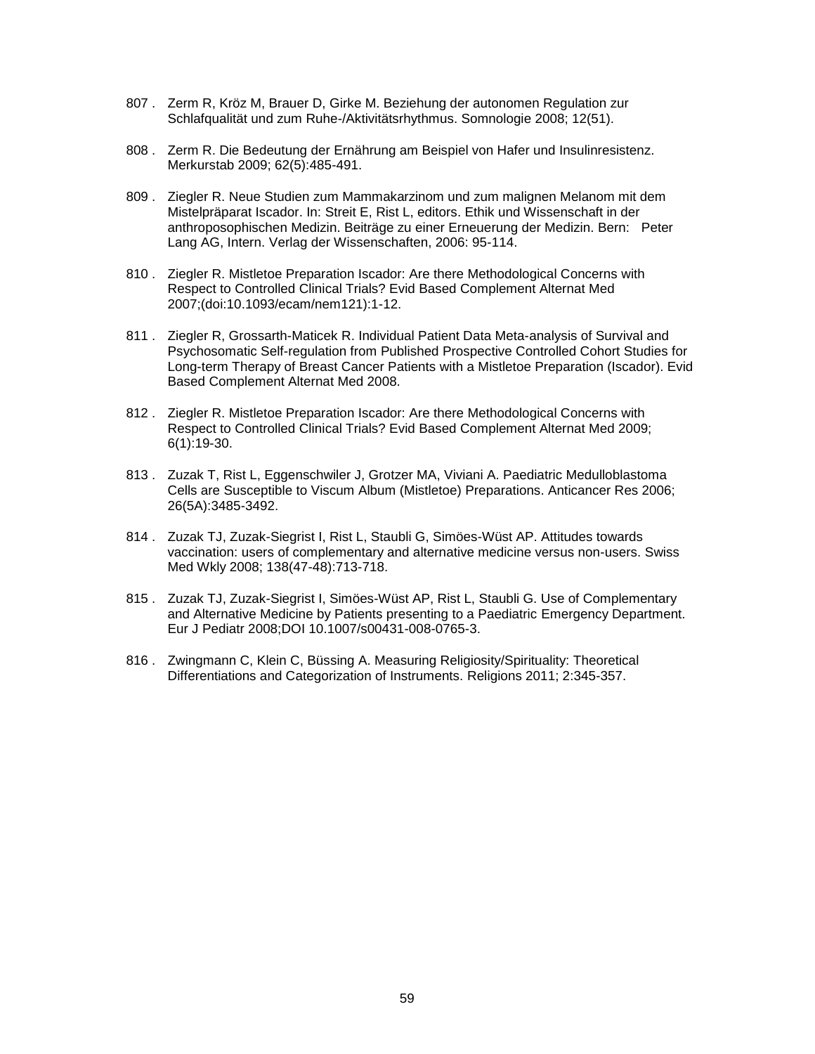807 . Zerm R, Kröz M, Brauer D, Girke M. Beziehung der autonomen Regulation zur Schlafqualität und zum Ruhe-/Aktivitätsrhythmus. Somnologie 2008; 12(51).

808 . Zerm R. Die Bedeutung der Ernährung am Beispiel von Hafer und Insulinresistenz. Merkurstab 2009; 62(5):485-491.

809 . Ziegler R. Neue Studien zum Mammakarzinom und zum malignen Melanom mit dem Mistelpräparat Iscador. In: Streit E, Rist L, editors. Ethik und Wissenschaft in der anthroposophischen Medizin. Beiträge zu einer Erneuerung der Medizin. Bern: Peter Lang AG, Intern. Verlag der Wissenschaften, 2006: 95-114.

810 . Ziegler R. Mistletoe Preparation Iscador: Are there Methodological Concerns with Respect to Controlled Clinical Trials? Evid Based Complement Alternat Med 2007;(doi:10.1093/ecam/nem121):1-12.

811 . Ziegler R, Grossarth-Maticek R. Individual Patient Data Meta-analysis of Survival and Psychosomatic Self-regulation from Published Prospective Controlled Cohort Studies for Long-term Therapy of Breast Cancer Patients with a Mistletoe Preparation (Iscador). Evid Based Complement Alternat Med 2008.

812 . Ziegler R. Mistletoe Preparation Iscador: Are there Methodological Concerns with Respect to Controlled Clinical Trials? Evid Based Complement Alternat Med 2009; 6(1):19-30.

813 . Zuzak T, Rist L, Eggenschwiler J, Grotzer MA, Viviani A. Paediatric Medulloblastoma Cells are Susceptible to Viscum Album (Mistletoe) Preparations. Anticancer Res 2006; 26(5A):3485-3492.

814 . Zuzak TJ, Zuzak-Siegrist I, Rist L, Staubli G, Simöes-Wüst AP. Attitudes towards vaccination: users of complementary and alternative medicine versus non-users. Swiss Med Wkly 2008; 138(47-48):713-718.

815 . Zuzak TJ, Zuzak-Siegrist I, Simöes-Wüst AP, Rist L, Staubli G. Use of Complementary and Alternative Medicine by Patients presenting to a Paediatric Emergency Department. Eur J Pediatr 2008;DOI 10.1007/s00431-008-0765-3.

816 . Zwingmann C, Klein C, Büssing A. Measuring Religiosity/Spirituality: Theoretical Differentiations and Categorization of Instruments. Religions 2011; 2:345-357.